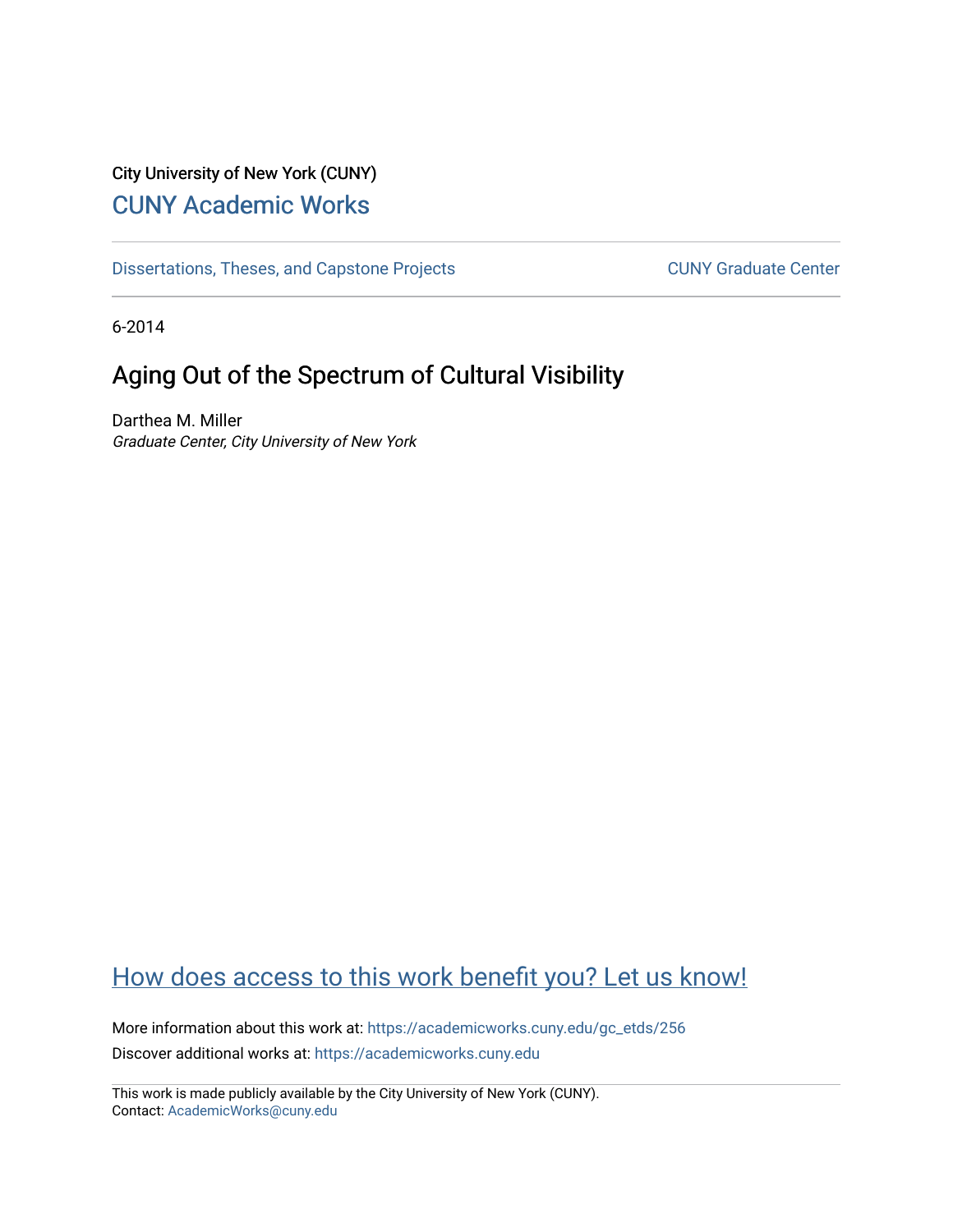City University of New York (CUNY)

# CUNY Academic Works

Dissertations, Theses, and Capstone Projects | CUNY Graduate Center

6-2014

## Aging Out of the Spectrum of Cultural Visibility

Darthea M. Miller
*Graduate Center, City University of New York*

How does access to this work benefit you? Let us know!

More information about this work at: https://academicworks.cuny.edu/gc_etds/256
Discover additional works at: https://academicworks.cuny.edu

This work is made publicly available by the City University of New York (CUNY).
Contact: AcademicWorks@cuny.edu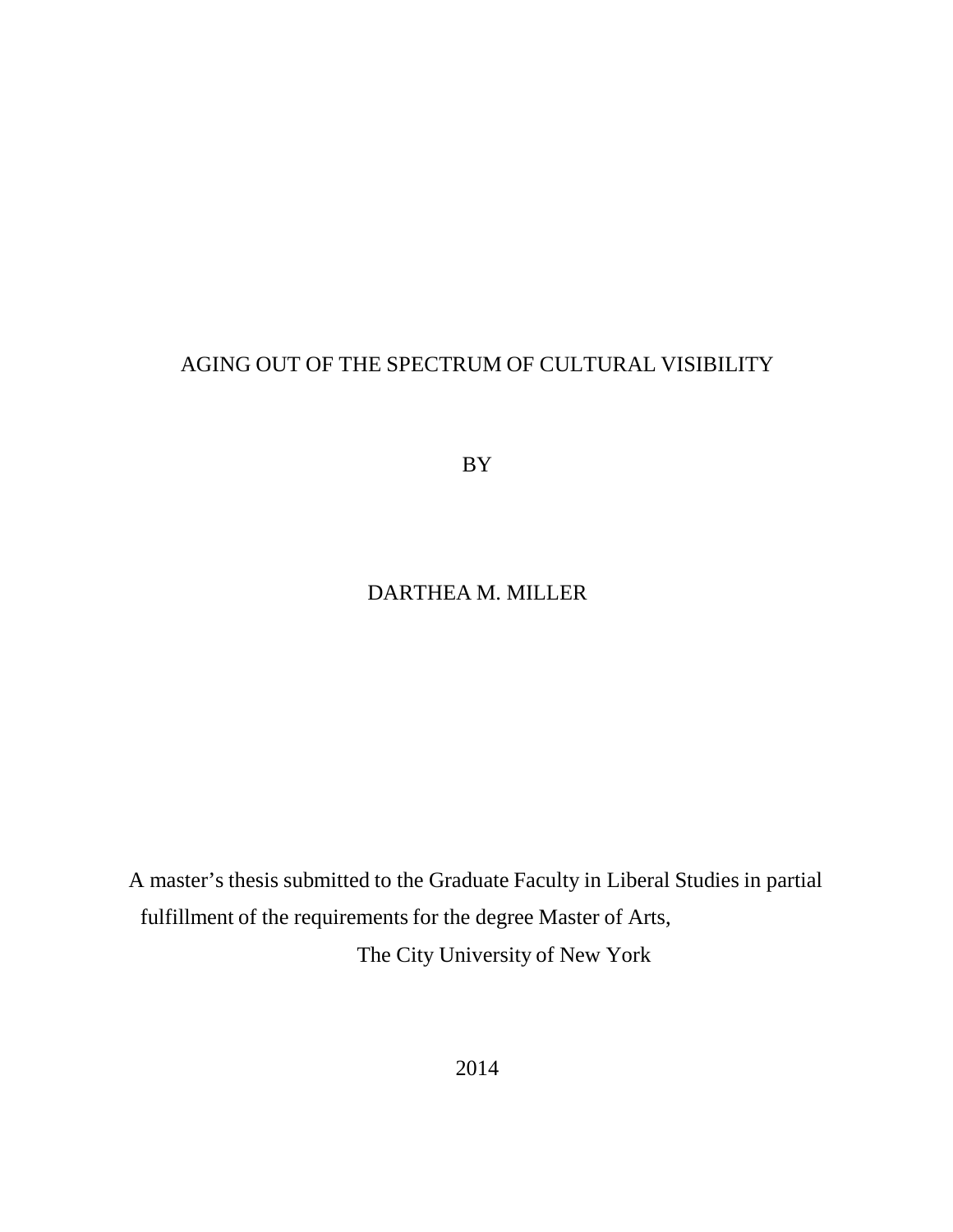# AGING OUT OF THE SPECTRUM OF CULTURAL VISIBILITY

BY

DARTHEA M. MILLER

A master's thesis submitted to the Graduate Faculty in Liberal Studies in partial fulfillment of the requirements for the degree Master of Arts, The City University of New York

2014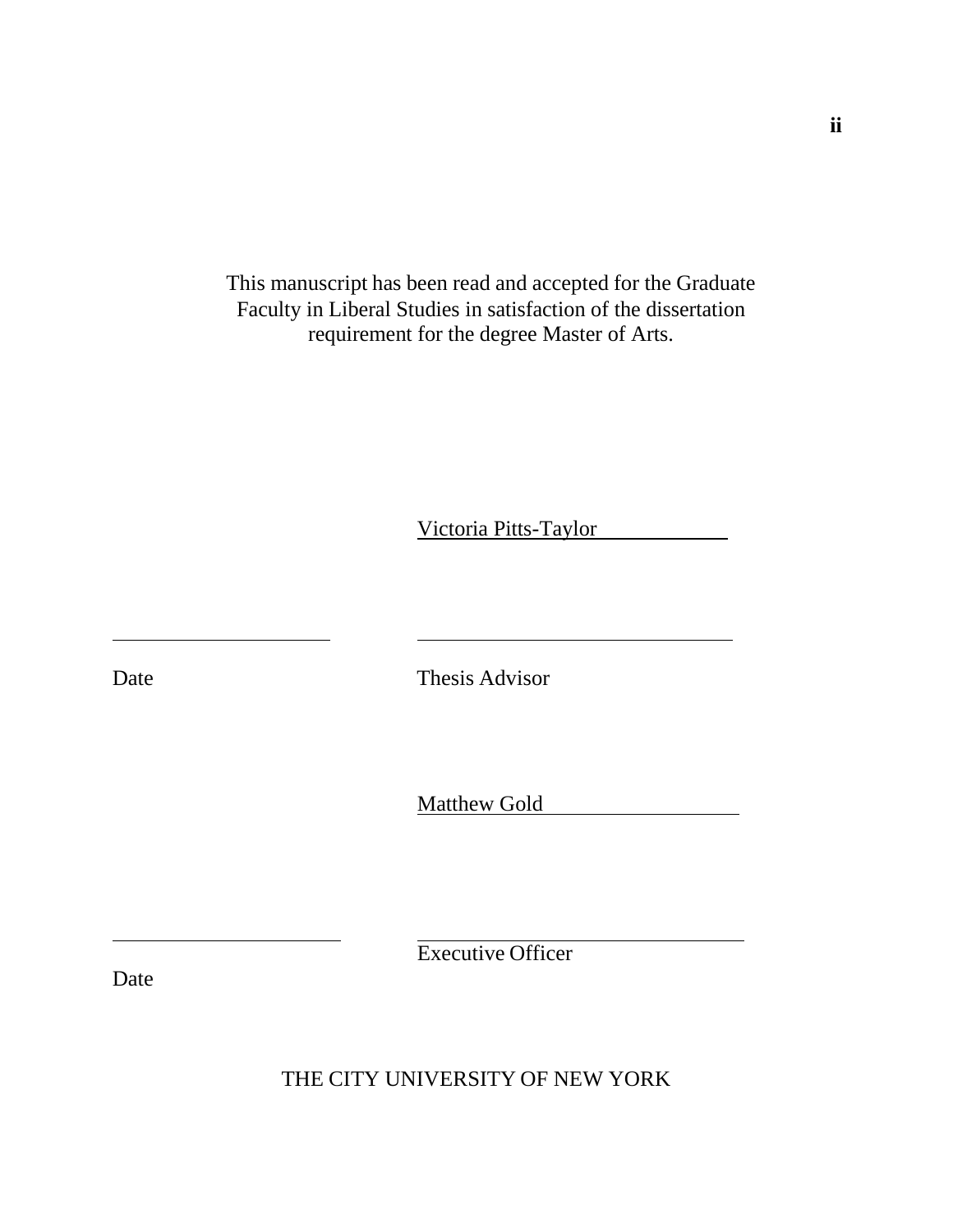This manuscript has been read and accepted for the Graduate Faculty in Liberal Studies in satisfaction of the dissertation requirement for the degree Master of Arts.

Victoria Pitts-Taylor

Date

Thesis Advisor

Matthew Gold

Executive Officer

Date

THE CITY UNIVERSITY OF NEW YORK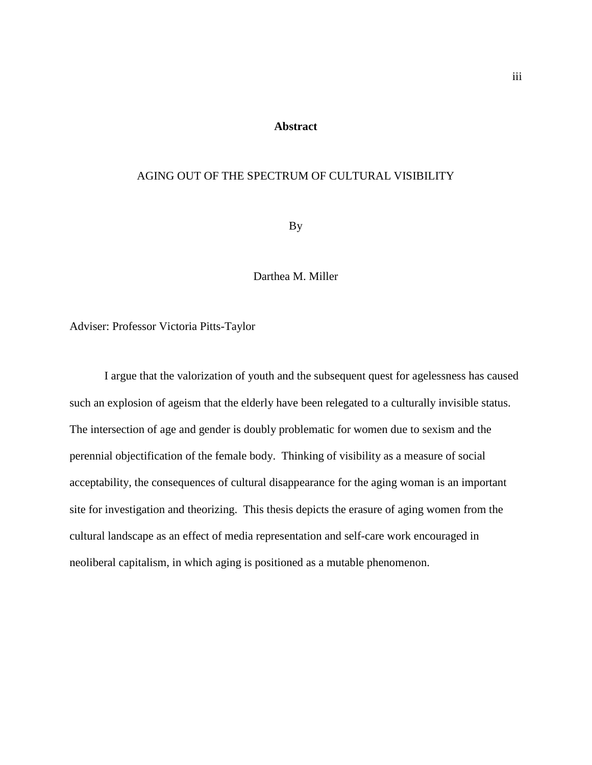# Abstract

AGING OUT OF THE SPECTRUM OF CULTURAL VISIBILITY

By

Darthea M. Miller

Adviser: Professor Victoria Pitts-Taylor

I argue that the valorization of youth and the subsequent quest for agelessness has caused such an explosion of ageism that the elderly have been relegated to a culturally invisible status. The intersection of age and gender is doubly problematic for women due to sexism and the perennial objectification of the female body. Thinking of visibility as a measure of social acceptability, the consequences of cultural disappearance for the aging woman is an important site for investigation and theorizing. This thesis depicts the erasure of aging women from the cultural landscape as an effect of media representation and self-care work encouraged in neoliberal capitalism, in which aging is positioned as a mutable phenomenon.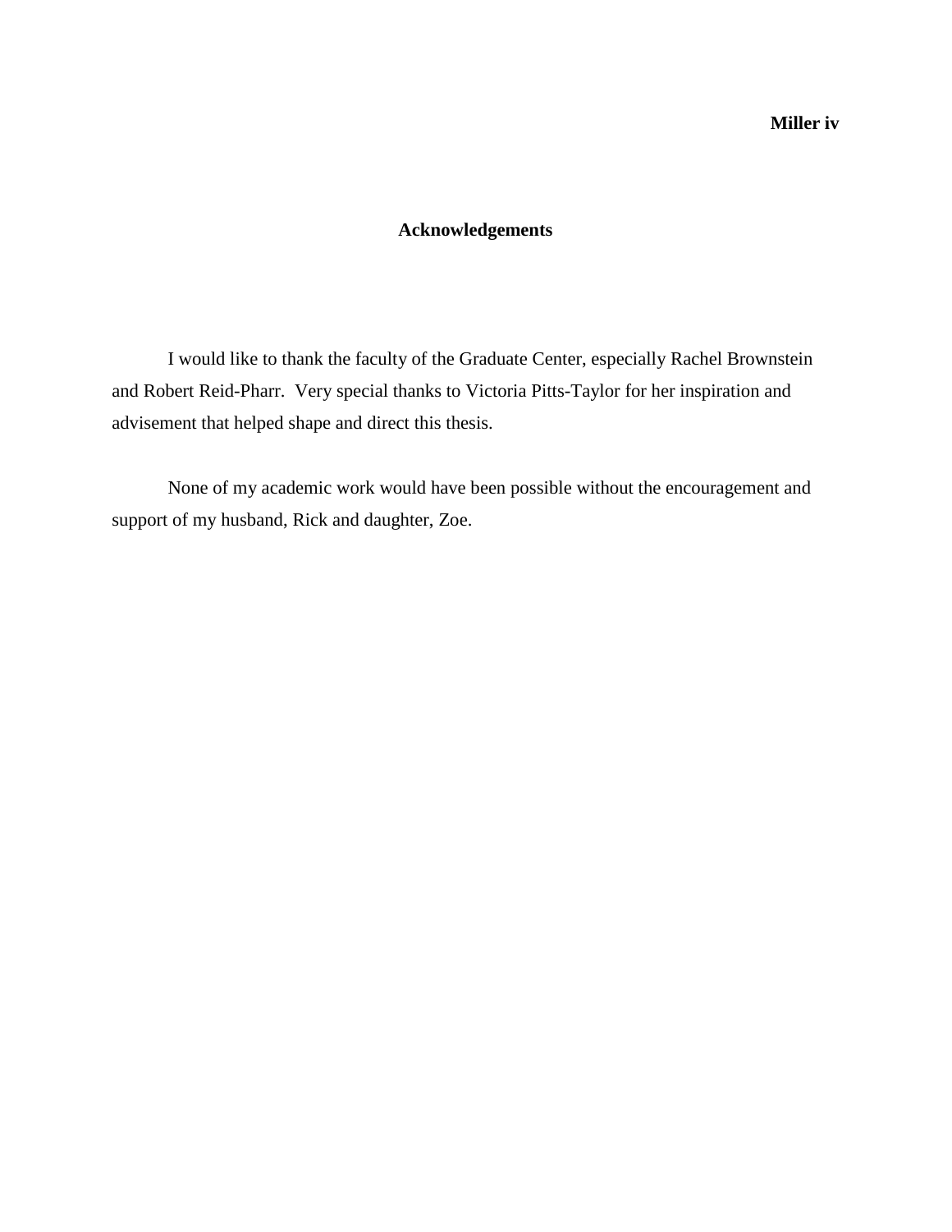## Acknowledgements

I would like to thank the faculty of the Graduate Center, especially Rachel Brownstein and Robert Reid-Pharr. Very special thanks to Victoria Pitts-Taylor for her inspiration and advisement that helped shape and direct this thesis.

None of my academic work would have been possible without the encouragement and support of my husband, Rick and daughter, Zoe.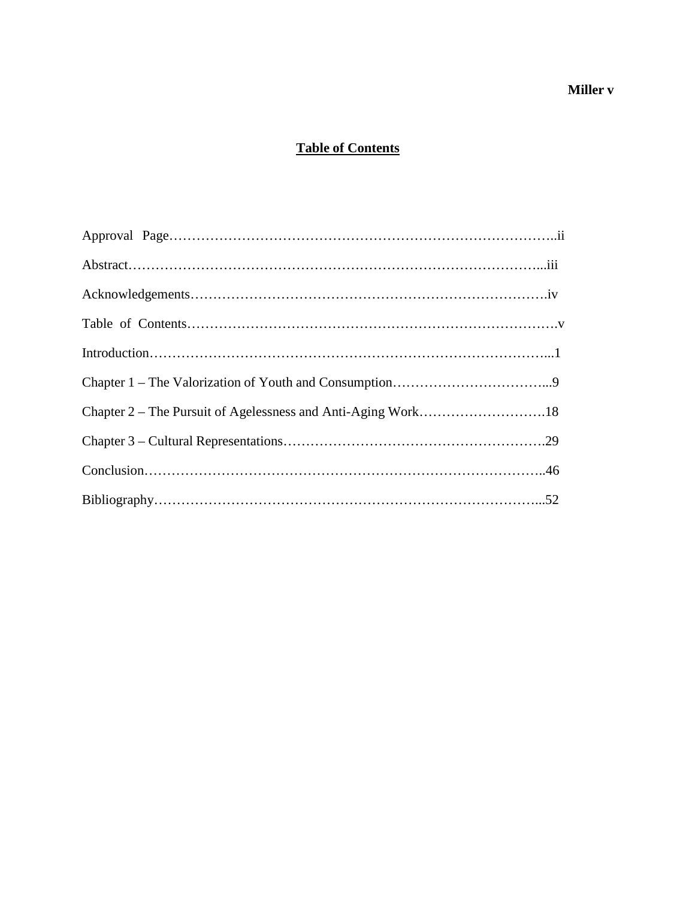# Table of Contents

Approval Page……………………………………………………………………………..ii

Abstract……………………………………………………………………………...iii

Acknowledgements…………………………………………………………………….iv

Table of Contents………………………………………………………………………v

Introduction…………………………………………………………………………...1

Chapter 1 – The Valorization of Youth and Consumption……………………………...9

Chapter 2 – The Pursuit of Agelessness and Anti-Aging Work……………………….18

Chapter 3 – Cultural Representations………………………………………………….29

Conclusion……………………………………………………………………………..46

Bibliography…………………………………………………………………………...52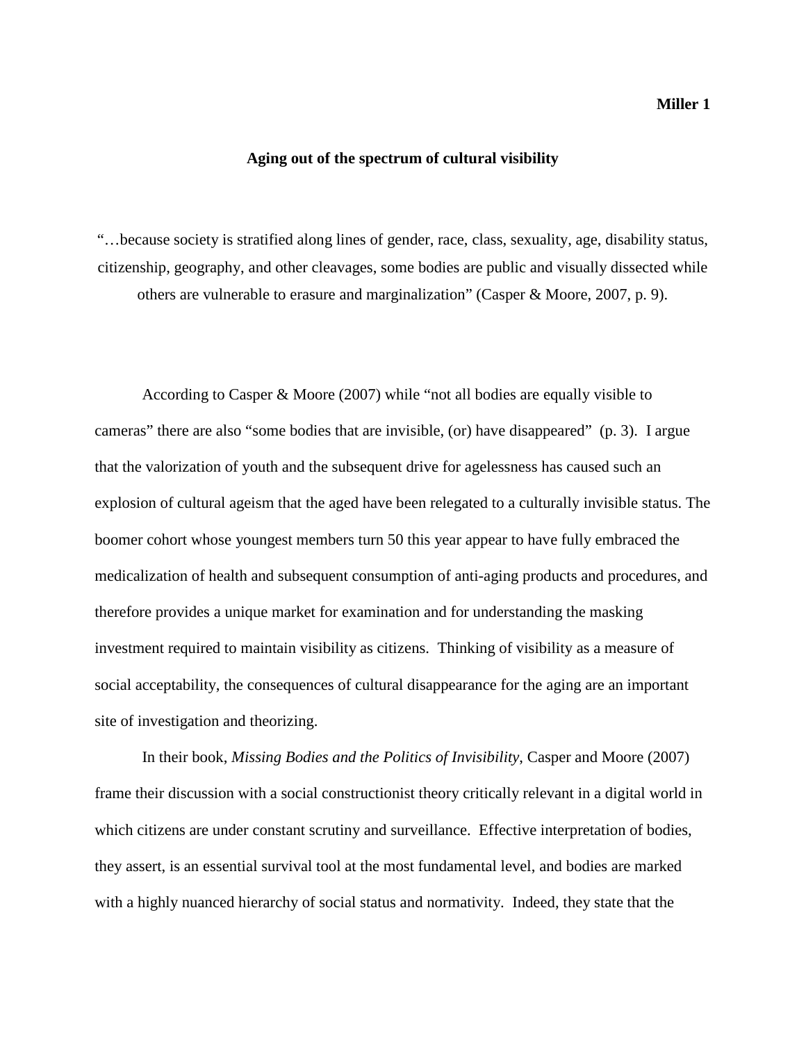## Aging out of the spectrum of cultural visibility

"…because society is stratified along lines of gender, race, class, sexuality, age, disability status, citizenship, geography, and other cleavages, some bodies are public and visually dissected while others are vulnerable to erasure and marginalization" (Casper & Moore, 2007, p. 9).

According to Casper & Moore (2007) while "not all bodies are equally visible to cameras" there are also "some bodies that are invisible, (or) have disappeared" (p. 3). I argue that the valorization of youth and the subsequent drive for agelessness has caused such an explosion of cultural ageism that the aged have been relegated to a culturally invisible status. The boomer cohort whose youngest members turn 50 this year appear to have fully embraced the medicalization of health and subsequent consumption of anti-aging products and procedures, and therefore provides a unique market for examination and for understanding the masking investment required to maintain visibility as citizens. Thinking of visibility as a measure of social acceptability, the consequences of cultural disappearance for the aging are an important site of investigation and theorizing.

In their book, *Missing Bodies and the Politics of Invisibility*, Casper and Moore (2007) frame their discussion with a social constructionist theory critically relevant in a digital world in which citizens are under constant scrutiny and surveillance. Effective interpretation of bodies, they assert, is an essential survival tool at the most fundamental level, and bodies are marked with a highly nuanced hierarchy of social status and normativity. Indeed, they state that the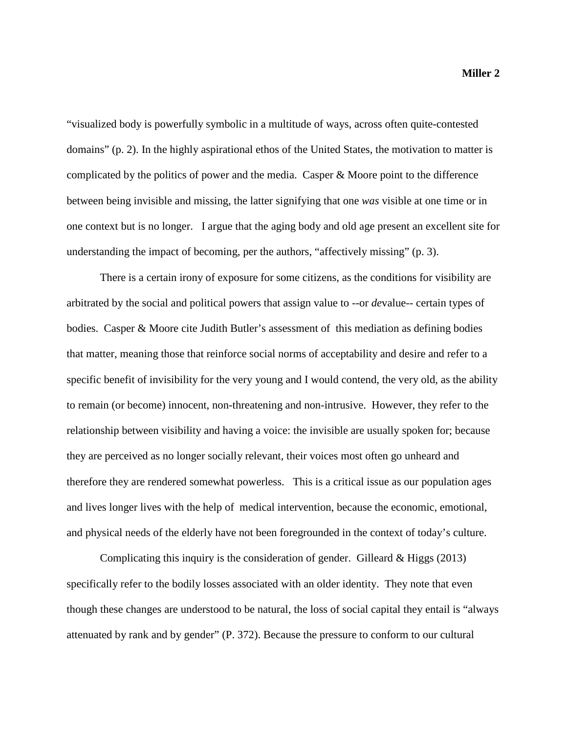“visualized body is powerfully symbolic in a multitude of ways, across often quite-contested domains” (p. 2). In the highly aspirational ethos of the United States, the motivation to matter is complicated by the politics of power and the media. Casper & Moore point to the difference between being invisible and missing, the latter signifying that one *was* visible at one time or in one context but is no longer. I argue that the aging body and old age present an excellent site for understanding the impact of becoming, per the authors, “affectively missing” (p. 3).

There is a certain irony of exposure for some citizens, as the conditions for visibility are arbitrated by the social and political powers that assign value to --or *de*value-- certain types of bodies. Casper & Moore cite Judith Butler’s assessment of this mediation as defining bodies that matter, meaning those that reinforce social norms of acceptability and desire and refer to a specific benefit of invisibility for the very young and I would contend, the very old, as the ability to remain (or become) innocent, non-threatening and non-intrusive. However, they refer to the relationship between visibility and having a voice: the invisible are usually spoken for; because they are perceived as no longer socially relevant, their voices most often go unheard and therefore they are rendered somewhat powerless. This is a critical issue as our population ages and lives longer lives with the help of medical intervention, because the economic, emotional, and physical needs of the elderly have not been foregrounded in the context of today’s culture.

Complicating this inquiry is the consideration of gender. Gilleard & Higgs (2013) specifically refer to the bodily losses associated with an older identity. They note that even though these changes are understood to be natural, the loss of social capital they entail is “always attenuated by rank and by gender” (P. 372). Because the pressure to conform to our cultural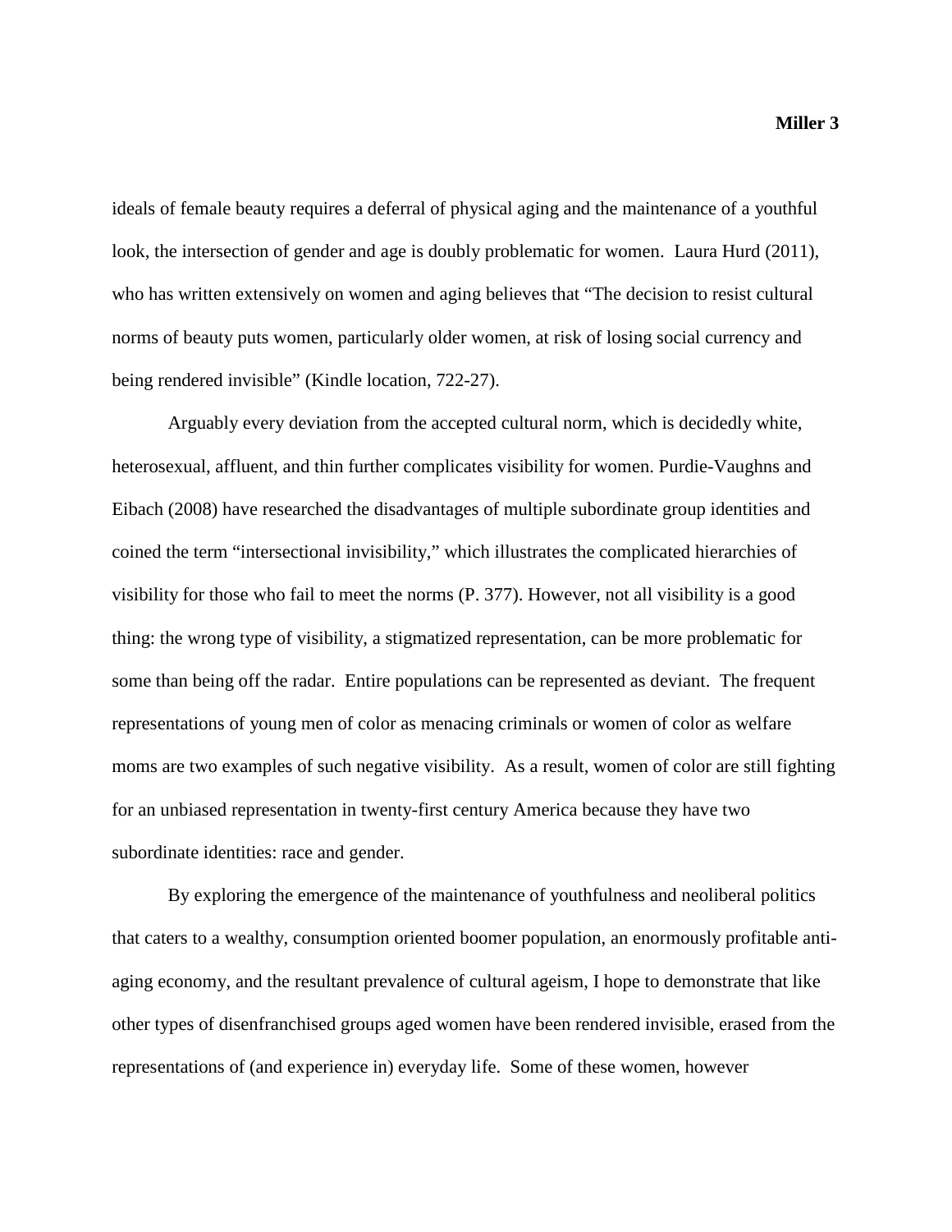ideals of female beauty requires a deferral of physical aging and the maintenance of a youthful look, the intersection of gender and age is doubly problematic for women. Laura Hurd (2011), who has written extensively on women and aging believes that "The decision to resist cultural norms of beauty puts women, particularly older women, at risk of losing social currency and being rendered invisible" (Kindle location, 722-27).

Arguably every deviation from the accepted cultural norm, which is decidedly white, heterosexual, affluent, and thin further complicates visibility for women. Purdie-Vaughns and Eibach (2008) have researched the disadvantages of multiple subordinate group identities and coined the term "intersectional invisibility," which illustrates the complicated hierarchies of visibility for those who fail to meet the norms (P. 377). However, not all visibility is a good thing: the wrong type of visibility, a stigmatized representation, can be more problematic for some than being off the radar. Entire populations can be represented as deviant. The frequent representations of young men of color as menacing criminals or women of color as welfare moms are two examples of such negative visibility. As a result, women of color are still fighting for an unbiased representation in twenty-first century America because they have two subordinate identities: race and gender.

By exploring the emergence of the maintenance of youthfulness and neoliberal politics that caters to a wealthy, consumption oriented boomer population, an enormously profitable anti-aging economy, and the resultant prevalence of cultural ageism, I hope to demonstrate that like other types of disenfranchised groups aged women have been rendered invisible, erased from the representations of (and experience in) everyday life. Some of these women, however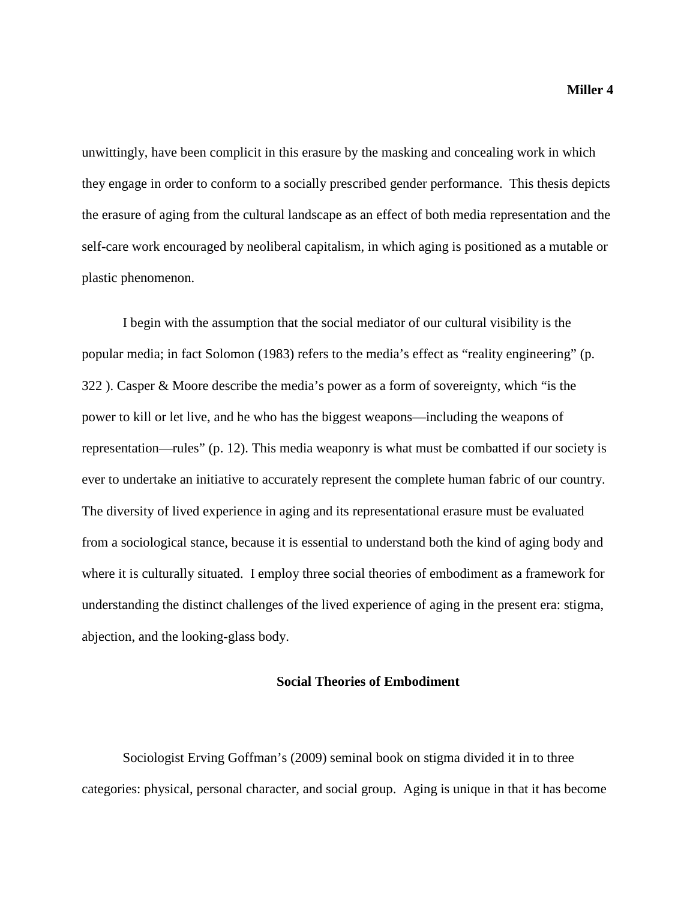unwittingly, have been complicit in this erasure by the masking and concealing work in which they engage in order to conform to a socially prescribed gender performance. This thesis depicts the erasure of aging from the cultural landscape as an effect of both media representation and the self-care work encouraged by neoliberal capitalism, in which aging is positioned as a mutable or plastic phenomenon.

I begin with the assumption that the social mediator of our cultural visibility is the popular media; in fact Solomon (1983) refers to the media's effect as "reality engineering" (p. 322 ). Casper & Moore describe the media's power as a form of sovereignty, which "is the power to kill or let live, and he who has the biggest weapons—including the weapons of representation—rules" (p. 12). This media weaponry is what must be combatted if our society is ever to undertake an initiative to accurately represent the complete human fabric of our country. The diversity of lived experience in aging and its representational erasure must be evaluated from a sociological stance, because it is essential to understand both the kind of aging body and where it is culturally situated. I employ three social theories of embodiment as a framework for understanding the distinct challenges of the lived experience of aging in the present era: stigma, abjection, and the looking-glass body.

## Social Theories of Embodiment

Sociologist Erving Goffman's (2009) seminal book on stigma divided it in to three categories: physical, personal character, and social group. Aging is unique in that it has become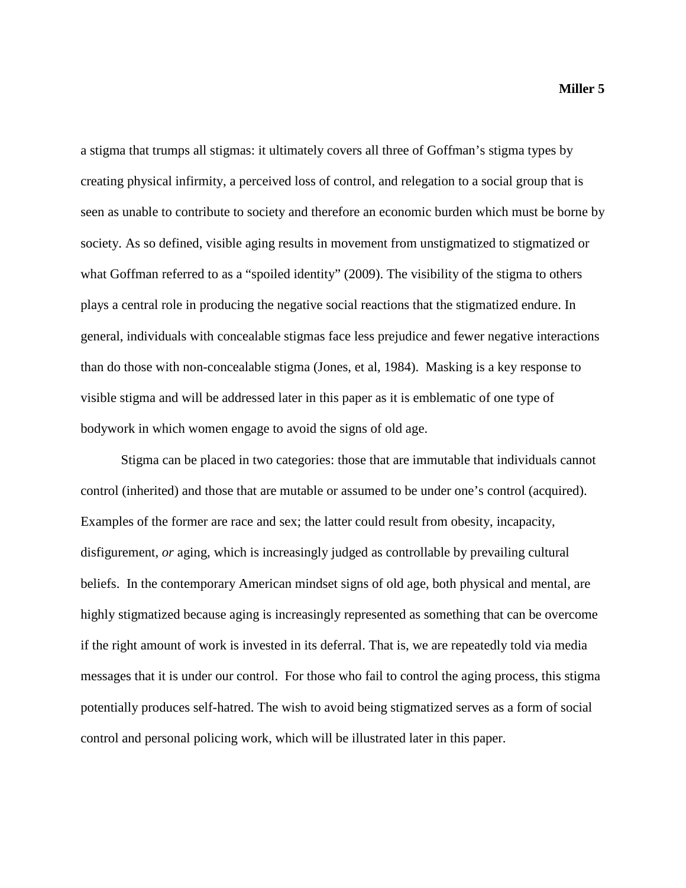a stigma that trumps all stigmas: it ultimately covers all three of Goffman's stigma types by creating physical infirmity, a perceived loss of control, and relegation to a social group that is seen as unable to contribute to society and therefore an economic burden which must be borne by society. As so defined, visible aging results in movement from unstigmatized to stigmatized or what Goffman referred to as a "spoiled identity" (2009). The visibility of the stigma to others plays a central role in producing the negative social reactions that the stigmatized endure. In general, individuals with concealable stigmas face less prejudice and fewer negative interactions than do those with non-concealable stigma (Jones, et al, 1984). Masking is a key response to visible stigma and will be addressed later in this paper as it is emblematic of one type of bodywork in which women engage to avoid the signs of old age.

Stigma can be placed in two categories: those that are immutable that individuals cannot control (inherited) and those that are mutable or assumed to be under one's control (acquired). Examples of the former are race and sex; the latter could result from obesity, incapacity, disfigurement, *or* aging, which is increasingly judged as controllable by prevailing cultural beliefs. In the contemporary American mindset signs of old age, both physical and mental, are highly stigmatized because aging is increasingly represented as something that can be overcome if the right amount of work is invested in its deferral. That is, we are repeatedly told via media messages that it is under our control. For those who fail to control the aging process, this stigma potentially produces self-hatred. The wish to avoid being stigmatized serves as a form of social control and personal policing work, which will be illustrated later in this paper.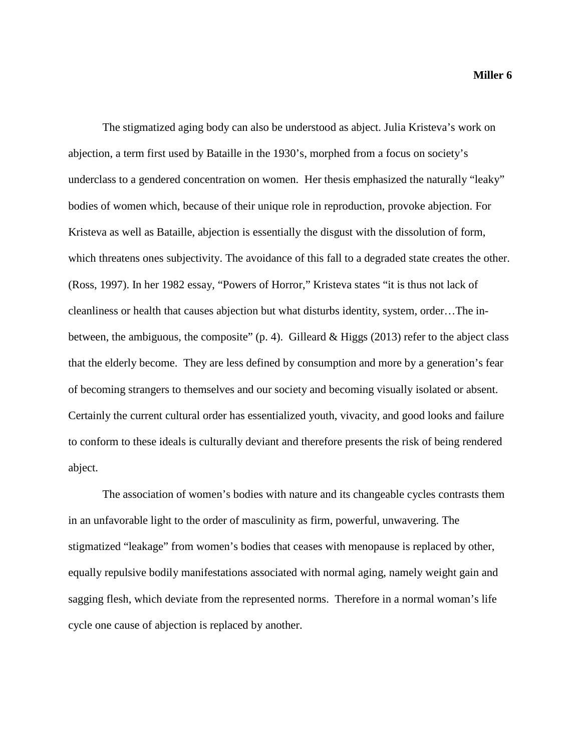The stigmatized aging body can also be understood as abject. Julia Kristeva's work on abjection, a term first used by Bataille in the 1930's, morphed from a focus on society's underclass to a gendered concentration on women. Her thesis emphasized the naturally "leaky" bodies of women which, because of their unique role in reproduction, provoke abjection. For Kristeva as well as Bataille, abjection is essentially the disgust with the dissolution of form, which threatens ones subjectivity. The avoidance of this fall to a degraded state creates the other. (Ross, 1997). In her 1982 essay, "Powers of Horror," Kristeva states "it is thus not lack of cleanliness or health that causes abjection but what disturbs identity, system, order…The in-between, the ambiguous, the composite" (p. 4). Gilleard & Higgs (2013) refer to the abject class that the elderly become. They are less defined by consumption and more by a generation's fear of becoming strangers to themselves and our society and becoming visually isolated or absent. Certainly the current cultural order has essentialized youth, vivacity, and good looks and failure to conform to these ideals is culturally deviant and therefore presents the risk of being rendered abject.

The association of women's bodies with nature and its changeable cycles contrasts them in an unfavorable light to the order of masculinity as firm, powerful, unwavering. The stigmatized "leakage" from women's bodies that ceases with menopause is replaced by other, equally repulsive bodily manifestations associated with normal aging, namely weight gain and sagging flesh, which deviate from the represented norms. Therefore in a normal woman's life cycle one cause of abjection is replaced by another.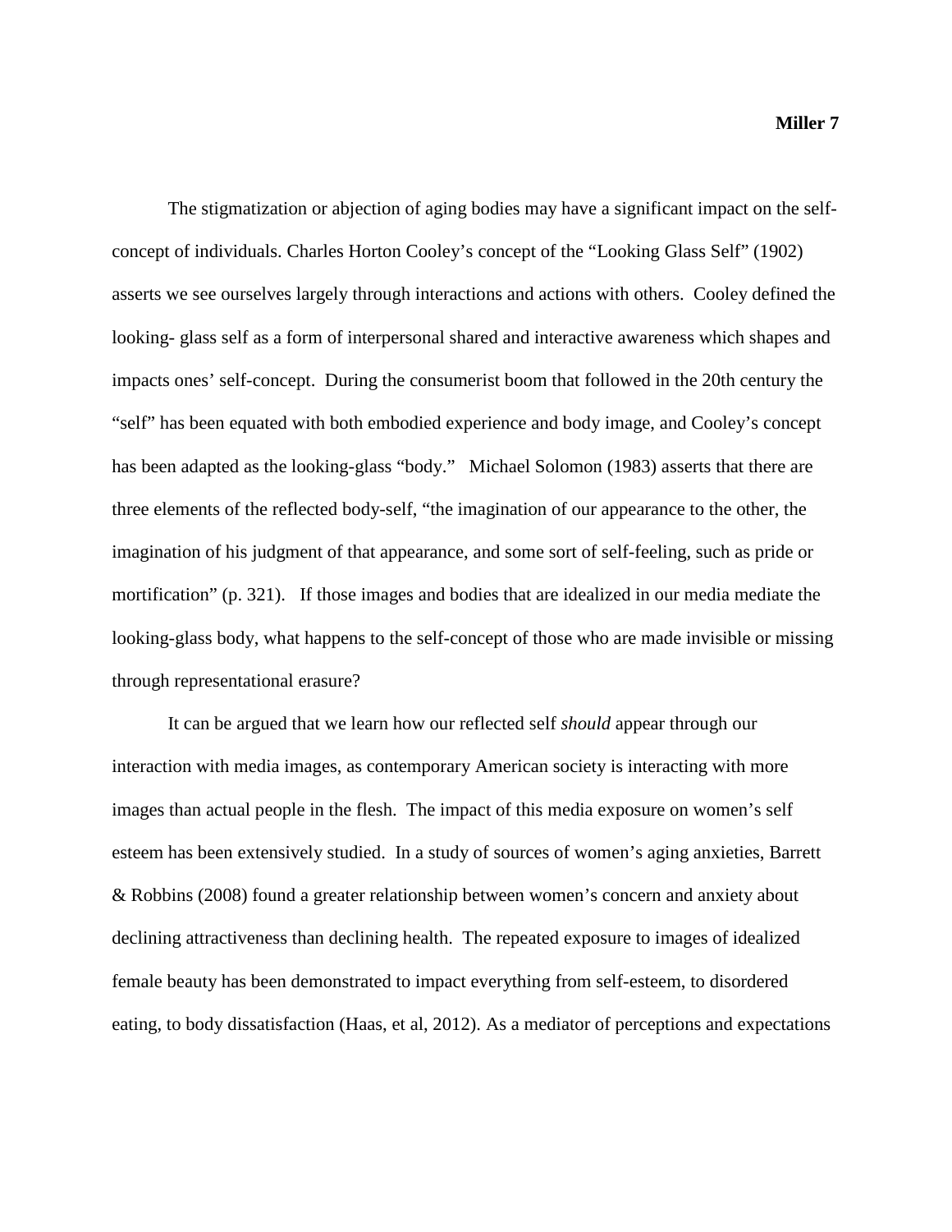The stigmatization or abjection of aging bodies may have a significant impact on the self-concept of individuals. Charles Horton Cooley's concept of the "Looking Glass Self" (1902) asserts we see ourselves largely through interactions and actions with others. Cooley defined the looking- glass self as a form of interpersonal shared and interactive awareness which shapes and impacts ones' self-concept. During the consumerist boom that followed in the 20th century the "self" has been equated with both embodied experience and body image, and Cooley's concept has been adapted as the looking-glass "body." Michael Solomon (1983) asserts that there are three elements of the reflected body-self, "the imagination of our appearance to the other, the imagination of his judgment of that appearance, and some sort of self-feeling, such as pride or mortification" (p. 321). If those images and bodies that are idealized in our media mediate the looking-glass body, what happens to the self-concept of those who are made invisible or missing through representational erasure?

It can be argued that we learn how our reflected self *should* appear through our interaction with media images, as contemporary American society is interacting with more images than actual people in the flesh. The impact of this media exposure on women's self esteem has been extensively studied. In a study of sources of women's aging anxieties, Barrett & Robbins (2008) found a greater relationship between women's concern and anxiety about declining attractiveness than declining health. The repeated exposure to images of idealized female beauty has been demonstrated to impact everything from self-esteem, to disordered eating, to body dissatisfaction (Haas, et al, 2012). As a mediator of perceptions and expectations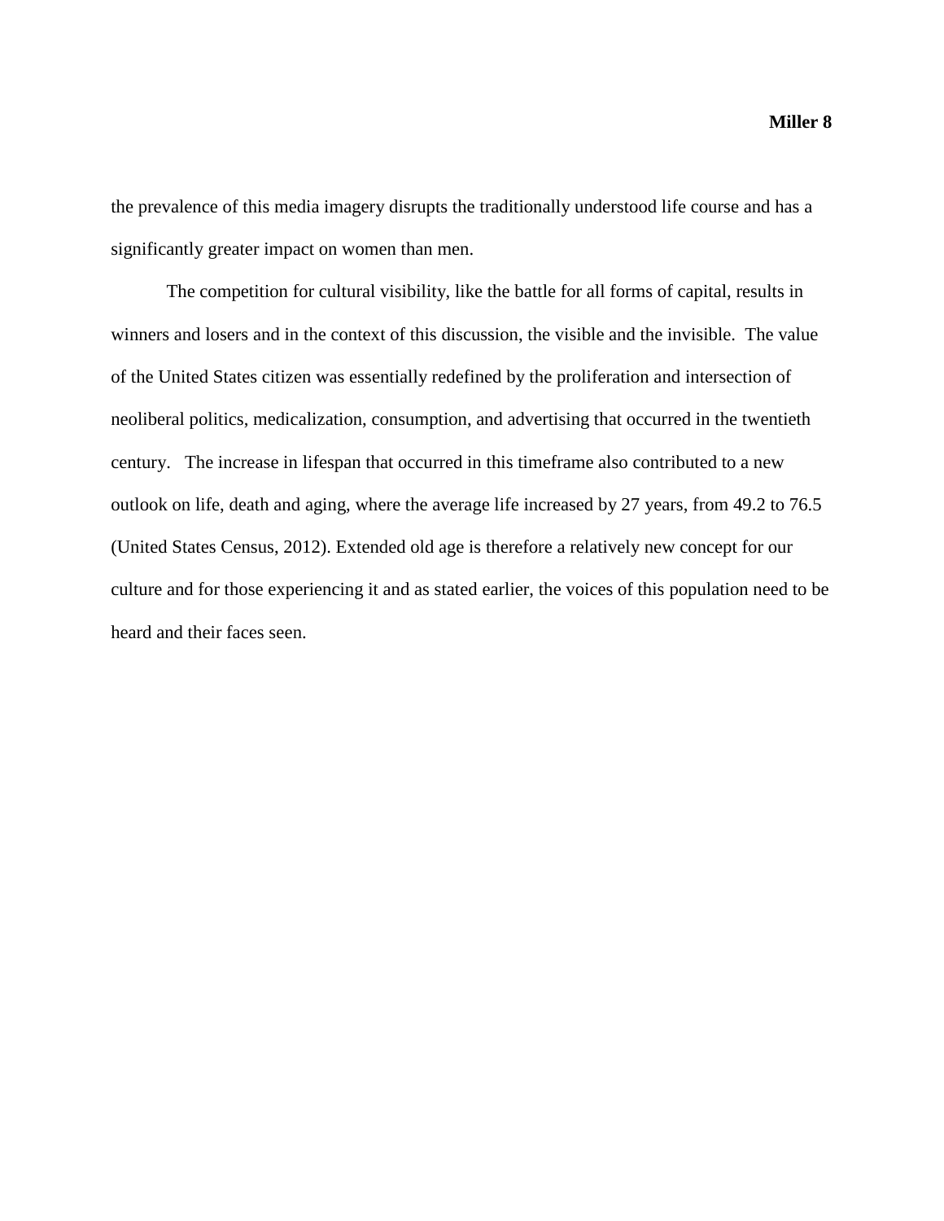the prevalence of this media imagery disrupts the traditionally understood life course and has a significantly greater impact on women than men.

The competition for cultural visibility, like the battle for all forms of capital, results in winners and losers and in the context of this discussion, the visible and the invisible. The value of the United States citizen was essentially redefined by the proliferation and intersection of neoliberal politics, medicalization, consumption, and advertising that occurred in the twentieth century. The increase in lifespan that occurred in this timeframe also contributed to a new outlook on life, death and aging, where the average life increased by 27 years, from 49.2 to 76.5 (United States Census, 2012). Extended old age is therefore a relatively new concept for our culture and for those experiencing it and as stated earlier, the voices of this population need to be heard and their faces seen.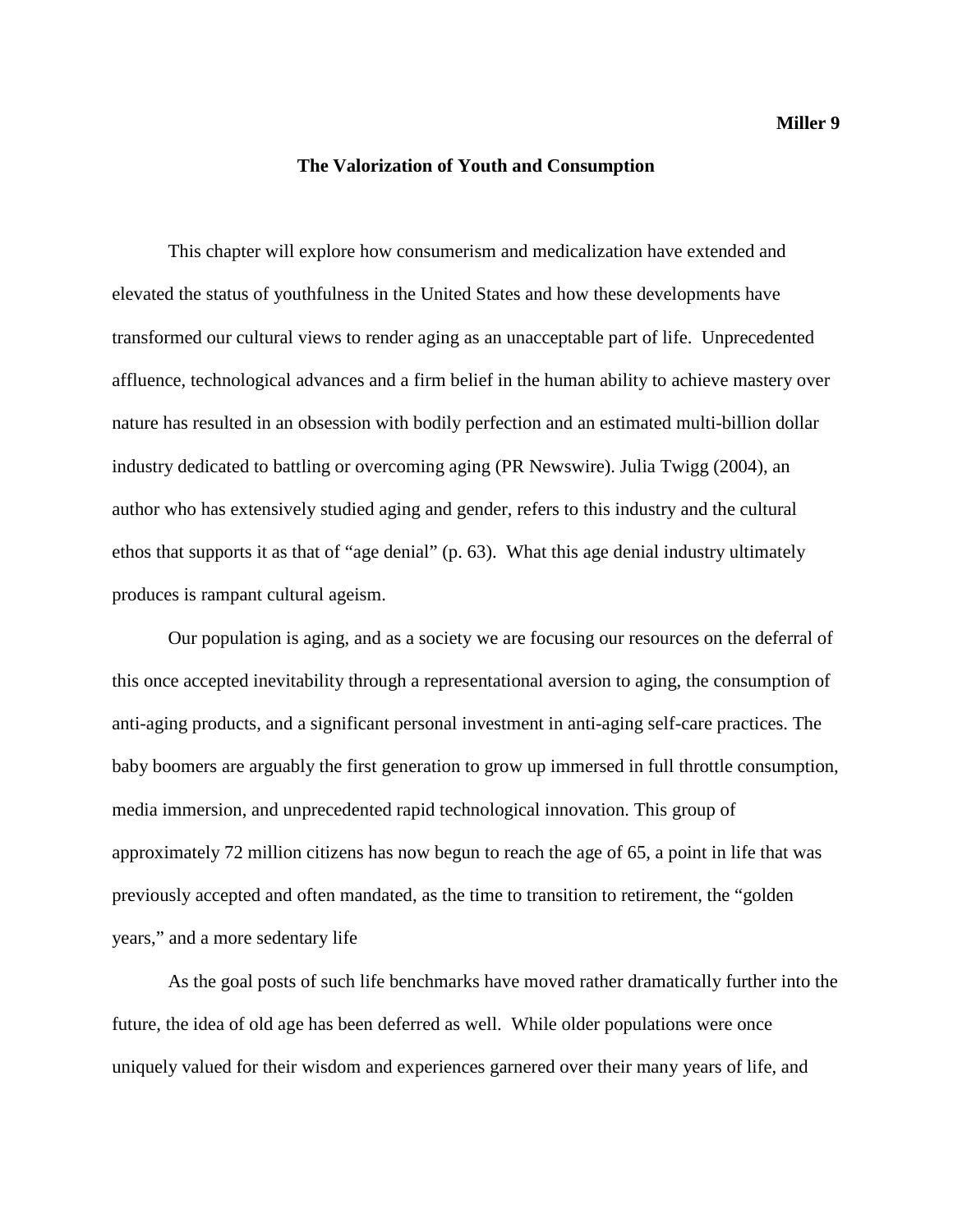## The Valorization of Youth and Consumption

This chapter will explore how consumerism and medicalization have extended and elevated the status of youthfulness in the United States and how these developments have transformed our cultural views to render aging as an unacceptable part of life. Unprecedented affluence, technological advances and a firm belief in the human ability to achieve mastery over nature has resulted in an obsession with bodily perfection and an estimated multi-billion dollar industry dedicated to battling or overcoming aging (PR Newswire). Julia Twigg (2004), an author who has extensively studied aging and gender, refers to this industry and the cultural ethos that supports it as that of "age denial" (p. 63). What this age denial industry ultimately produces is rampant cultural ageism.

Our population is aging, and as a society we are focusing our resources on the deferral of this once accepted inevitability through a representational aversion to aging, the consumption of anti-aging products, and a significant personal investment in anti-aging self-care practices. The baby boomers are arguably the first generation to grow up immersed in full throttle consumption, media immersion, and unprecedented rapid technological innovation. This group of approximately 72 million citizens has now begun to reach the age of 65, a point in life that was previously accepted and often mandated, as the time to transition to retirement, the "golden years," and a more sedentary life

As the goal posts of such life benchmarks have moved rather dramatically further into the future, the idea of old age has been deferred as well. While older populations were once uniquely valued for their wisdom and experiences garnered over their many years of life, and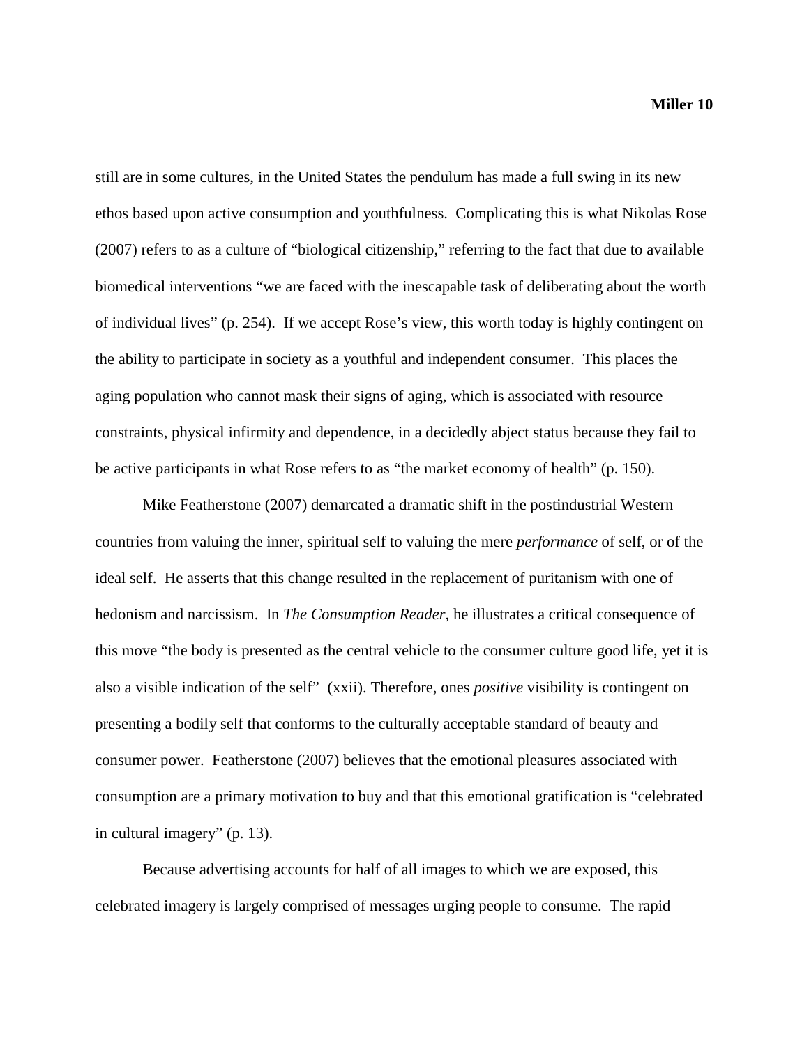still are in some cultures, in the United States the pendulum has made a full swing in its new ethos based upon active consumption and youthfulness. Complicating this is what Nikolas Rose (2007) refers to as a culture of "biological citizenship," referring to the fact that due to available biomedical interventions "we are faced with the inescapable task of deliberating about the worth of individual lives" (p. 254). If we accept Rose's view, this worth today is highly contingent on the ability to participate in society as a youthful and independent consumer. This places the aging population who cannot mask their signs of aging, which is associated with resource constraints, physical infirmity and dependence, in a decidedly abject status because they fail to be active participants in what Rose refers to as "the market economy of health" (p. 150).

Mike Featherstone (2007) demarcated a dramatic shift in the postindustrial Western countries from valuing the inner, spiritual self to valuing the mere *performance* of self, or of the ideal self. He asserts that this change resulted in the replacement of puritanism with one of hedonism and narcissism. In *The Consumption Reader,* he illustrates a critical consequence of this move "the body is presented as the central vehicle to the consumer culture good life, yet it is also a visible indication of the self" (xxii). Therefore, ones *positive* visibility is contingent on presenting a bodily self that conforms to the culturally acceptable standard of beauty and consumer power. Featherstone (2007) believes that the emotional pleasures associated with consumption are a primary motivation to buy and that this emotional gratification is "celebrated in cultural imagery" (p. 13).

Because advertising accounts for half of all images to which we are exposed, this celebrated imagery is largely comprised of messages urging people to consume. The rapid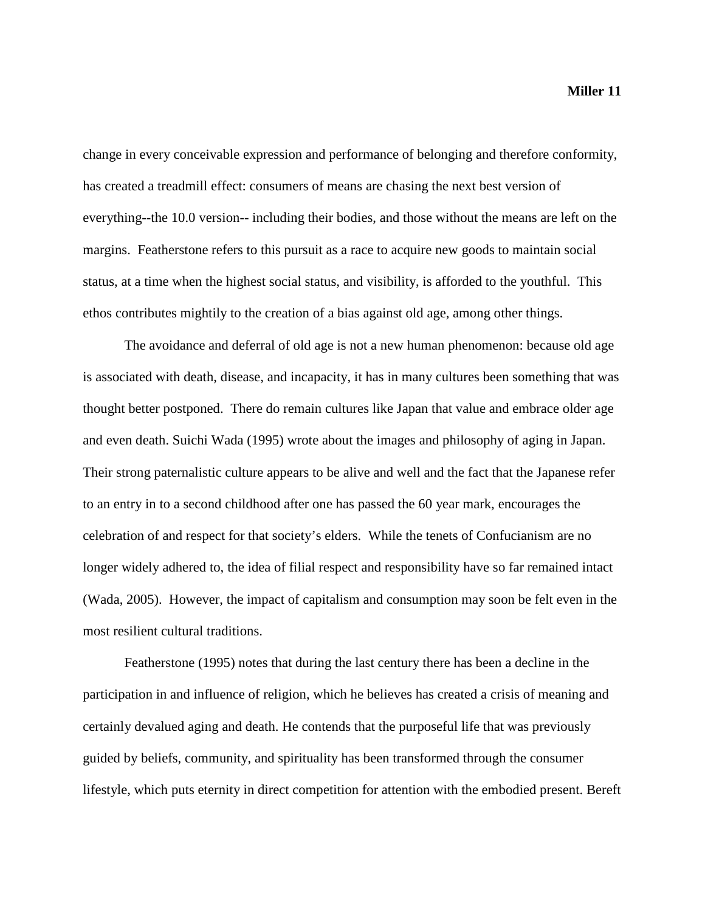change in every conceivable expression and performance of belonging and therefore conformity, has created a treadmill effect: consumers of means are chasing the next best version of everything--the 10.0 version-- including their bodies, and those without the means are left on the margins. Featherstone refers to this pursuit as a race to acquire new goods to maintain social status, at a time when the highest social status, and visibility, is afforded to the youthful. This ethos contributes mightily to the creation of a bias against old age, among other things.

The avoidance and deferral of old age is not a new human phenomenon: because old age is associated with death, disease, and incapacity, it has in many cultures been something that was thought better postponed. There do remain cultures like Japan that value and embrace older age and even death. Suichi Wada (1995) wrote about the images and philosophy of aging in Japan. Their strong paternalistic culture appears to be alive and well and the fact that the Japanese refer to an entry in to a second childhood after one has passed the 60 year mark, encourages the celebration of and respect for that society's elders. While the tenets of Confucianism are no longer widely adhered to, the idea of filial respect and responsibility have so far remained intact (Wada, 2005). However, the impact of capitalism and consumption may soon be felt even in the most resilient cultural traditions.

Featherstone (1995) notes that during the last century there has been a decline in the participation in and influence of religion, which he believes has created a crisis of meaning and certainly devalued aging and death. He contends that the purposeful life that was previously guided by beliefs, community, and spirituality has been transformed through the consumer lifestyle, which puts eternity in direct competition for attention with the embodied present. Bereft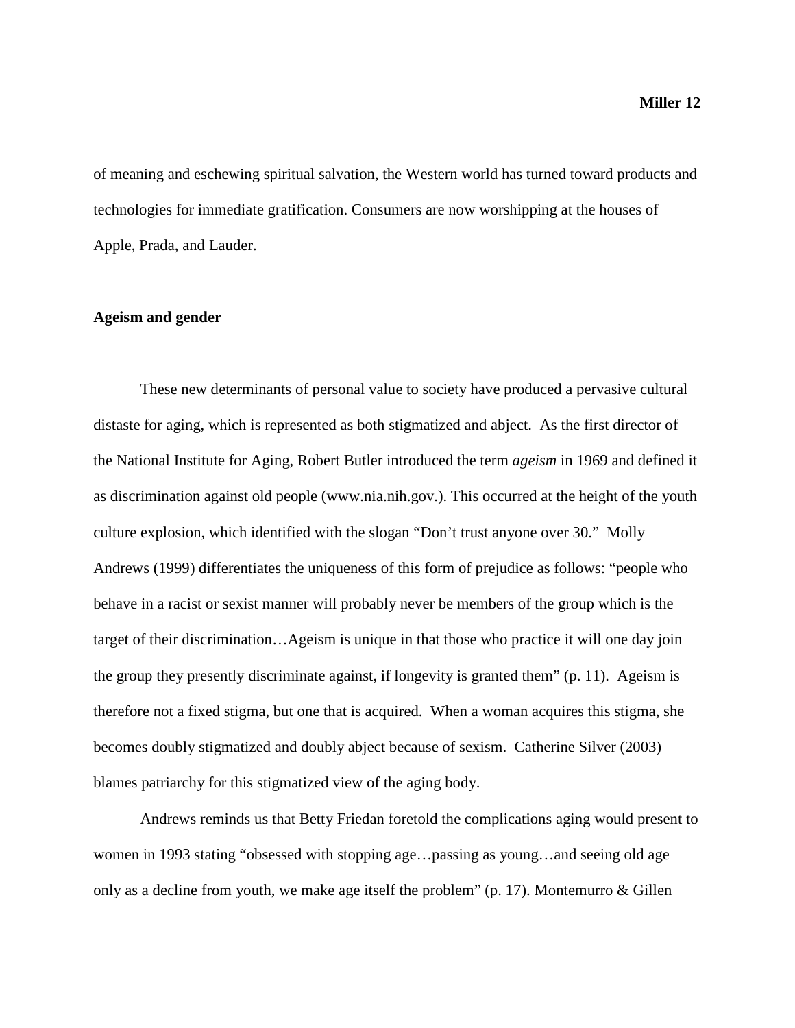of meaning and eschewing spiritual salvation, the Western world has turned toward products and technologies for immediate gratification. Consumers are now worshipping at the houses of Apple, Prada, and Lauder.

**Ageism and gender**

These new determinants of personal value to society have produced a pervasive cultural distaste for aging, which is represented as both stigmatized and abject. As the first director of the National Institute for Aging, Robert Butler introduced the term *ageism* in 1969 and defined it as discrimination against old people (www.nia.nih.gov.). This occurred at the height of the youth culture explosion, which identified with the slogan "Don't trust anyone over 30." Molly Andrews (1999) differentiates the uniqueness of this form of prejudice as follows: "people who behave in a racist or sexist manner will probably never be members of the group which is the target of their discrimination…Ageism is unique in that those who practice it will one day join the group they presently discriminate against, if longevity is granted them" (p. 11). Ageism is therefore not a fixed stigma, but one that is acquired. When a woman acquires this stigma, she becomes doubly stigmatized and doubly abject because of sexism. Catherine Silver (2003) blames patriarchy for this stigmatized view of the aging body.

Andrews reminds us that Betty Friedan foretold the complications aging would present to women in 1993 stating "obsessed with stopping age…passing as young…and seeing old age only as a decline from youth, we make age itself the problem" (p. 17). Montemurro & Gillen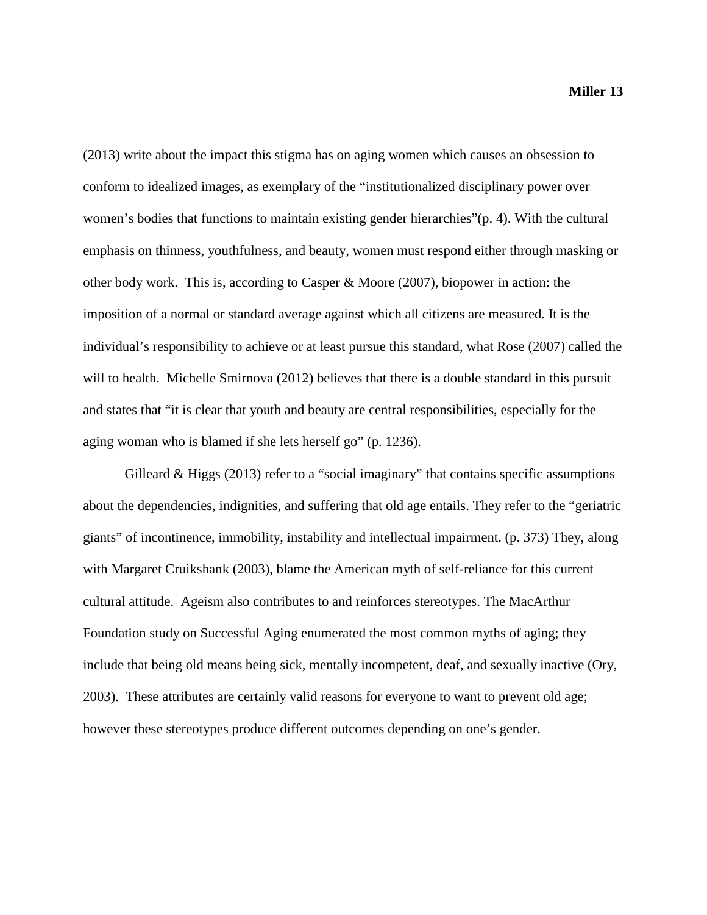(2013) write about the impact this stigma has on aging women which causes an obsession to conform to idealized images, as exemplary of the "institutionalized disciplinary power over women's bodies that functions to maintain existing gender hierarchies"(p. 4). With the cultural emphasis on thinness, youthfulness, and beauty, women must respond either through masking or other body work. This is, according to Casper & Moore (2007), biopower in action: the imposition of a normal or standard average against which all citizens are measured. It is the individual's responsibility to achieve or at least pursue this standard, what Rose (2007) called the will to health. Michelle Smirnova (2012) believes that there is a double standard in this pursuit and states that "it is clear that youth and beauty are central responsibilities, especially for the aging woman who is blamed if she lets herself go" (p. 1236).

Gilleard & Higgs (2013) refer to a "social imaginary" that contains specific assumptions about the dependencies, indignities, and suffering that old age entails. They refer to the "geriatric giants" of incontinence, immobility, instability and intellectual impairment. (p. 373) They, along with Margaret Cruikshank (2003), blame the American myth of self-reliance for this current cultural attitude. Ageism also contributes to and reinforces stereotypes. The MacArthur Foundation study on Successful Aging enumerated the most common myths of aging; they include that being old means being sick, mentally incompetent, deaf, and sexually inactive (Ory, 2003). These attributes are certainly valid reasons for everyone to want to prevent old age; however these stereotypes produce different outcomes depending on one's gender.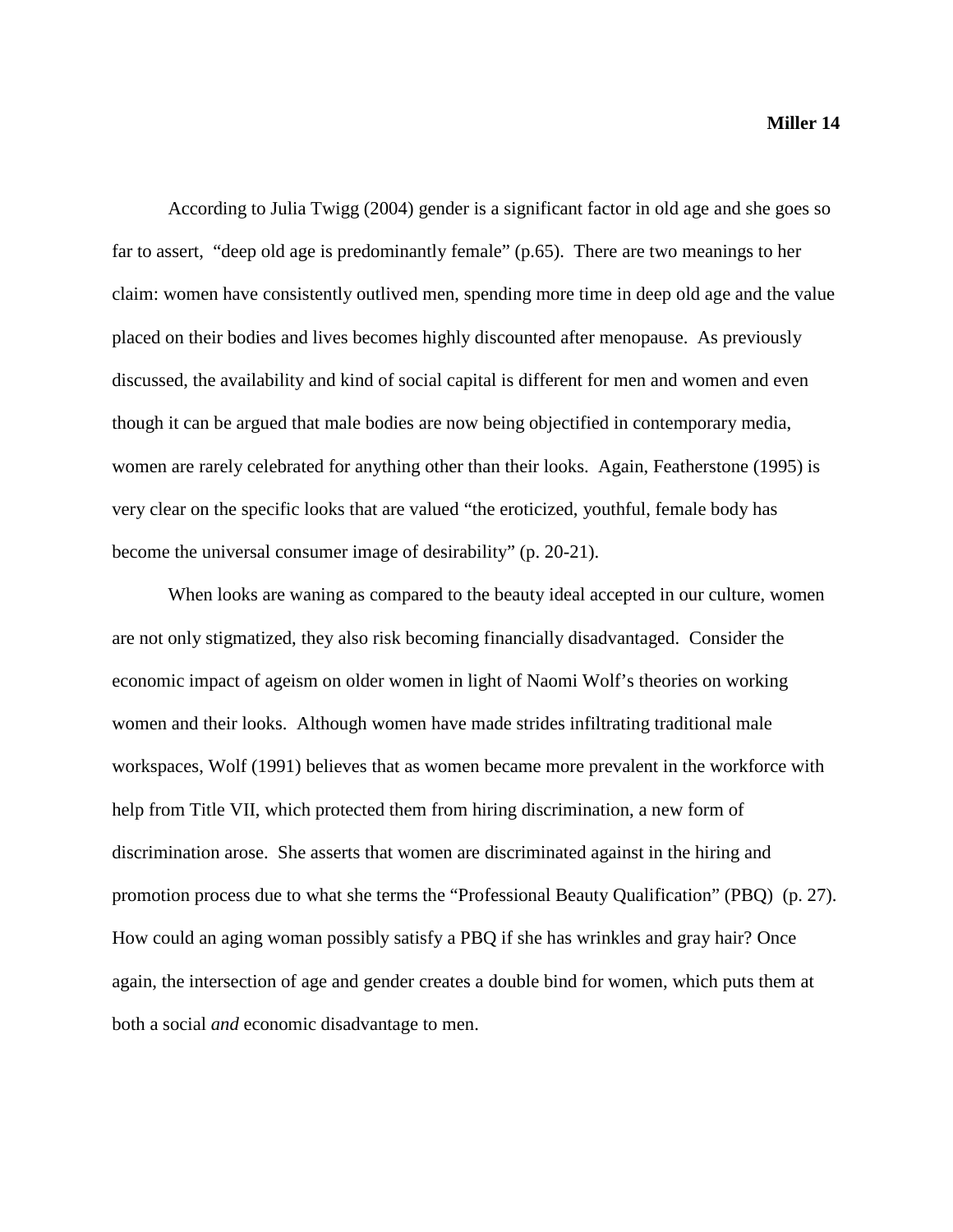According to Julia Twigg (2004) gender is a significant factor in old age and she goes so far to assert,  "deep old age is predominantly female" (p.65).  There are two meanings to her claim: women have consistently outlived men, spending more time in deep old age and the value placed on their bodies and lives becomes highly discounted after menopause.  As previously discussed, the availability and kind of social capital is different for men and women and even though it can be argued that male bodies are now being objectified in contemporary media, women are rarely celebrated for anything other than their looks.  Again, Featherstone (1995) is very clear on the specific looks that are valued "the eroticized, youthful, female body has become the universal consumer image of desirability" (p. 20-21).

When looks are waning as compared to the beauty ideal accepted in our culture, women are not only stigmatized, they also risk becoming financially disadvantaged.  Consider the economic impact of ageism on older women in light of Naomi Wolf's theories on working women and their looks.  Although women have made strides infiltrating traditional male workspaces, Wolf (1991) believes that as women became more prevalent in the workforce with help from Title VII, which protected them from hiring discrimination, a new form of discrimination arose.  She asserts that women are discriminated against in the hiring and promotion process due to what she terms the "Professional Beauty Qualification" (PBQ)  (p. 27). How could an aging woman possibly satisfy a PBQ if she has wrinkles and gray hair? Once again, the intersection of age and gender creates a double bind for women, which puts them at both a social *and* economic disadvantage to men.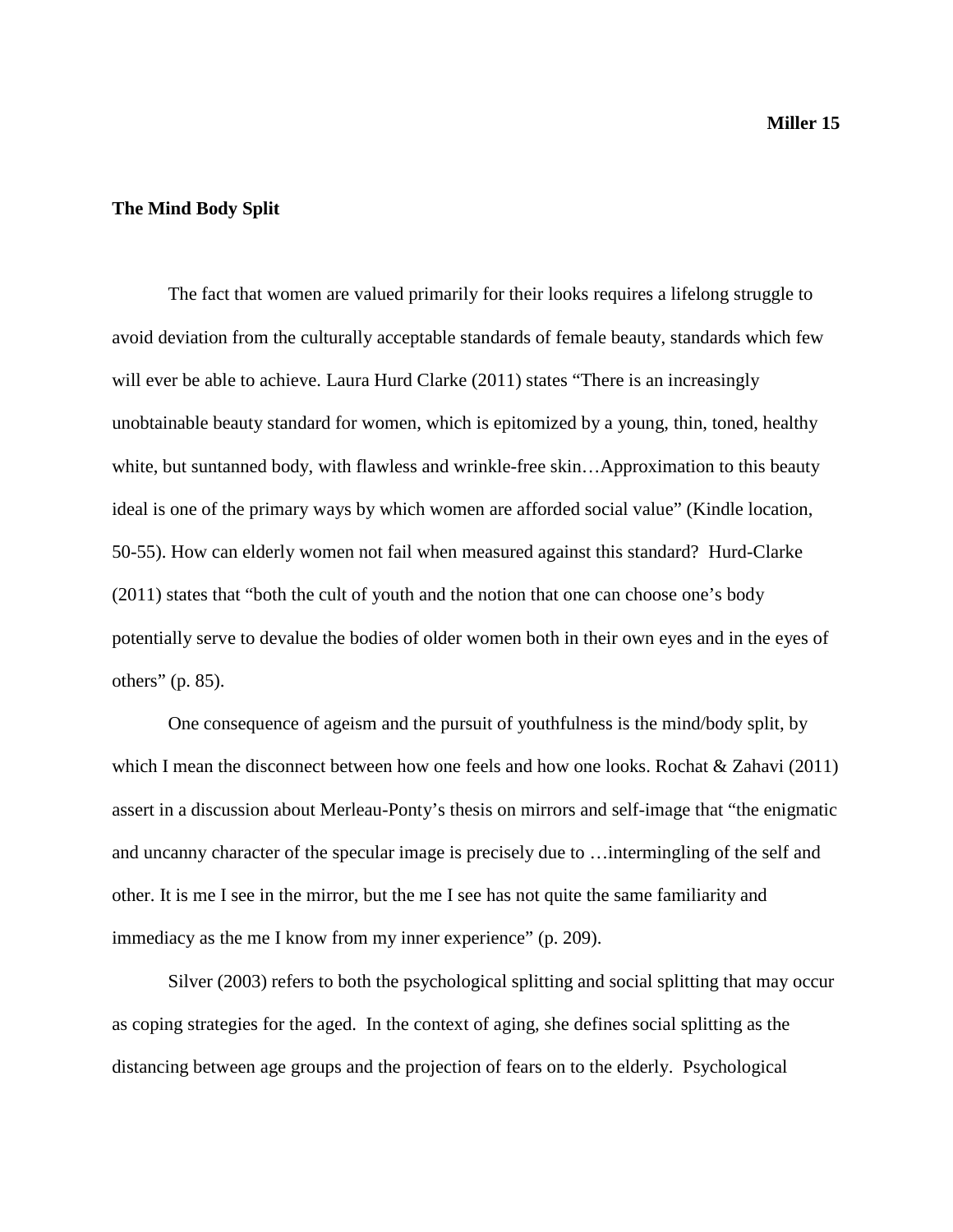**The Mind Body Split**

The fact that women are valued primarily for their looks requires a lifelong struggle to avoid deviation from the culturally acceptable standards of female beauty, standards which few will ever be able to achieve. Laura Hurd Clarke (2011) states "There is an increasingly unobtainable beauty standard for women, which is epitomized by a young, thin, toned, healthy white, but suntanned body, with flawless and wrinkle-free skin…Approximation to this beauty ideal is one of the primary ways by which women are afforded social value" (Kindle location, 50-55). How can elderly women not fail when measured against this standard? Hurd-Clarke (2011) states that "both the cult of youth and the notion that one can choose one's body potentially serve to devalue the bodies of older women both in their own eyes and in the eyes of others" (p. 85).

One consequence of ageism and the pursuit of youthfulness is the mind/body split, by which I mean the disconnect between how one feels and how one looks. Rochat & Zahavi (2011) assert in a discussion about Merleau-Ponty's thesis on mirrors and self-image that "the enigmatic and uncanny character of the specular image is precisely due to …intermingling of the self and other. It is me I see in the mirror, but the me I see has not quite the same familiarity and immediacy as the me I know from my inner experience" (p. 209).

Silver (2003) refers to both the psychological splitting and social splitting that may occur as coping strategies for the aged. In the context of aging, she defines social splitting as the distancing between age groups and the projection of fears on to the elderly. Psychological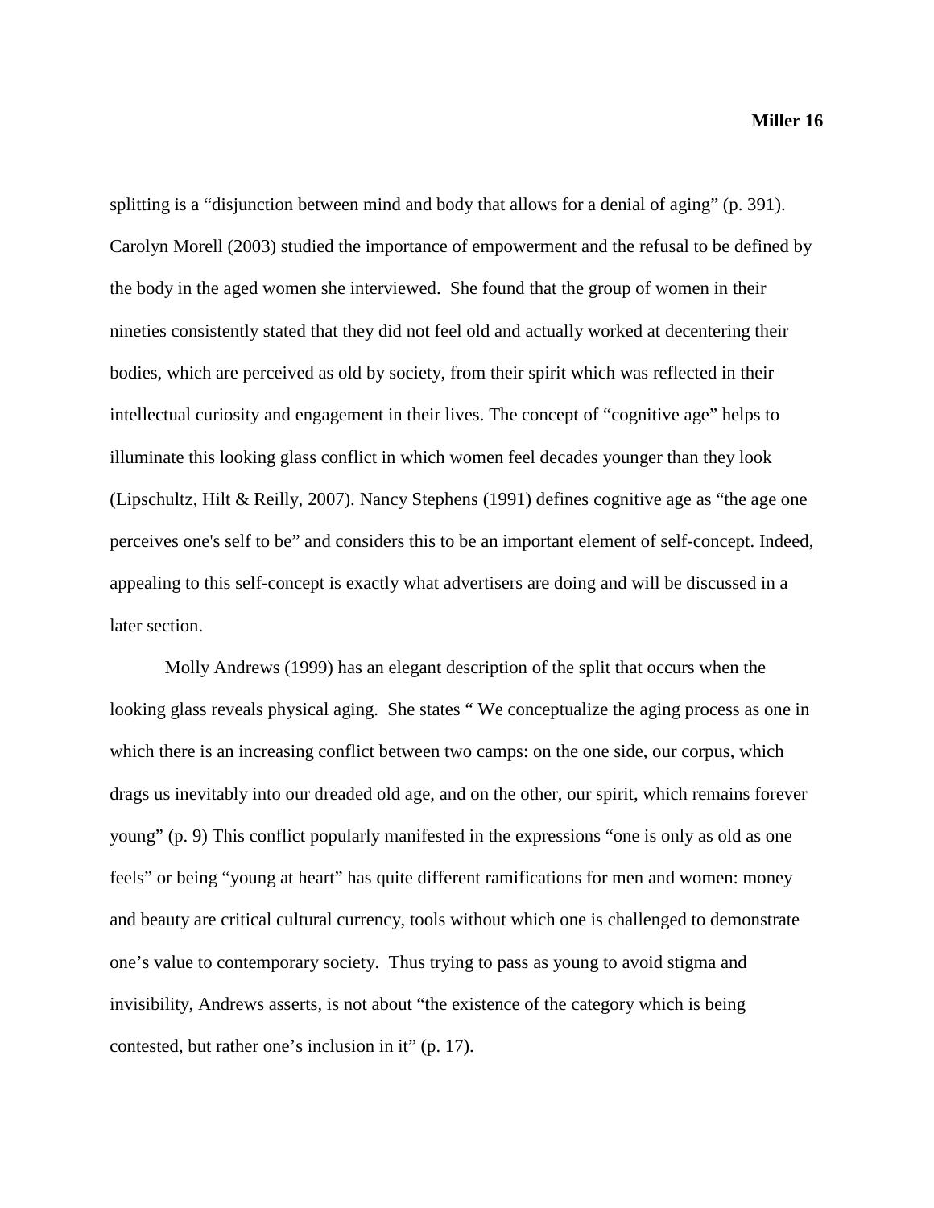splitting is a "disjunction between mind and body that allows for a denial of aging" (p. 391). Carolyn Morell (2003) studied the importance of empowerment and the refusal to be defined by the body in the aged women she interviewed. She found that the group of women in their nineties consistently stated that they did not feel old and actually worked at decentering their bodies, which are perceived as old by society, from their spirit which was reflected in their intellectual curiosity and engagement in their lives. The concept of "cognitive age" helps to illuminate this looking glass conflict in which women feel decades younger than they look (Lipschultz, Hilt & Reilly, 2007). Nancy Stephens (1991) defines cognitive age as "the age one perceives one's self to be" and considers this to be an important element of self-concept. Indeed, appealing to this self-concept is exactly what advertisers are doing and will be discussed in a later section.

Molly Andrews (1999) has an elegant description of the split that occurs when the looking glass reveals physical aging. She states " We conceptualize the aging process as one in which there is an increasing conflict between two camps: on the one side, our corpus, which drags us inevitably into our dreaded old age, and on the other, our spirit, which remains forever young" (p. 9) This conflict popularly manifested in the expressions "one is only as old as one feels" or being "young at heart" has quite different ramifications for men and women: money and beauty are critical cultural currency, tools without which one is challenged to demonstrate one's value to contemporary society. Thus trying to pass as young to avoid stigma and invisibility, Andrews asserts, is not about "the existence of the category which is being contested, but rather one's inclusion in it" (p. 17).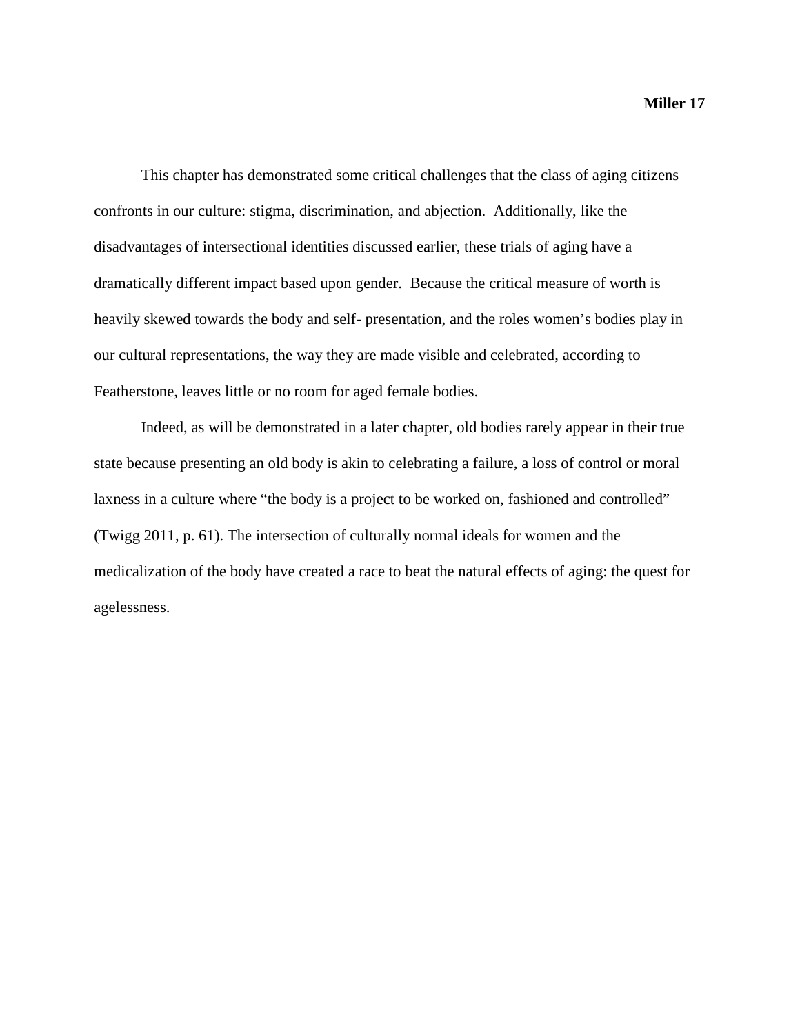This chapter has demonstrated some critical challenges that the class of aging citizens confronts in our culture: stigma, discrimination, and abjection. Additionally, like the disadvantages of intersectional identities discussed earlier, these trials of aging have a dramatically different impact based upon gender. Because the critical measure of worth is heavily skewed towards the body and self- presentation, and the roles women's bodies play in our cultural representations, the way they are made visible and celebrated, according to Featherstone, leaves little or no room for aged female bodies.

Indeed, as will be demonstrated in a later chapter, old bodies rarely appear in their true state because presenting an old body is akin to celebrating a failure, a loss of control or moral laxness in a culture where "the body is a project to be worked on, fashioned and controlled" (Twigg 2011, p. 61). The intersection of culturally normal ideals for women and the medicalization of the body have created a race to beat the natural effects of aging: the quest for agelessness.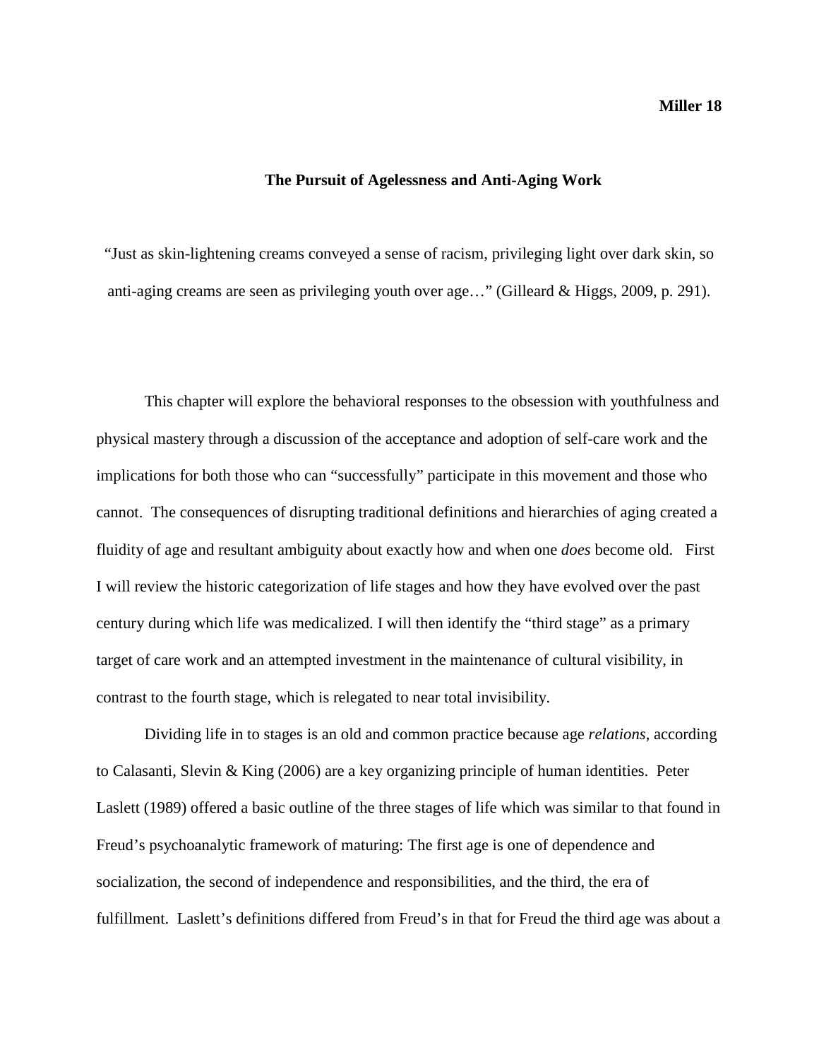## The Pursuit of Agelessness and Anti-Aging Work

"Just as skin-lightening creams conveyed a sense of racism, privileging light over dark skin, so anti-aging creams are seen as privileging youth over age…" (Gilleard & Higgs, 2009, p. 291).

This chapter will explore the behavioral responses to the obsession with youthfulness and physical mastery through a discussion of the acceptance and adoption of self-care work and the implications for both those who can "successfully" participate in this movement and those who cannot. The consequences of disrupting traditional definitions and hierarchies of aging created a fluidity of age and resultant ambiguity about exactly how and when one *does* become old. First I will review the historic categorization of life stages and how they have evolved over the past century during which life was medicalized. I will then identify the "third stage" as a primary target of care work and an attempted investment in the maintenance of cultural visibility, in contrast to the fourth stage, which is relegated to near total invisibility.

Dividing life in to stages is an old and common practice because age *relations*, according to Calasanti, Slevin & King (2006) are a key organizing principle of human identities. Peter Laslett (1989) offered a basic outline of the three stages of life which was similar to that found in Freud's psychoanalytic framework of maturing: The first age is one of dependence and socialization, the second of independence and responsibilities, and the third, the era of fulfillment. Laslett's definitions differed from Freud's in that for Freud the third age was about a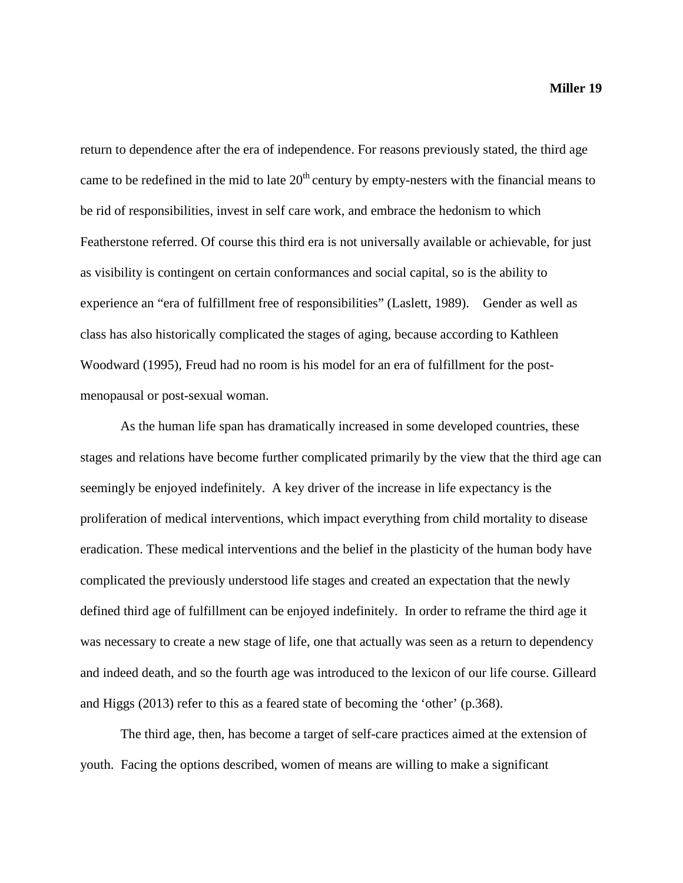return to dependence after the era of independence. For reasons previously stated, the third age came to be redefined in the mid to late 20th century by empty-nesters with the financial means to be rid of responsibilities, invest in self care work, and embrace the hedonism to which Featherstone referred. Of course this third era is not universally available or achievable, for just as visibility is contingent on certain conformances and social capital, so is the ability to experience an "era of fulfillment free of responsibilities" (Laslett, 1989). Gender as well as class has also historically complicated the stages of aging, because according to Kathleen Woodward (1995), Freud had no room is his model for an era of fulfillment for the post-menopausal or post-sexual woman.

As the human life span has dramatically increased in some developed countries, these stages and relations have become further complicated primarily by the view that the third age can seemingly be enjoyed indefinitely. A key driver of the increase in life expectancy is the proliferation of medical interventions, which impact everything from child mortality to disease eradication. These medical interventions and the belief in the plasticity of the human body have complicated the previously understood life stages and created an expectation that the newly defined third age of fulfillment can be enjoyed indefinitely. In order to reframe the third age it was necessary to create a new stage of life, one that actually was seen as a return to dependency and indeed death, and so the fourth age was introduced to the lexicon of our life course. Gilleard and Higgs (2013) refer to this as a feared state of becoming the 'other' (p.368).

The third age, then, has become a target of self-care practices aimed at the extension of youth. Facing the options described, women of means are willing to make a significant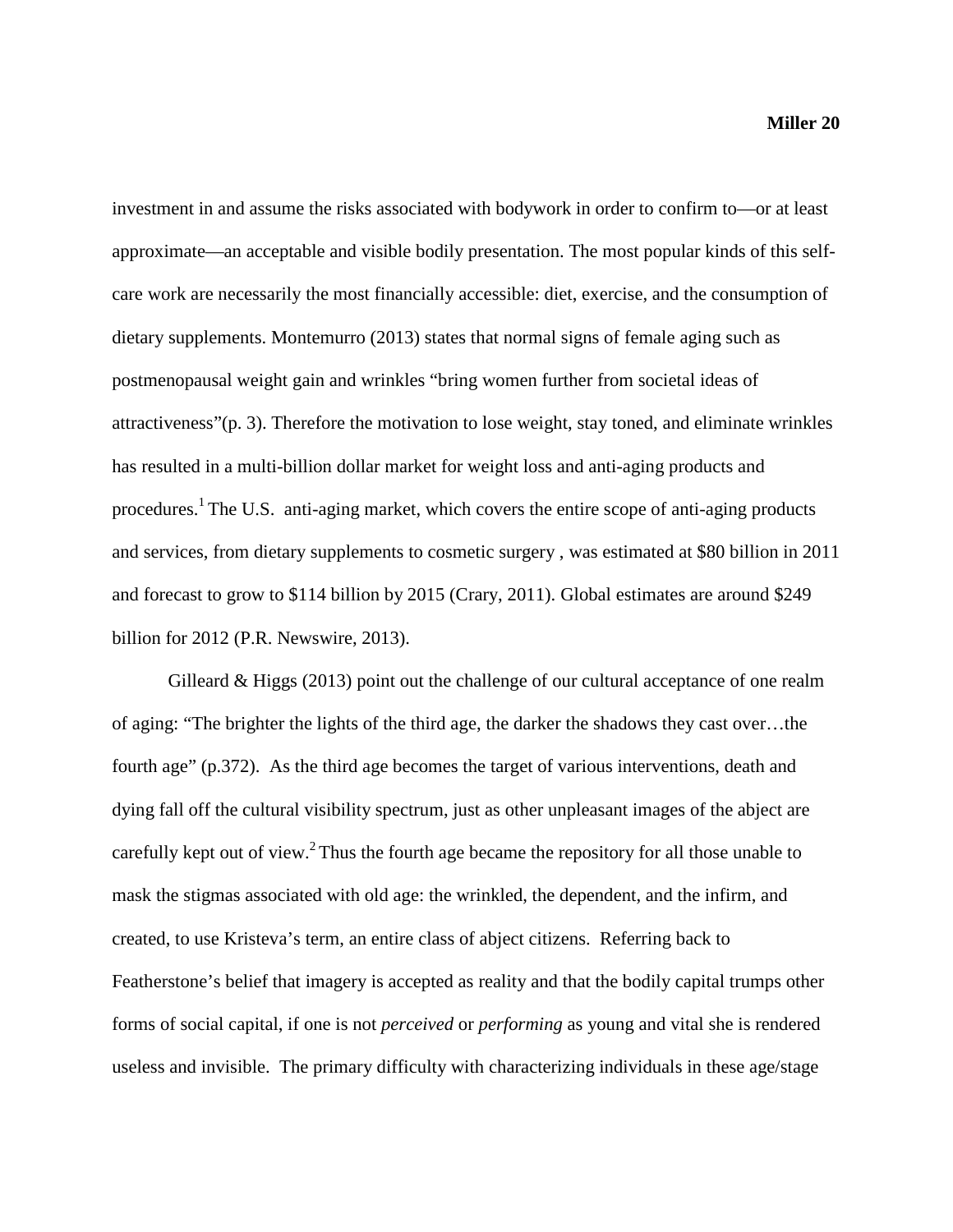investment in and assume the risks associated with bodywork in order to confirm to—or at least approximate—an acceptable and visible bodily presentation. The most popular kinds of this self-care work are necessarily the most financially accessible: diet, exercise, and the consumption of dietary supplements. Montemurro (2013) states that normal signs of female aging such as postmenopausal weight gain and wrinkles "bring women further from societal ideas of attractiveness"(p. 3). Therefore the motivation to lose weight, stay toned, and eliminate wrinkles has resulted in a multi-billion dollar market for weight loss and anti-aging products and procedures.[1] The U.S. anti-aging market, which covers the entire scope of anti-aging products and services, from dietary supplements to cosmetic surgery , was estimated at $80 billion in 2011 and forecast to grow to $114 billion by 2015 (Crary, 2011). Global estimates are around $249 billion for 2012 (P.R. Newswire, 2013).

Gilleard & Higgs (2013) point out the challenge of our cultural acceptance of one realm of aging: "The brighter the lights of the third age, the darker the shadows they cast over…the fourth age" (p.372). As the third age becomes the target of various interventions, death and dying fall off the cultural visibility spectrum, just as other unpleasant images of the abject are carefully kept out of view.[2] Thus the fourth age became the repository for all those unable to mask the stigmas associated with old age: the wrinkled, the dependent, and the infirm, and created, to use Kristeva's term, an entire class of abject citizens. Referring back to Featherstone's belief that imagery is accepted as reality and that the bodily capital trumps other forms of social capital, if one is not *perceived* or *performing* as young and vital she is rendered useless and invisible. The primary difficulty with characterizing individuals in these age/stage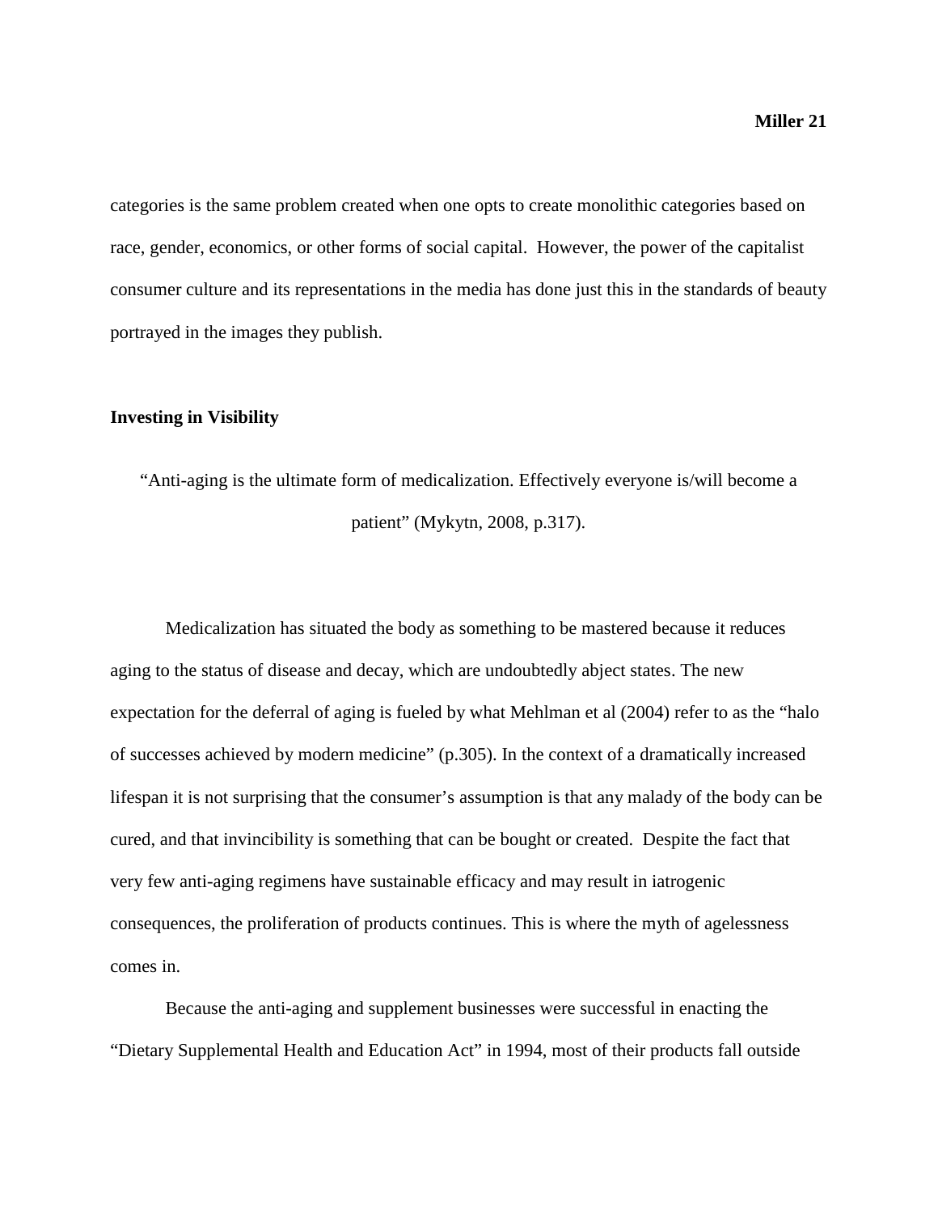categories is the same problem created when one opts to create monolithic categories based on race, gender, economics, or other forms of social capital. However, the power of the capitalist consumer culture and its representations in the media has done just this in the standards of beauty portrayed in the images they publish.

### Investing in Visibility

> "Anti-aging is the ultimate form of medicalization. Effectively everyone is/will become a patient" (Mykytn, 2008, p.317).

Medicalization has situated the body as something to be mastered because it reduces aging to the status of disease and decay, which are undoubtedly abject states. The new expectation for the deferral of aging is fueled by what Mehlman et al (2004) refer to as the "halo of successes achieved by modern medicine" (p.305). In the context of a dramatically increased lifespan it is not surprising that the consumer's assumption is that any malady of the body can be cured, and that invincibility is something that can be bought or created. Despite the fact that very few anti-aging regimens have sustainable efficacy and may result in iatrogenic consequences, the proliferation of products continues. This is where the myth of agelessness comes in.

Because the anti-aging and supplement businesses were successful in enacting the "Dietary Supplemental Health and Education Act" in 1994, most of their products fall outside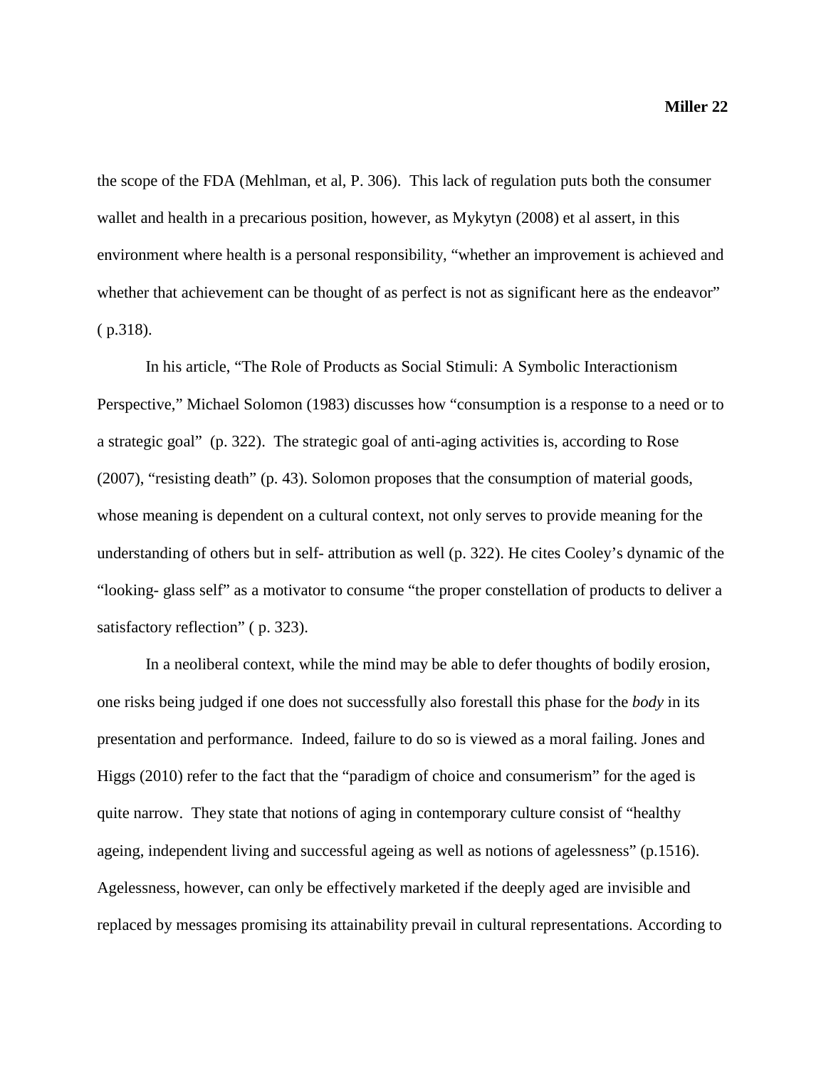the scope of the FDA (Mehlman, et al, P. 306).  This lack of regulation puts both the consumer wallet and health in a precarious position, however, as Mykytyn (2008) et al assert, in this environment where health is a personal responsibility, "whether an improvement is achieved and whether that achievement can be thought of as perfect is not as significant here as the endeavor" ( p.318).

In his article, "The Role of Products as Social Stimuli: A Symbolic Interactionism Perspective," Michael Solomon (1983) discusses how "consumption is a response to a need or to a strategic goal"  (p. 322).  The strategic goal of anti-aging activities is, according to Rose (2007), "resisting death" (p. 43). Solomon proposes that the consumption of material goods, whose meaning is dependent on a cultural context, not only serves to provide meaning for the understanding of others but in self- attribution as well (p. 322). He cites Cooley's dynamic of the "looking- glass self" as a motivator to consume "the proper constellation of products to deliver a satisfactory reflection" ( p. 323).

In a neoliberal context, while the mind may be able to defer thoughts of bodily erosion, one risks being judged if one does not successfully also forestall this phase for the *body* in its presentation and performance.  Indeed, failure to do so is viewed as a moral failing. Jones and Higgs (2010) refer to the fact that the "paradigm of choice and consumerism" for the aged is quite narrow.  They state that notions of aging in contemporary culture consist of "healthy ageing, independent living and successful ageing as well as notions of agelessness" (p.1516). Agelessness, however, can only be effectively marketed if the deeply aged are invisible and replaced by messages promising its attainability prevail in cultural representations. According to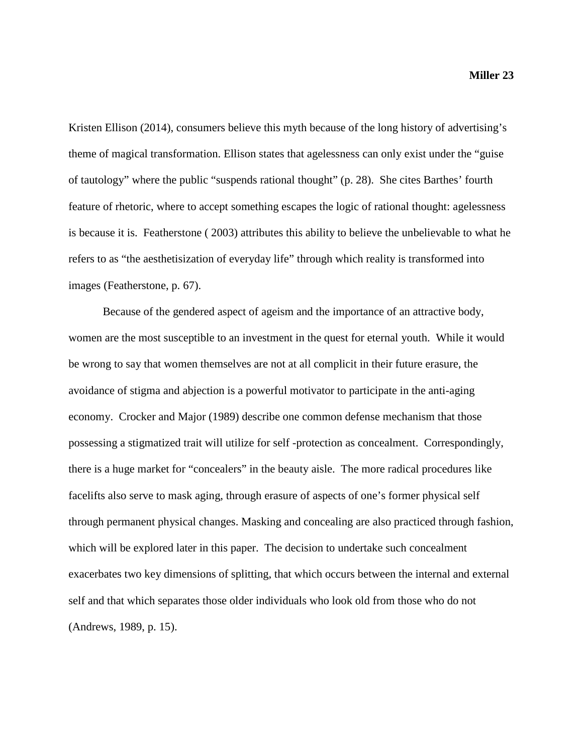Kristen Ellison (2014), consumers believe this myth because of the long history of advertising's theme of magical transformation. Ellison states that agelessness can only exist under the "guise of tautology" where the public "suspends rational thought" (p. 28). She cites Barthes' fourth feature of rhetoric, where to accept something escapes the logic of rational thought: agelessness is because it is. Featherstone ( 2003) attributes this ability to believe the unbelievable to what he refers to as "the aesthetisization of everyday life" through which reality is transformed into images (Featherstone, p. 67).

Because of the gendered aspect of ageism and the importance of an attractive body, women are the most susceptible to an investment in the quest for eternal youth. While it would be wrong to say that women themselves are not at all complicit in their future erasure, the avoidance of stigma and abjection is a powerful motivator to participate in the anti-aging economy. Crocker and Major (1989) describe one common defense mechanism that those possessing a stigmatized trait will utilize for self -protection as concealment. Correspondingly, there is a huge market for "concealers" in the beauty aisle. The more radical procedures like facelifts also serve to mask aging, through erasure of aspects of one's former physical self through permanent physical changes. Masking and concealing are also practiced through fashion, which will be explored later in this paper. The decision to undertake such concealment exacerbates two key dimensions of splitting, that which occurs between the internal and external self and that which separates those older individuals who look old from those who do not (Andrews, 1989, p. 15).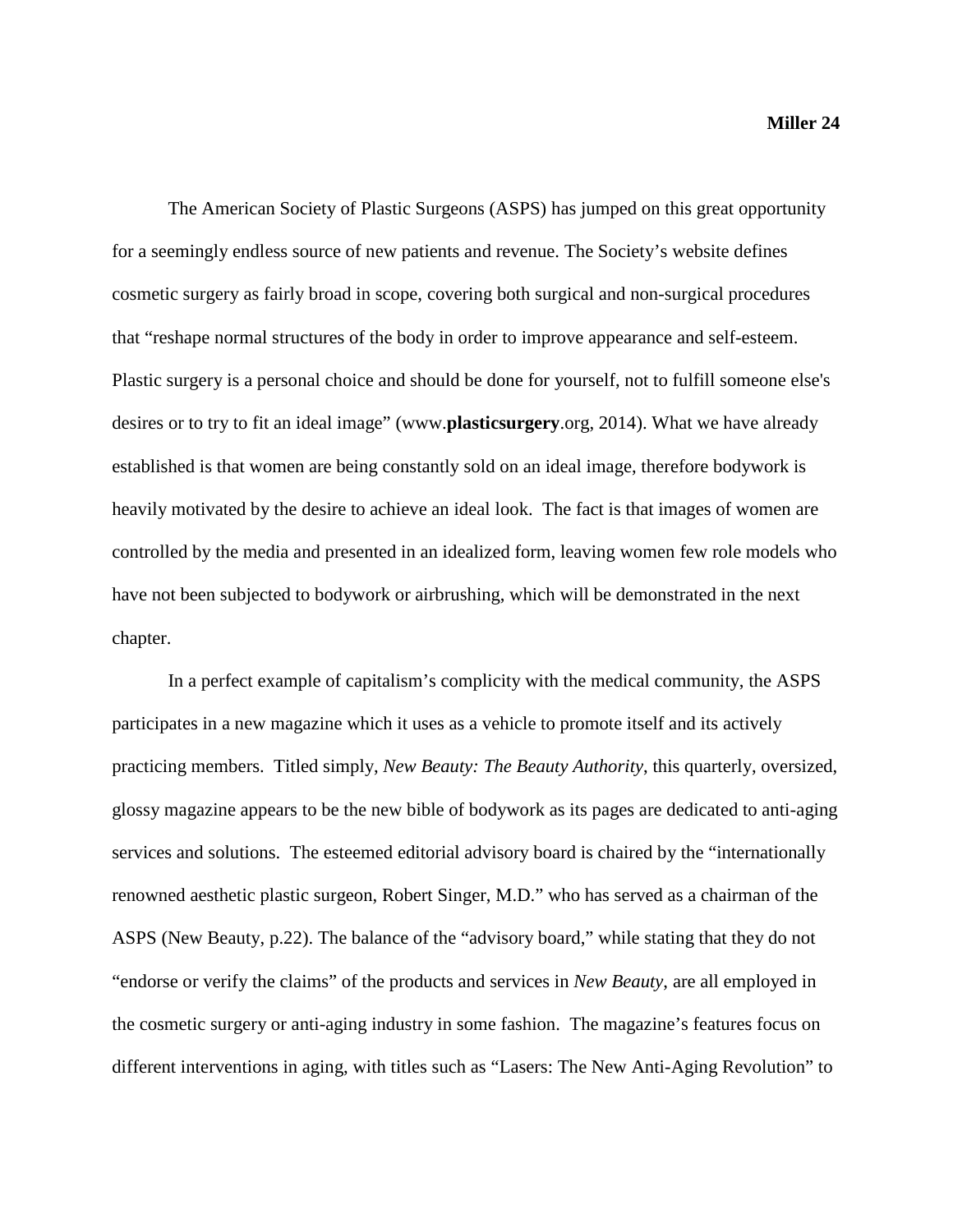The American Society of Plastic Surgeons (ASPS) has jumped on this great opportunity for a seemingly endless source of new patients and revenue. The Society's website defines cosmetic surgery as fairly broad in scope, covering both surgical and non-surgical procedures that "reshape normal structures of the body in order to improve appearance and self-esteem. Plastic surgery is a personal choice and should be done for yourself, not to fulfill someone else's desires or to try to fit an ideal image" (www.**plasticsurgery**.org, 2014). What we have already established is that women are being constantly sold on an ideal image, therefore bodywork is heavily motivated by the desire to achieve an ideal look. The fact is that images of women are controlled by the media and presented in an idealized form, leaving women few role models who have not been subjected to bodywork or airbrushing, which will be demonstrated in the next chapter.

In a perfect example of capitalism's complicity with the medical community, the ASPS participates in a new magazine which it uses as a vehicle to promote itself and its actively practicing members. Titled simply, *New Beauty: The Beauty Authority*, this quarterly, oversized, glossy magazine appears to be the new bible of bodywork as its pages are dedicated to anti-aging services and solutions. The esteemed editorial advisory board is chaired by the "internationally renowned aesthetic plastic surgeon, Robert Singer, M.D." who has served as a chairman of the ASPS (New Beauty, p.22). The balance of the "advisory board," while stating that they do not "endorse or verify the claims" of the products and services in *New Beauty*, are all employed in the cosmetic surgery or anti-aging industry in some fashion. The magazine's features focus on different interventions in aging, with titles such as "Lasers: The New Anti-Aging Revolution" to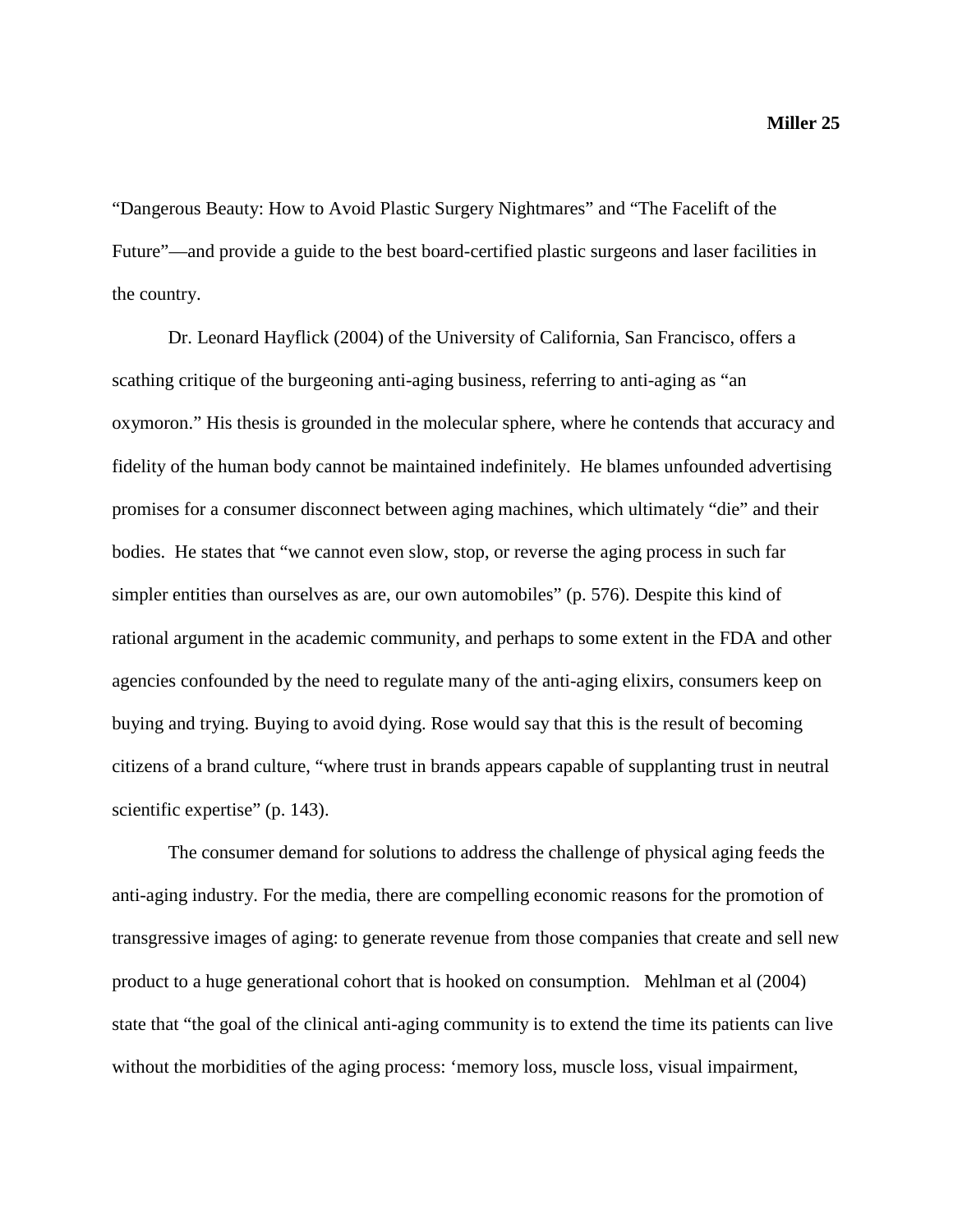"Dangerous Beauty: How to Avoid Plastic Surgery Nightmares" and "The Facelift of the Future"—and provide a guide to the best board-certified plastic surgeons and laser facilities in the country.

Dr. Leonard Hayflick (2004) of the University of California, San Francisco, offers a scathing critique of the burgeoning anti-aging business, referring to anti-aging as "an oxymoron." His thesis is grounded in the molecular sphere, where he contends that accuracy and fidelity of the human body cannot be maintained indefinitely. He blames unfounded advertising promises for a consumer disconnect between aging machines, which ultimately "die" and their bodies. He states that "we cannot even slow, stop, or reverse the aging process in such far simpler entities than ourselves as are, our own automobiles" (p. 576). Despite this kind of rational argument in the academic community, and perhaps to some extent in the FDA and other agencies confounded by the need to regulate many of the anti-aging elixirs, consumers keep on buying and trying. Buying to avoid dying. Rose would say that this is the result of becoming citizens of a brand culture, "where trust in brands appears capable of supplanting trust in neutral scientific expertise" (p. 143).

The consumer demand for solutions to address the challenge of physical aging feeds the anti-aging industry. For the media, there are compelling economic reasons for the promotion of transgressive images of aging: to generate revenue from those companies that create and sell new product to a huge generational cohort that is hooked on consumption. Mehlman et al (2004) state that "the goal of the clinical anti-aging community is to extend the time its patients can live without the morbidities of the aging process: 'memory loss, muscle loss, visual impairment,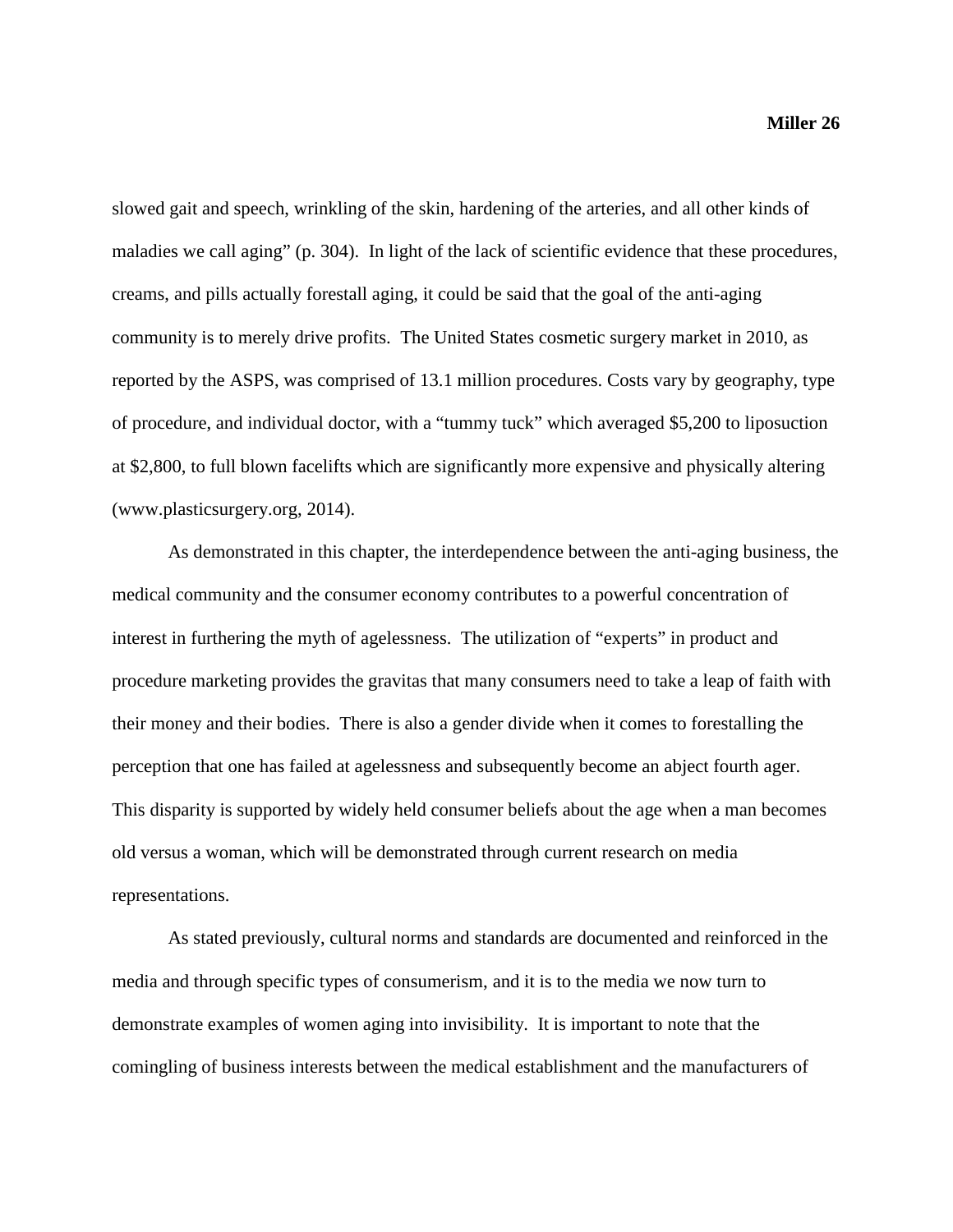slowed gait and speech, wrinkling of the skin, hardening of the arteries, and all other kinds of maladies we call aging" (p. 304). In light of the lack of scientific evidence that these procedures, creams, and pills actually forestall aging, it could be said that the goal of the anti-aging community is to merely drive profits. The United States cosmetic surgery market in 2010, as reported by the ASPS, was comprised of 13.1 million procedures. Costs vary by geography, type of procedure, and individual doctor, with a "tummy tuck" which averaged $5,200 to liposuction at $2,800, to full blown facelifts which are significantly more expensive and physically altering (www.plasticsurgery.org, 2014).

As demonstrated in this chapter, the interdependence between the anti-aging business, the medical community and the consumer economy contributes to a powerful concentration of interest in furthering the myth of agelessness. The utilization of "experts" in product and procedure marketing provides the gravitas that many consumers need to take a leap of faith with their money and their bodies. There is also a gender divide when it comes to forestalling the perception that one has failed at agelessness and subsequently become an abject fourth ager. This disparity is supported by widely held consumer beliefs about the age when a man becomes old versus a woman, which will be demonstrated through current research on media representations.

As stated previously, cultural norms and standards are documented and reinforced in the media and through specific types of consumerism, and it is to the media we now turn to demonstrate examples of women aging into invisibility. It is important to note that the comingling of business interests between the medical establishment and the manufacturers of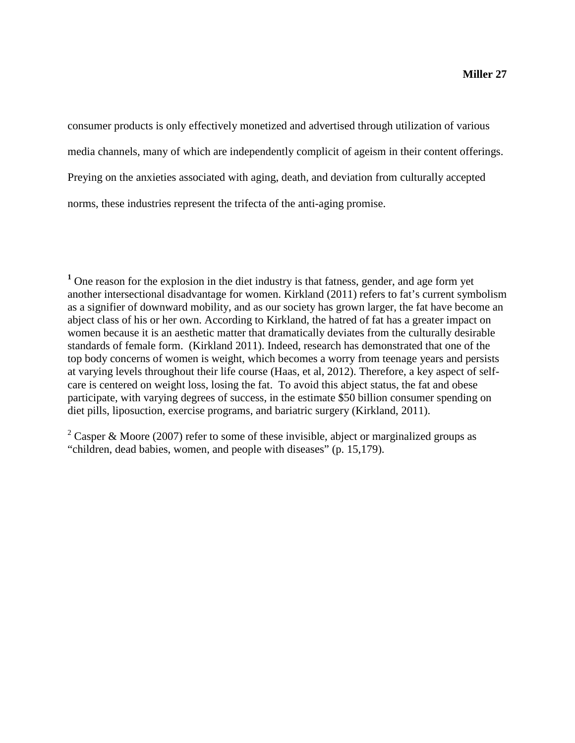consumer products is only effectively monetized and advertised through utilization of various media channels, many of which are independently complicit of ageism in their content offerings. Preying on the anxieties associated with aging, death, and deviation from culturally accepted norms, these industries represent the trifecta of the anti-aging promise.

[1] One reason for the explosion in the diet industry is that fatness, gender, and age form yet another intersectional disadvantage for women. Kirkland (2011) refers to fat's current symbolism as a signifier of downward mobility, and as our society has grown larger, the fat have become an abject class of his or her own. According to Kirkland, the hatred of fat has a greater impact on women because it is an aesthetic matter that dramatically deviates from the culturally desirable standards of female form. (Kirkland 2011). Indeed, research has demonstrated that one of the top body concerns of women is weight, which becomes a worry from teenage years and persists at varying levels throughout their life course (Haas, et al, 2012). Therefore, a key aspect of self-care is centered on weight loss, losing the fat. To avoid this abject status, the fat and obese participate, with varying degrees of success, in the estimate $50 billion consumer spending on diet pills, liposuction, exercise programs, and bariatric surgery (Kirkland, 2011).

[2] Casper & Moore (2007) refer to some of these invisible, abject or marginalized groups as "children, dead babies, women, and people with diseases" (p. 15,179).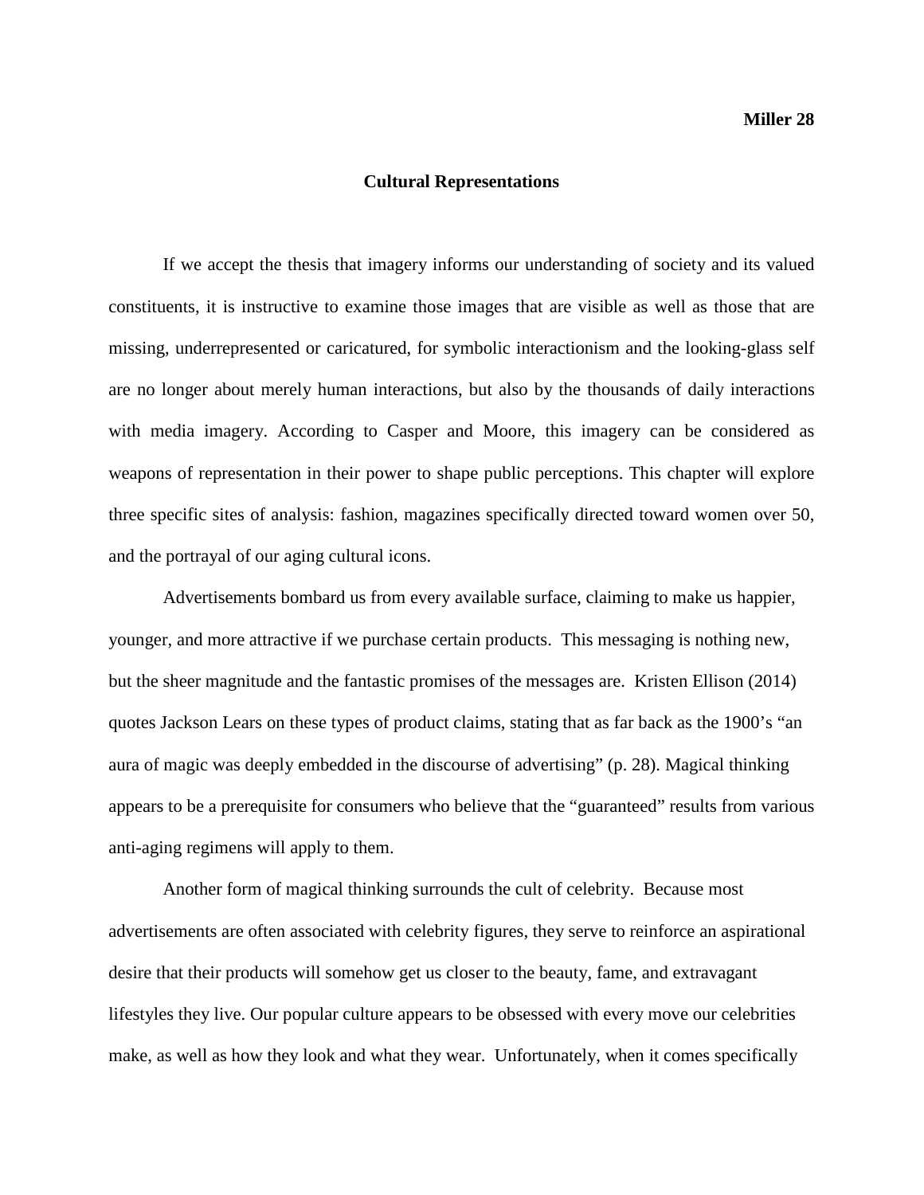## Cultural Representations

If we accept the thesis that imagery informs our understanding of society and its valued constituents, it is instructive to examine those images that are visible as well as those that are missing, underrepresented or caricatured, for symbolic interactionism and the looking-glass self are no longer about merely human interactions, but also by the thousands of daily interactions with media imagery. According to Casper and Moore, this imagery can be considered as weapons of representation in their power to shape public perceptions. This chapter will explore three specific sites of analysis: fashion, magazines specifically directed toward women over 50, and the portrayal of our aging cultural icons.

Advertisements bombard us from every available surface, claiming to make us happier, younger, and more attractive if we purchase certain products. This messaging is nothing new, but the sheer magnitude and the fantastic promises of the messages are. Kristen Ellison (2014) quotes Jackson Lears on these types of product claims, stating that as far back as the 1900's "an aura of magic was deeply embedded in the discourse of advertising" (p. 28). Magical thinking appears to be a prerequisite for consumers who believe that the "guaranteed" results from various anti-aging regimens will apply to them.

Another form of magical thinking surrounds the cult of celebrity. Because most advertisements are often associated with celebrity figures, they serve to reinforce an aspirational desire that their products will somehow get us closer to the beauty, fame, and extravagant lifestyles they live. Our popular culture appears to be obsessed with every move our celebrities make, as well as how they look and what they wear. Unfortunately, when it comes specifically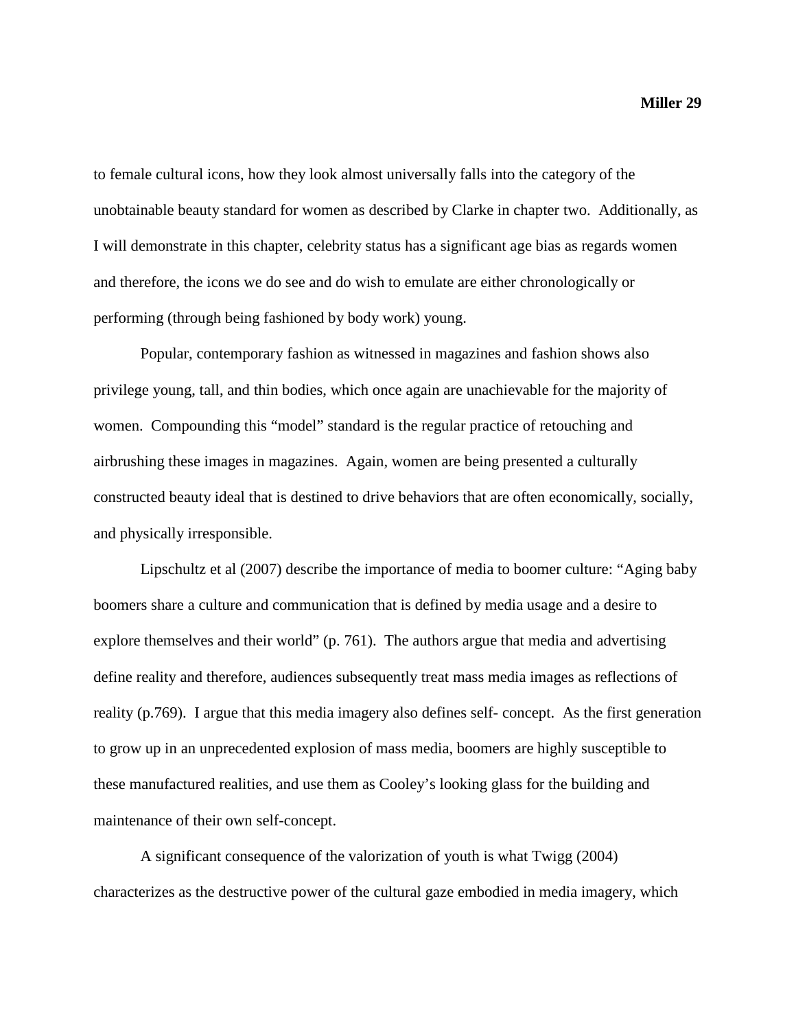to female cultural icons, how they look almost universally falls into the category of the unobtainable beauty standard for women as described by Clarke in chapter two. Additionally, as I will demonstrate in this chapter, celebrity status has a significant age bias as regards women and therefore, the icons we do see and do wish to emulate are either chronologically or performing (through being fashioned by body work) young.

Popular, contemporary fashion as witnessed in magazines and fashion shows also privilege young, tall, and thin bodies, which once again are unachievable for the majority of women. Compounding this "model" standard is the regular practice of retouching and airbrushing these images in magazines. Again, women are being presented a culturally constructed beauty ideal that is destined to drive behaviors that are often economically, socially, and physically irresponsible.

Lipschultz et al (2007) describe the importance of media to boomer culture: "Aging baby boomers share a culture and communication that is defined by media usage and a desire to explore themselves and their world" (p. 761). The authors argue that media and advertising define reality and therefore, audiences subsequently treat mass media images as reflections of reality (p.769). I argue that this media imagery also defines self- concept. As the first generation to grow up in an unprecedented explosion of mass media, boomers are highly susceptible to these manufactured realities, and use them as Cooley's looking glass for the building and maintenance of their own self-concept.

A significant consequence of the valorization of youth is what Twigg (2004) characterizes as the destructive power of the cultural gaze embodied in media imagery, which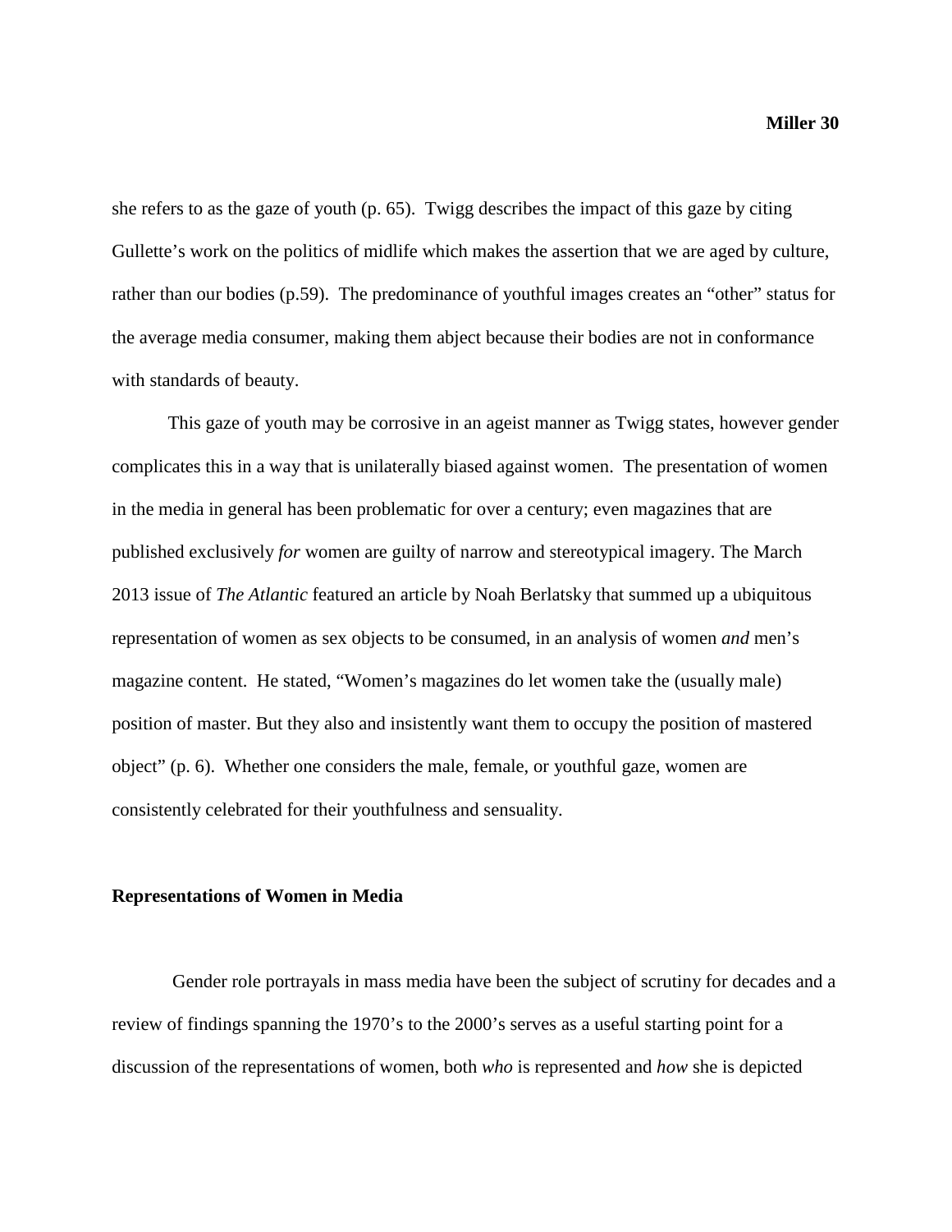she refers to as the gaze of youth (p. 65). Twigg describes the impact of this gaze by citing Gullette's work on the politics of midlife which makes the assertion that we are aged by culture, rather than our bodies (p.59). The predominance of youthful images creates an "other" status for the average media consumer, making them abject because their bodies are not in conformance with standards of beauty.

This gaze of youth may be corrosive in an ageist manner as Twigg states, however gender complicates this in a way that is unilaterally biased against women. The presentation of women in the media in general has been problematic for over a century; even magazines that are published exclusively *for* women are guilty of narrow and stereotypical imagery. The March 2013 issue of *The Atlantic* featured an article by Noah Berlatsky that summed up a ubiquitous representation of women as sex objects to be consumed, in an analysis of women *and* men's magazine content. He stated, "Women's magazines do let women take the (usually male) position of master. But they also and insistently want them to occupy the position of mastered object" (p. 6). Whether one considers the male, female, or youthful gaze, women are consistently celebrated for their youthfulness and sensuality.

**Representations of Women in Media**

Gender role portrayals in mass media have been the subject of scrutiny for decades and a review of findings spanning the 1970's to the 2000's serves as a useful starting point for a discussion of the representations of women, both *who* is represented and *how* she is depicted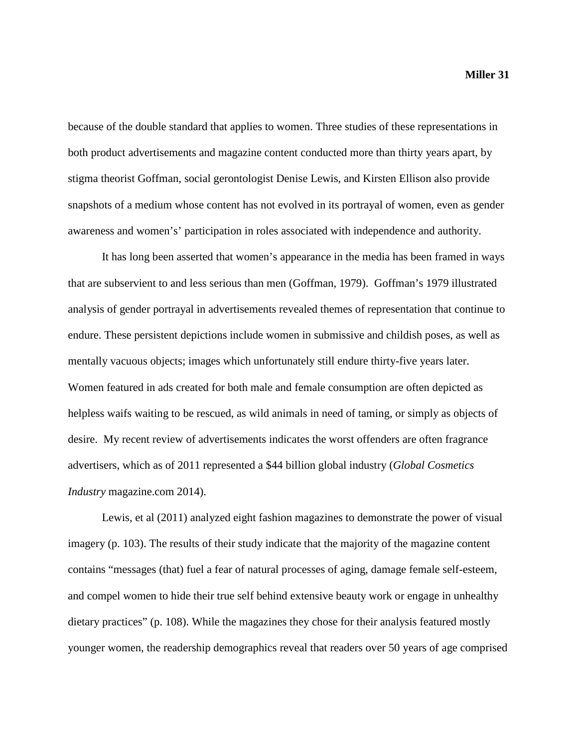because of the double standard that applies to women. Three studies of these representations in both product advertisements and magazine content conducted more than thirty years apart, by stigma theorist Goffman, social gerontologist Denise Lewis, and Kirsten Ellison also provide snapshots of a medium whose content has not evolved in its portrayal of women, even as gender awareness and women's' participation in roles associated with independence and authority.

It has long been asserted that women's appearance in the media has been framed in ways that are subservient to and less serious than men (Goffman, 1979). Goffman's 1979 illustrated analysis of gender portrayal in advertisements revealed themes of representation that continue to endure. These persistent depictions include women in submissive and childish poses, as well as mentally vacuous objects; images which unfortunately still endure thirty-five years later. Women featured in ads created for both male and female consumption are often depicted as helpless waifs waiting to be rescued, as wild animals in need of taming, or simply as objects of desire. My recent review of advertisements indicates the worst offenders are often fragrance advertisers, which as of 2011 represented a $44 billion global industry (*Global Cosmetics Industry* magazine.com 2014).

Lewis, et al (2011) analyzed eight fashion magazines to demonstrate the power of visual imagery (p. 103). The results of their study indicate that the majority of the magazine content contains "messages (that) fuel a fear of natural processes of aging, damage female self-esteem, and compel women to hide their true self behind extensive beauty work or engage in unhealthy dietary practices" (p. 108). While the magazines they chose for their analysis featured mostly younger women, the readership demographics reveal that readers over 50 years of age comprised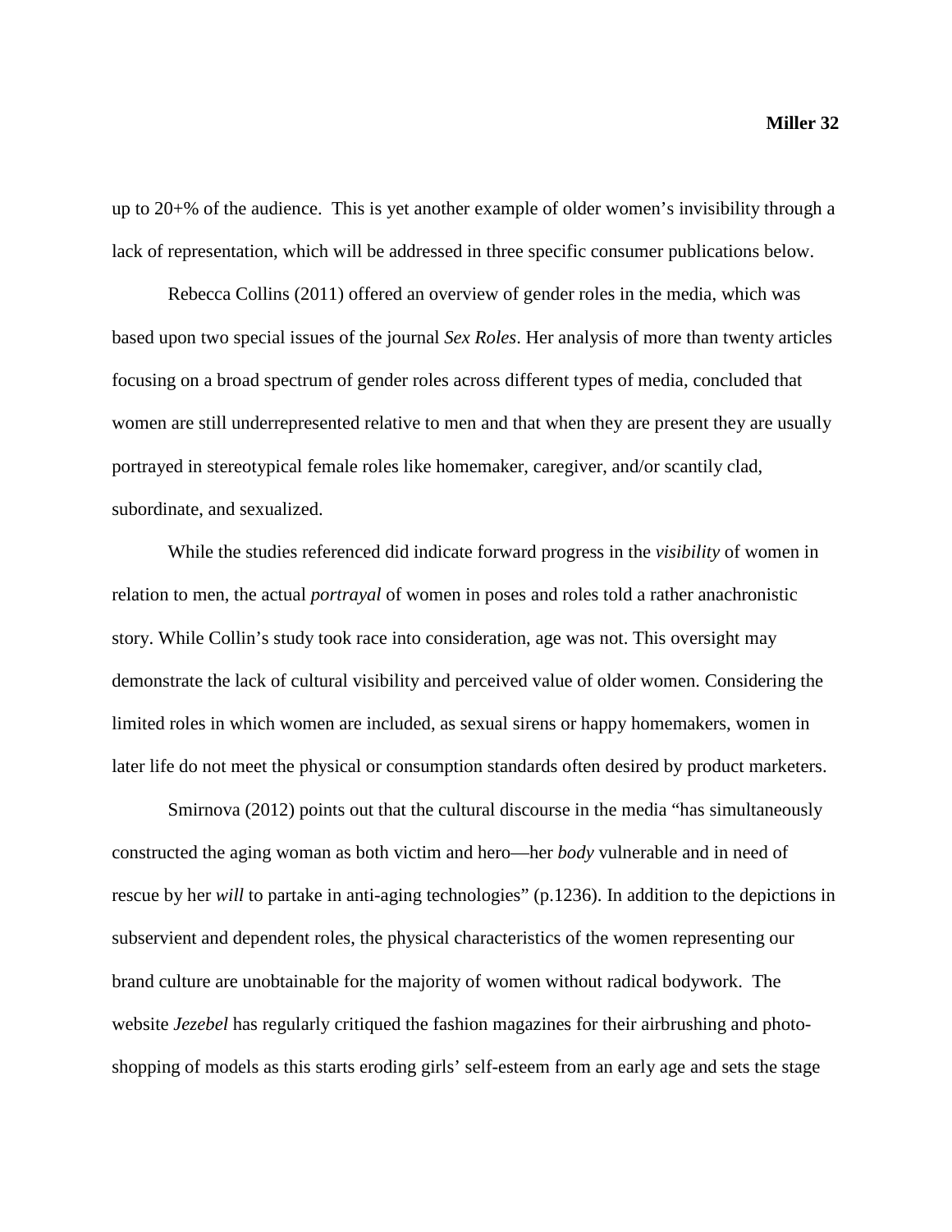up to 20+% of the audience. This is yet another example of older women's invisibility through a lack of representation, which will be addressed in three specific consumer publications below.

Rebecca Collins (2011) offered an overview of gender roles in the media, which was based upon two special issues of the journal *Sex Roles*. Her analysis of more than twenty articles focusing on a broad spectrum of gender roles across different types of media, concluded that women are still underrepresented relative to men and that when they are present they are usually portrayed in stereotypical female roles like homemaker, caregiver, and/or scantily clad, subordinate, and sexualized.

While the studies referenced did indicate forward progress in the *visibility* of women in relation to men, the actual *portrayal* of women in poses and roles told a rather anachronistic story. While Collin's study took race into consideration, age was not. This oversight may demonstrate the lack of cultural visibility and perceived value of older women. Considering the limited roles in which women are included, as sexual sirens or happy homemakers, women in later life do not meet the physical or consumption standards often desired by product marketers.

Smirnova (2012) points out that the cultural discourse in the media "has simultaneously constructed the aging woman as both victim and hero—her *body* vulnerable and in need of rescue by her *will* to partake in anti-aging technologies" (p.1236). In addition to the depictions in subservient and dependent roles, the physical characteristics of the women representing our brand culture are unobtainable for the majority of women without radical bodywork. The website *Jezebel* has regularly critiqued the fashion magazines for their airbrushing and photo-shopping of models as this starts eroding girls' self-esteem from an early age and sets the stage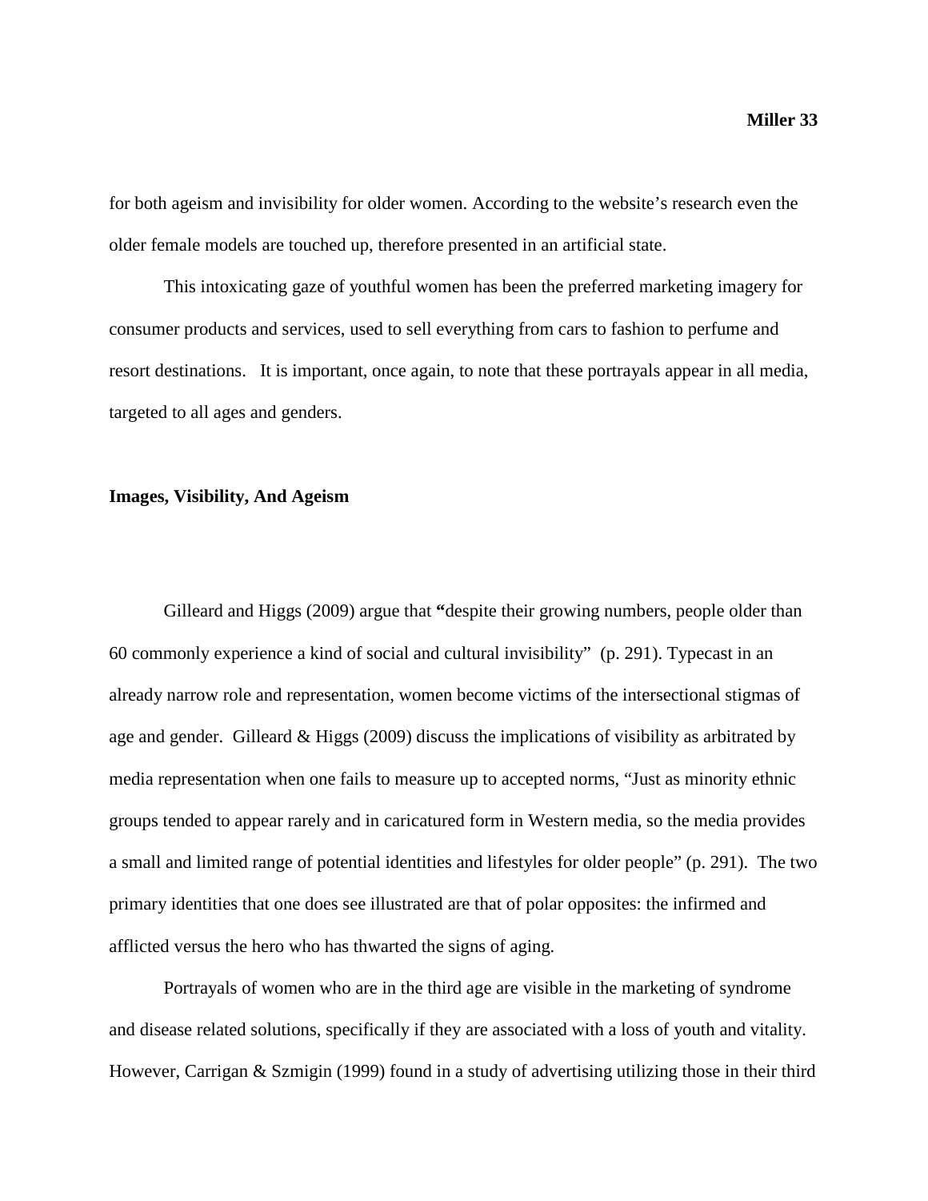for both ageism and invisibility for older women. According to the website's research even the older female models are touched up, therefore presented in an artificial state.

This intoxicating gaze of youthful women has been the preferred marketing imagery for consumer products and services, used to sell everything from cars to fashion to perfume and resort destinations. It is important, once again, to note that these portrayals appear in all media, targeted to all ages and genders.

**Images, Visibility, And Ageism**

Gilleard and Higgs (2009) argue that **"**despite their growing numbers, people older than 60 commonly experience a kind of social and cultural invisibility" (p. 291). Typecast in an already narrow role and representation, women become victims of the intersectional stigmas of age and gender. Gilleard & Higgs (2009) discuss the implications of visibility as arbitrated by media representation when one fails to measure up to accepted norms, "Just as minority ethnic groups tended to appear rarely and in caricatured form in Western media, so the media provides a small and limited range of potential identities and lifestyles for older people" (p. 291). The two primary identities that one does see illustrated are that of polar opposites: the infirmed and afflicted versus the hero who has thwarted the signs of aging.

Portrayals of women who are in the third age are visible in the marketing of syndrome and disease related solutions, specifically if they are associated with a loss of youth and vitality. However, Carrigan & Szmigin (1999) found in a study of advertising utilizing those in their third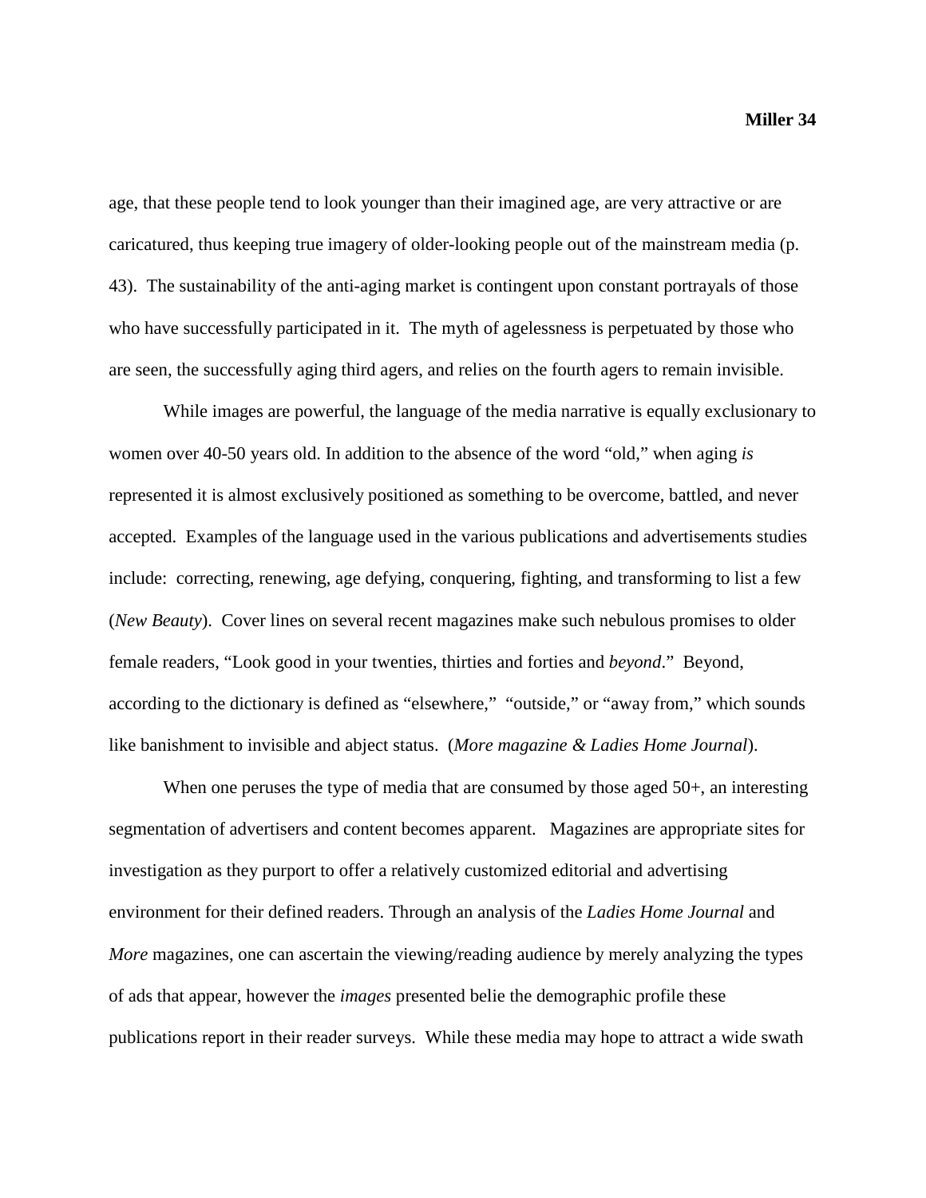age, that these people tend to look younger than their imagined age, are very attractive or are caricatured, thus keeping true imagery of older-looking people out of the mainstream media (p. 43). The sustainability of the anti-aging market is contingent upon constant portrayals of those who have successfully participated in it. The myth of agelessness is perpetuated by those who are seen, the successfully aging third agers, and relies on the fourth agers to remain invisible.

While images are powerful, the language of the media narrative is equally exclusionary to women over 40-50 years old. In addition to the absence of the word "old," when aging *is* represented it is almost exclusively positioned as something to be overcome, battled, and never accepted. Examples of the language used in the various publications and advertisements studies include: correcting, renewing, age defying, conquering, fighting, and transforming to list a few (*New Beauty*). Cover lines on several recent magazines make such nebulous promises to older female readers, "Look good in your twenties, thirties and forties and *beyond*." Beyond, according to the dictionary is defined as "elsewhere," "outside," or "away from," which sounds like banishment to invisible and abject status. (*More magazine & Ladies Home Journal*).

When one peruses the type of media that are consumed by those aged 50+, an interesting segmentation of advertisers and content becomes apparent. Magazines are appropriate sites for investigation as they purport to offer a relatively customized editorial and advertising environment for their defined readers. Through an analysis of the *Ladies Home Journal* and *More* magazines, one can ascertain the viewing/reading audience by merely analyzing the types of ads that appear, however the *images* presented belie the demographic profile these publications report in their reader surveys. While these media may hope to attract a wide swath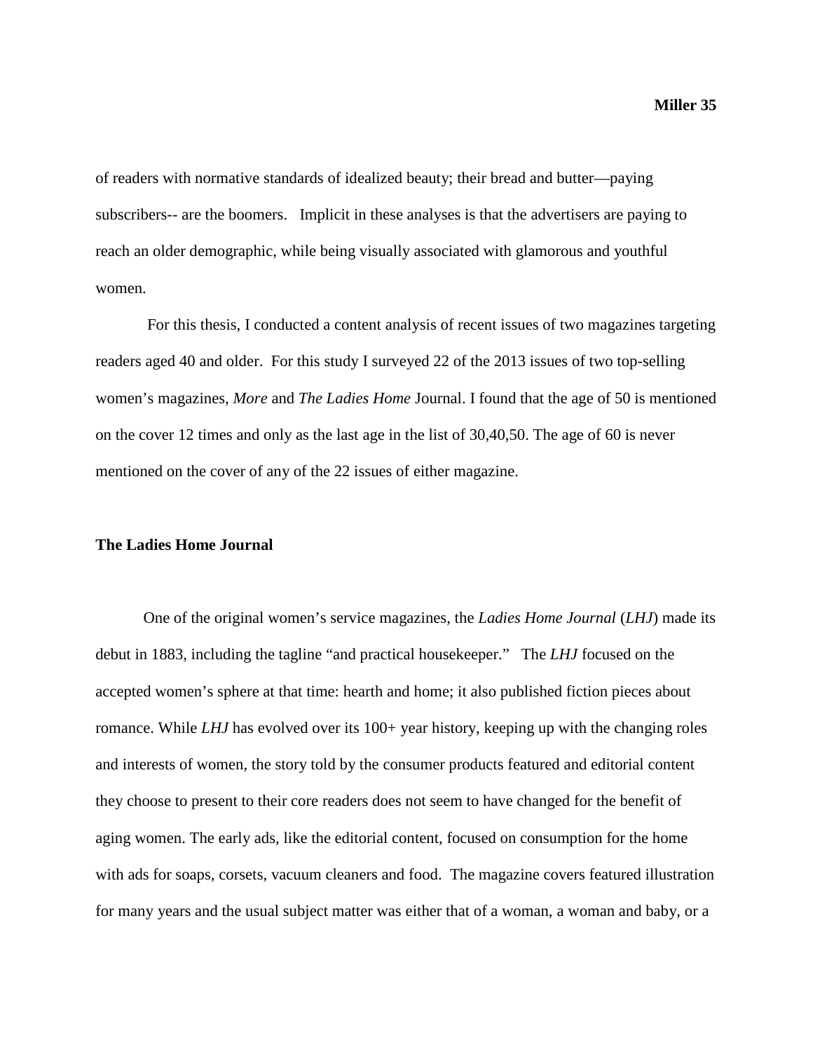of readers with normative standards of idealized beauty; their bread and butter—paying subscribers-- are the boomers. Implicit in these analyses is that the advertisers are paying to reach an older demographic, while being visually associated with glamorous and youthful women.

For this thesis, I conducted a content analysis of recent issues of two magazines targeting readers aged 40 and older. For this study I surveyed 22 of the 2013 issues of two top-selling women's magazines, *More* and *The Ladies Home* Journal. I found that the age of 50 is mentioned on the cover 12 times and only as the last age in the list of 30,40,50. The age of 60 is never mentioned on the cover of any of the 22 issues of either magazine.

## The Ladies Home Journal

One of the original women's service magazines, the *Ladies Home Journal* (*LHJ*) made its debut in 1883, including the tagline "and practical housekeeper." The *LHJ* focused on the accepted women's sphere at that time: hearth and home; it also published fiction pieces about romance. While *LHJ* has evolved over its 100+ year history, keeping up with the changing roles and interests of women, the story told by the consumer products featured and editorial content they choose to present to their core readers does not seem to have changed for the benefit of aging women. The early ads, like the editorial content, focused on consumption for the home with ads for soaps, corsets, vacuum cleaners and food. The magazine covers featured illustration for many years and the usual subject matter was either that of a woman, a woman and baby, or a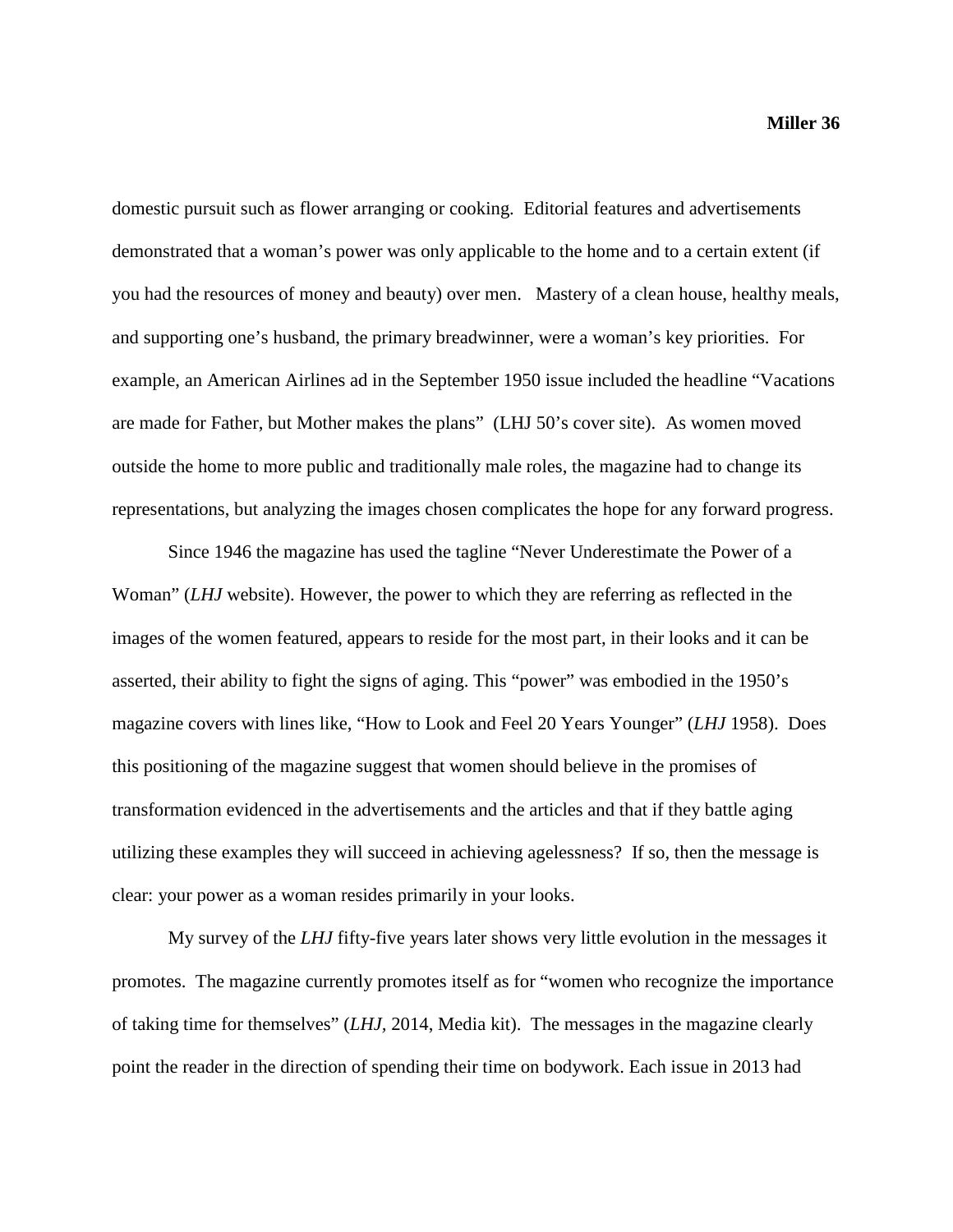domestic pursuit such as flower arranging or cooking. Editorial features and advertisements demonstrated that a woman's power was only applicable to the home and to a certain extent (if you had the resources of money and beauty) over men. Mastery of a clean house, healthy meals, and supporting one's husband, the primary breadwinner, were a woman's key priorities. For example, an American Airlines ad in the September 1950 issue included the headline "Vacations are made for Father, but Mother makes the plans" (LHJ 50's cover site). As women moved outside the home to more public and traditionally male roles, the magazine had to change its representations, but analyzing the images chosen complicates the hope for any forward progress.

Since 1946 the magazine has used the tagline "Never Underestimate the Power of a Woman" (*LHJ* website). However, the power to which they are referring as reflected in the images of the women featured, appears to reside for the most part, in their looks and it can be asserted, their ability to fight the signs of aging. This "power" was embodied in the 1950's magazine covers with lines like, "How to Look and Feel 20 Years Younger" (*LHJ* 1958). Does this positioning of the magazine suggest that women should believe in the promises of transformation evidenced in the advertisements and the articles and that if they battle aging utilizing these examples they will succeed in achieving agelessness? If so, then the message is clear: your power as a woman resides primarily in your looks.

My survey of the *LHJ* fifty-five years later shows very little evolution in the messages it promotes. The magazine currently promotes itself as for "women who recognize the importance of taking time for themselves" (*LHJ*, 2014, Media kit). The messages in the magazine clearly point the reader in the direction of spending their time on bodywork. Each issue in 2013 had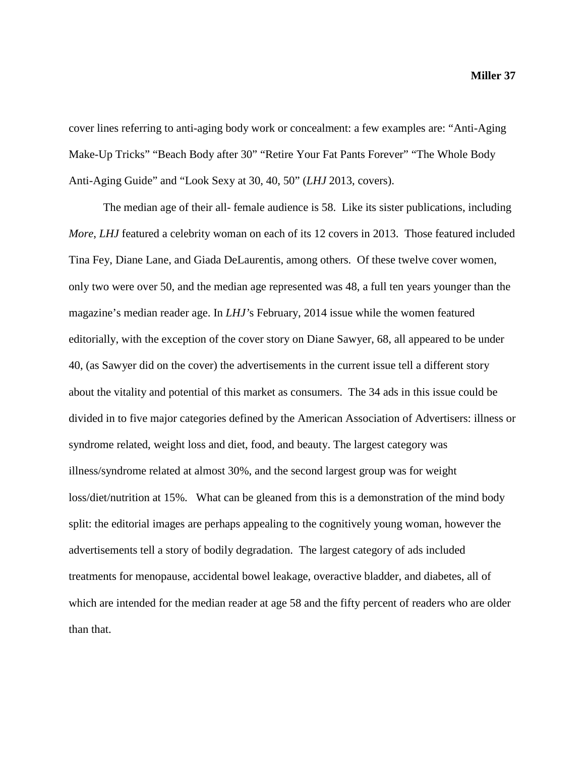cover lines referring to anti-aging body work or concealment: a few examples are: "Anti-Aging Make-Up Tricks" "Beach Body after 30" "Retire Your Fat Pants Forever" "The Whole Body Anti-Aging Guide" and "Look Sexy at 30, 40, 50" (*LHJ* 2013, covers).

The median age of their all- female audience is 58. Like its sister publications, including *More*, *LHJ* featured a celebrity woman on each of its 12 covers in 2013. Those featured included Tina Fey, Diane Lane, and Giada DeLaurentis, among others. Of these twelve cover women, only two were over 50, and the median age represented was 48, a full ten years younger than the magazine's median reader age. In *LHJ*'s February, 2014 issue while the women featured editorially, with the exception of the cover story on Diane Sawyer, 68, all appeared to be under 40, (as Sawyer did on the cover) the advertisements in the current issue tell a different story about the vitality and potential of this market as consumers. The 34 ads in this issue could be divided in to five major categories defined by the American Association of Advertisers: illness or syndrome related, weight loss and diet, food, and beauty. The largest category was illness/syndrome related at almost 30%, and the second largest group was for weight loss/diet/nutrition at 15%. What can be gleaned from this is a demonstration of the mind body split: the editorial images are perhaps appealing to the cognitively young woman, however the advertisements tell a story of bodily degradation. The largest category of ads included treatments for menopause, accidental bowel leakage, overactive bladder, and diabetes, all of which are intended for the median reader at age 58 and the fifty percent of readers who are older than that.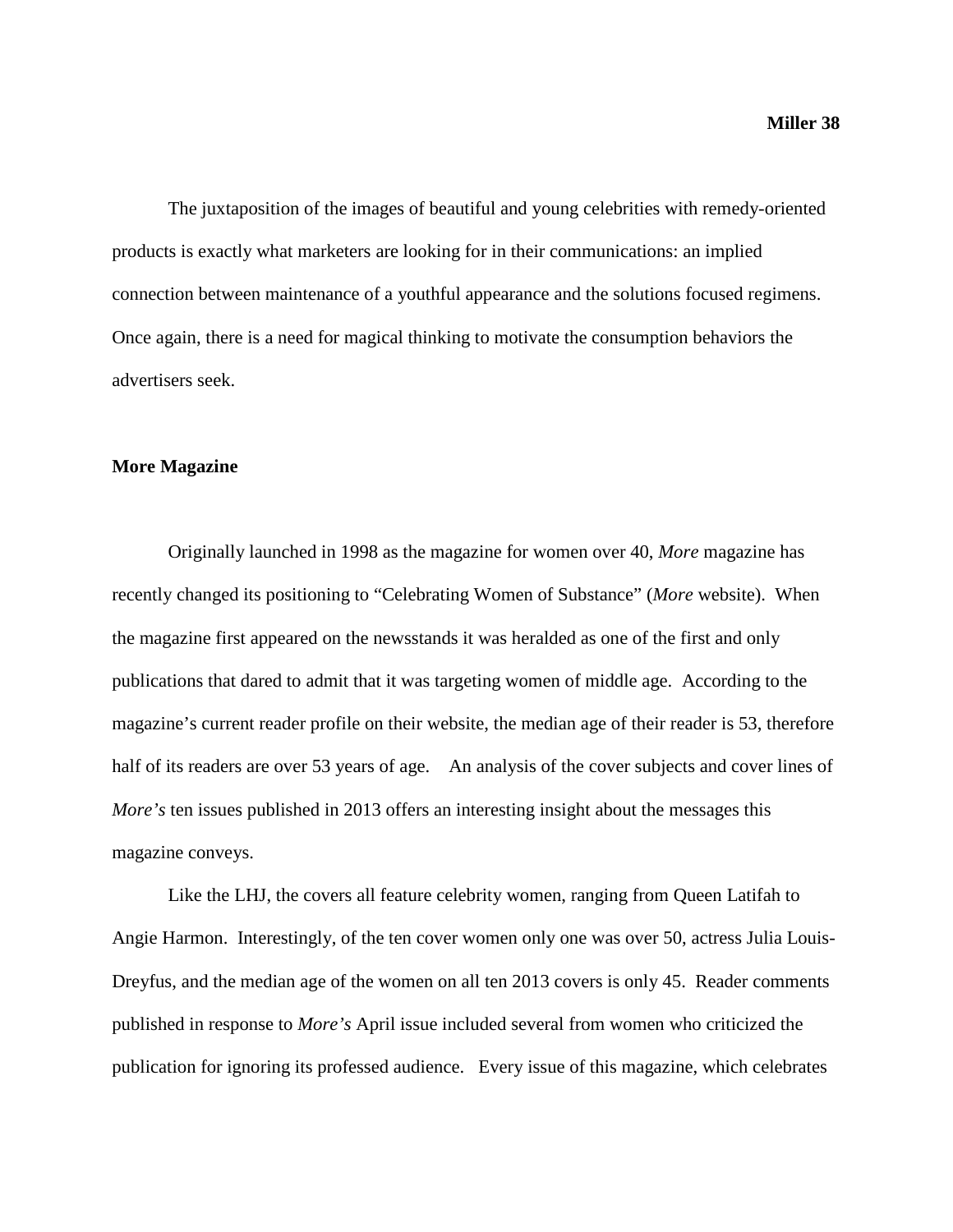The juxtaposition of the images of beautiful and young celebrities with remedy-oriented products is exactly what marketers are looking for in their communications: an implied connection between maintenance of a youthful appearance and the solutions focused regimens. Once again, there is a need for magical thinking to motivate the consumption behaviors the advertisers seek.

**More Magazine**

Originally launched in 1998 as the magazine for women over 40, *More* magazine has recently changed its positioning to "Celebrating Women of Substance" (*More* website). When the magazine first appeared on the newsstands it was heralded as one of the first and only publications that dared to admit that it was targeting women of middle age. According to the magazine's current reader profile on their website, the median age of their reader is 53, therefore half of its readers are over 53 years of age. An analysis of the cover subjects and cover lines of *More's* ten issues published in 2013 offers an interesting insight about the messages this magazine conveys.

Like the LHJ, the covers all feature celebrity women, ranging from Queen Latifah to Angie Harmon. Interestingly, of the ten cover women only one was over 50, actress Julia Louis-Dreyfus, and the median age of the women on all ten 2013 covers is only 45. Reader comments published in response to *More's* April issue included several from women who criticized the publication for ignoring its professed audience. Every issue of this magazine, which celebrates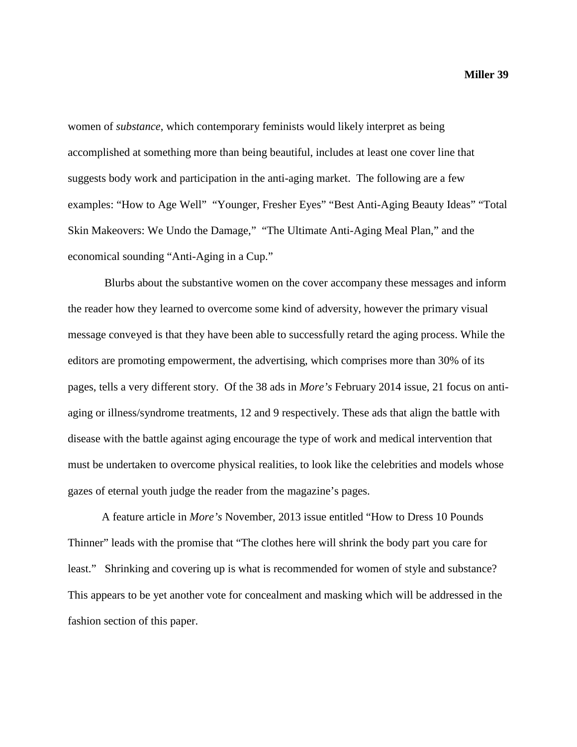women of *substance*, which contemporary feminists would likely interpret as being accomplished at something more than being beautiful, includes at least one cover line that suggests body work and participation in the anti-aging market. The following are a few examples: "How to Age Well" "Younger, Fresher Eyes" "Best Anti-Aging Beauty Ideas" "Total Skin Makeovers: We Undo the Damage," "The Ultimate Anti-Aging Meal Plan," and the economical sounding "Anti-Aging in a Cup."

Blurbs about the substantive women on the cover accompany these messages and inform the reader how they learned to overcome some kind of adversity, however the primary visual message conveyed is that they have been able to successfully retard the aging process. While the editors are promoting empowerment, the advertising, which comprises more than 30% of its pages, tells a very different story. Of the 38 ads in *More's* February 2014 issue, 21 focus on anti-aging or illness/syndrome treatments, 12 and 9 respectively. These ads that align the battle with disease with the battle against aging encourage the type of work and medical intervention that must be undertaken to overcome physical realities, to look like the celebrities and models whose gazes of eternal youth judge the reader from the magazine's pages.

A feature article in *More's* November, 2013 issue entitled "How to Dress 10 Pounds Thinner" leads with the promise that "The clothes here will shrink the body part you care for least." Shrinking and covering up is what is recommended for women of style and substance? This appears to be yet another vote for concealment and masking which will be addressed in the fashion section of this paper.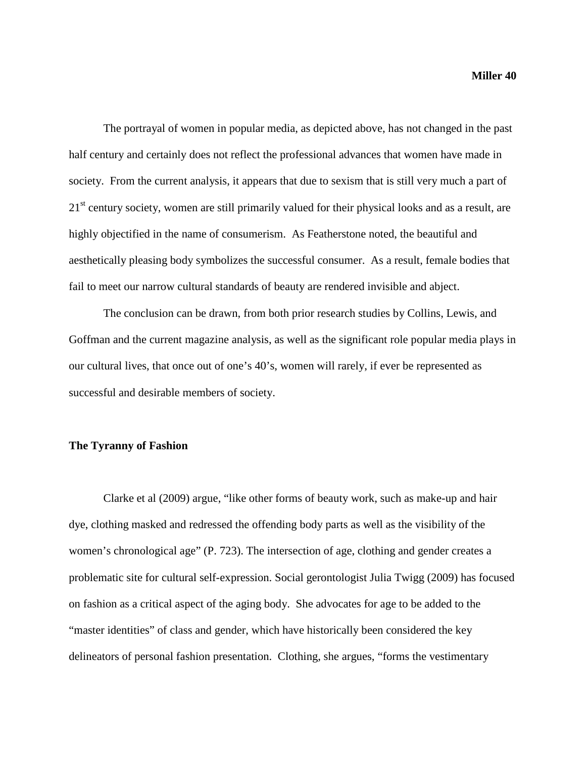The portrayal of women in popular media, as depicted above, has not changed in the past half century and certainly does not reflect the professional advances that women have made in society. From the current analysis, it appears that due to sexism that is still very much a part of 21st century society, women are still primarily valued for their physical looks and as a result, are highly objectified in the name of consumerism. As Featherstone noted, the beautiful and aesthetically pleasing body symbolizes the successful consumer. As a result, female bodies that fail to meet our narrow cultural standards of beauty are rendered invisible and abject.

The conclusion can be drawn, from both prior research studies by Collins, Lewis, and Goffman and the current magazine analysis, as well as the significant role popular media plays in our cultural lives, that once out of one's 40's, women will rarely, if ever be represented as successful and desirable members of society.

**The Tyranny of Fashion**

Clarke et al (2009) argue, "like other forms of beauty work, such as make-up and hair dye, clothing masked and redressed the offending body parts as well as the visibility of the women's chronological age" (P. 723). The intersection of age, clothing and gender creates a problematic site for cultural self-expression. Social gerontologist Julia Twigg (2009) has focused on fashion as a critical aspect of the aging body. She advocates for age to be added to the "master identities" of class and gender, which have historically been considered the key delineators of personal fashion presentation. Clothing, she argues, "forms the vestimentary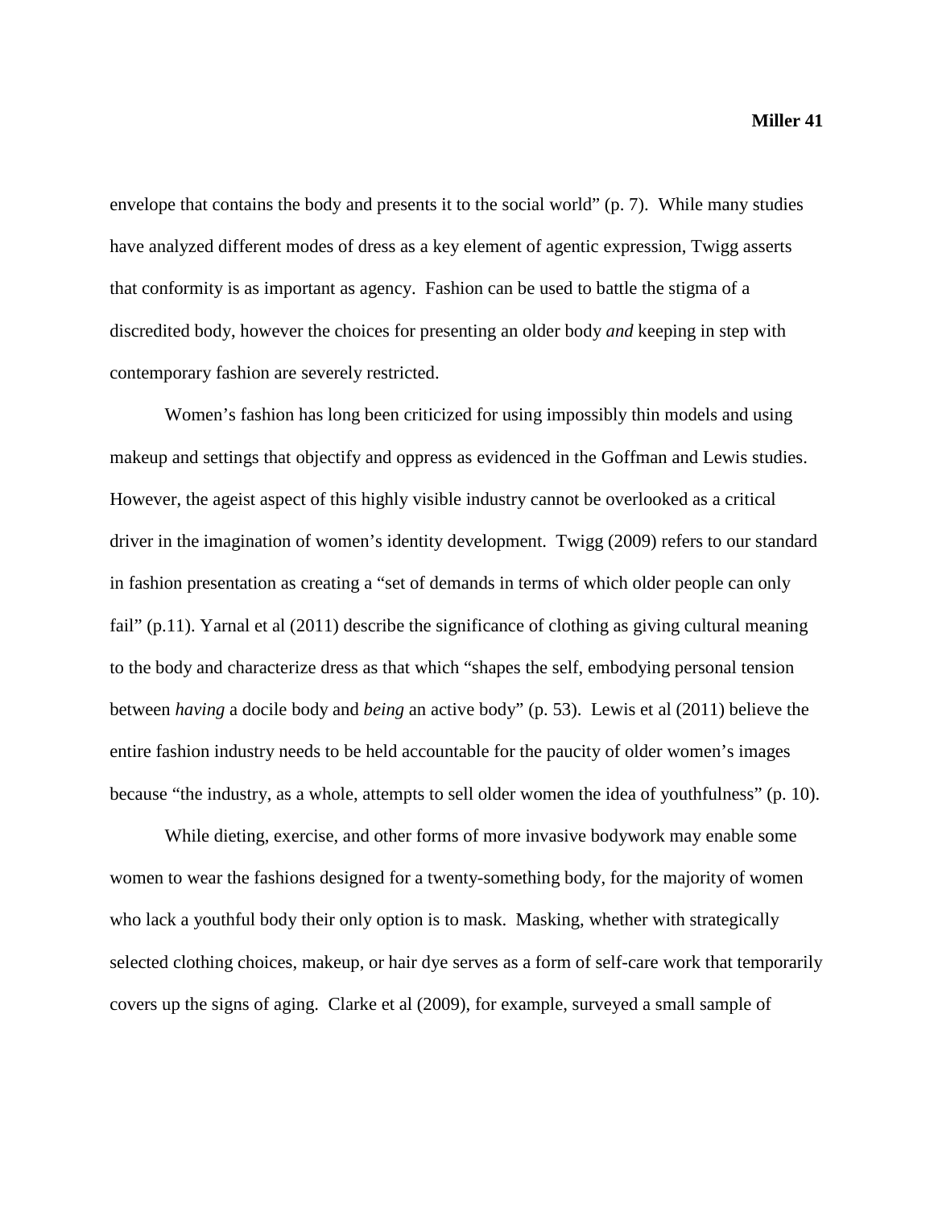envelope that contains the body and presents it to the social world" (p. 7). While many studies have analyzed different modes of dress as a key element of agentic expression, Twigg asserts that conformity is as important as agency. Fashion can be used to battle the stigma of a discredited body, however the choices for presenting an older body *and* keeping in step with contemporary fashion are severely restricted.

Women's fashion has long been criticized for using impossibly thin models and using makeup and settings that objectify and oppress as evidenced in the Goffman and Lewis studies. However, the ageist aspect of this highly visible industry cannot be overlooked as a critical driver in the imagination of women's identity development. Twigg (2009) refers to our standard in fashion presentation as creating a "set of demands in terms of which older people can only fail" (p.11). Yarnal et al (2011) describe the significance of clothing as giving cultural meaning to the body and characterize dress as that which "shapes the self, embodying personal tension between *having* a docile body and *being* an active body" (p. 53). Lewis et al (2011) believe the entire fashion industry needs to be held accountable for the paucity of older women's images because "the industry, as a whole, attempts to sell older women the idea of youthfulness" (p. 10).

While dieting, exercise, and other forms of more invasive bodywork may enable some women to wear the fashions designed for a twenty-something body, for the majority of women who lack a youthful body their only option is to mask. Masking, whether with strategically selected clothing choices, makeup, or hair dye serves as a form of self-care work that temporarily covers up the signs of aging. Clarke et al (2009), for example, surveyed a small sample of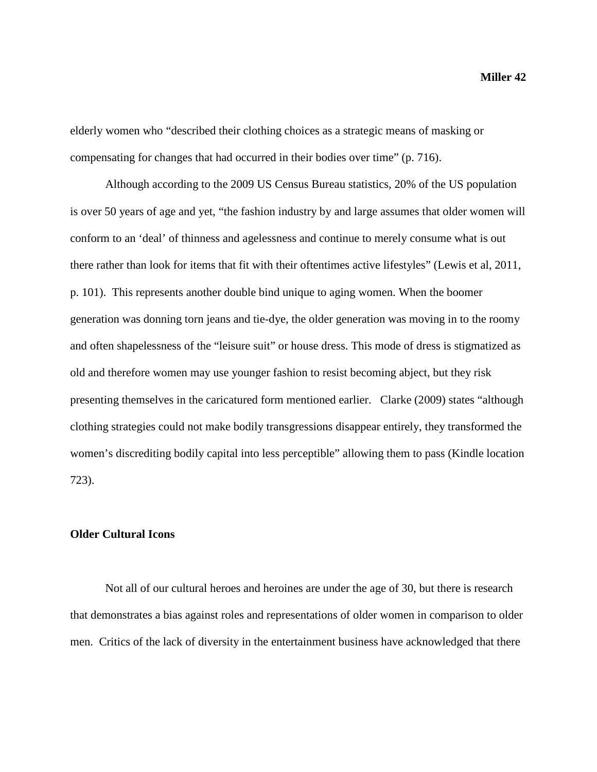elderly women who "described their clothing choices as a strategic means of masking or compensating for changes that had occurred in their bodies over time" (p. 716).

Although according to the 2009 US Census Bureau statistics, 20% of the US population is over 50 years of age and yet, "the fashion industry by and large assumes that older women will conform to an 'deal' of thinness and agelessness and continue to merely consume what is out there rather than look for items that fit with their oftentimes active lifestyles" (Lewis et al, 2011, p. 101). This represents another double bind unique to aging women. When the boomer generation was donning torn jeans and tie-dye, the older generation was moving in to the roomy and often shapelessness of the "leisure suit" or house dress. This mode of dress is stigmatized as old and therefore women may use younger fashion to resist becoming abject, but they risk presenting themselves in the caricatured form mentioned earlier. Clarke (2009) states "although clothing strategies could not make bodily transgressions disappear entirely, they transformed the women's discrediting bodily capital into less perceptible" allowing them to pass (Kindle location 723).

## Older Cultural Icons

Not all of our cultural heroes and heroines are under the age of 30, but there is research that demonstrates a bias against roles and representations of older women in comparison to older men. Critics of the lack of diversity in the entertainment business have acknowledged that there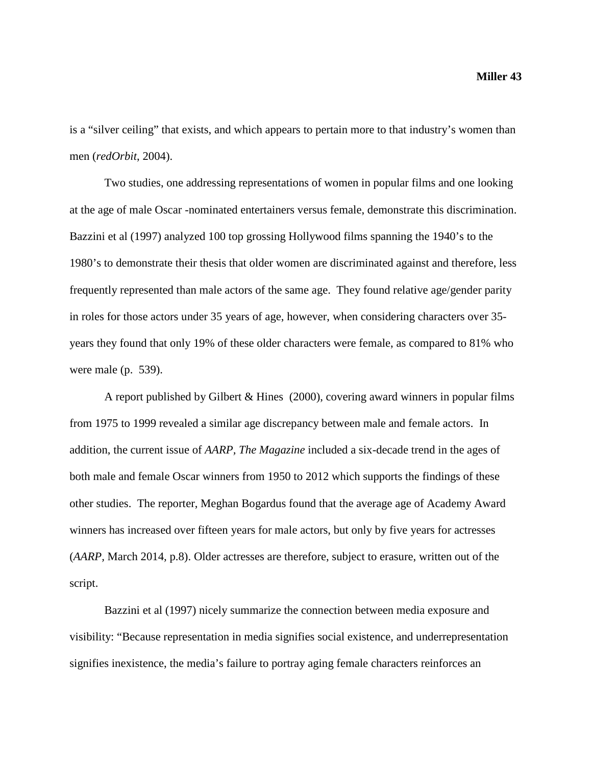is a “silver ceiling” that exists, and which appears to pertain more to that industry’s women than men (*redOrbit*, 2004).

Two studies, one addressing representations of women in popular films and one looking at the age of male Oscar -nominated entertainers versus female, demonstrate this discrimination. Bazzini et al (1997) analyzed 100 top grossing Hollywood films spanning the 1940’s to the 1980’s to demonstrate their thesis that older women are discriminated against and therefore, less frequently represented than male actors of the same age. They found relative age/gender parity in roles for those actors under 35 years of age, however, when considering characters over 35-years they found that only 19% of these older characters were female, as compared to 81% who were male (p. 539).

A report published by Gilbert & Hines (2000), covering award winners in popular films from 1975 to 1999 revealed a similar age discrepancy between male and female actors. In addition, the current issue of *AARP*, *The Magazine* included a six-decade trend in the ages of both male and female Oscar winners from 1950 to 2012 which supports the findings of these other studies. The reporter, Meghan Bogardus found that the average age of Academy Award winners has increased over fifteen years for male actors, but only by five years for actresses (*AARP*, March 2014, p.8). Older actresses are therefore, subject to erasure, written out of the script.

Bazzini et al (1997) nicely summarize the connection between media exposure and visibility: “Because representation in media signifies social existence, and underrepresentation signifies inexistence, the media’s failure to portray aging female characters reinforces an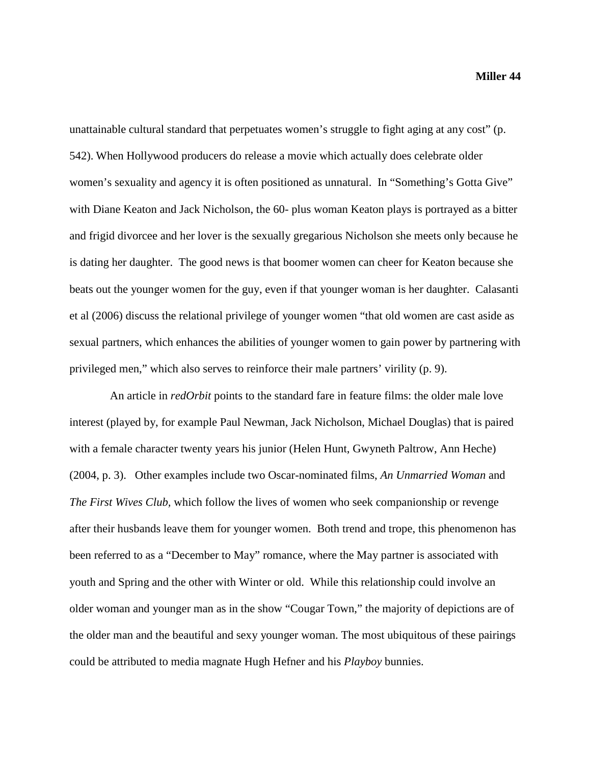unattainable cultural standard that perpetuates women's struggle to fight aging at any cost" (p. 542). When Hollywood producers do release a movie which actually does celebrate older women's sexuality and agency it is often positioned as unnatural. In "Something's Gotta Give" with Diane Keaton and Jack Nicholson, the 60- plus woman Keaton plays is portrayed as a bitter and frigid divorcee and her lover is the sexually gregarious Nicholson she meets only because he is dating her daughter. The good news is that boomer women can cheer for Keaton because she beats out the younger women for the guy, even if that younger woman is her daughter. Calasanti et al (2006) discuss the relational privilege of younger women "that old women are cast aside as sexual partners, which enhances the abilities of younger women to gain power by partnering with privileged men," which also serves to reinforce their male partners' virility (p. 9).

An article in *redOrbit* points to the standard fare in feature films: the older male love interest (played by, for example Paul Newman, Jack Nicholson, Michael Douglas) that is paired with a female character twenty years his junior (Helen Hunt, Gwyneth Paltrow, Ann Heche) (2004, p. 3). Other examples include two Oscar-nominated films, *An Unmarried Woman* and *The First Wives Club*, which follow the lives of women who seek companionship or revenge after their husbands leave them for younger women. Both trend and trope, this phenomenon has been referred to as a "December to May" romance, where the May partner is associated with youth and Spring and the other with Winter or old. While this relationship could involve an older woman and younger man as in the show "Cougar Town," the majority of depictions are of the older man and the beautiful and sexy younger woman. The most ubiquitous of these pairings could be attributed to media magnate Hugh Hefner and his *Playboy* bunnies.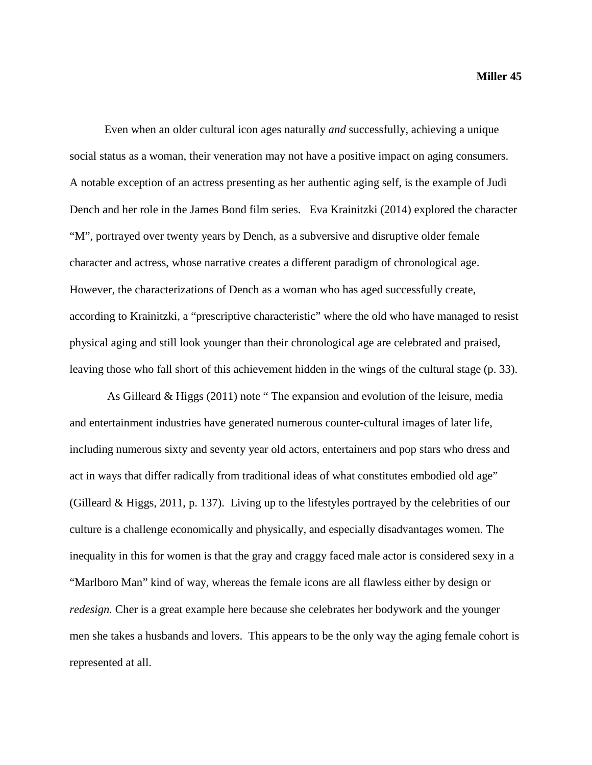Even when an older cultural icon ages naturally *and* successfully, achieving a unique social status as a woman, their veneration may not have a positive impact on aging consumers. A notable exception of an actress presenting as her authentic aging self, is the example of Judi Dench and her role in the James Bond film series. Eva Krainitzki (2014) explored the character "M", portrayed over twenty years by Dench, as a subversive and disruptive older female character and actress, whose narrative creates a different paradigm of chronological age. However, the characterizations of Dench as a woman who has aged successfully create, according to Krainitzki, a "prescriptive characteristic" where the old who have managed to resist physical aging and still look younger than their chronological age are celebrated and praised, leaving those who fall short of this achievement hidden in the wings of the cultural stage (p. 33).

As Gilleard & Higgs (2011) note " The expansion and evolution of the leisure, media and entertainment industries have generated numerous counter-cultural images of later life, including numerous sixty and seventy year old actors, entertainers and pop stars who dress and act in ways that differ radically from traditional ideas of what constitutes embodied old age" (Gilleard & Higgs, 2011, p. 137). Living up to the lifestyles portrayed by the celebrities of our culture is a challenge economically and physically, and especially disadvantages women. The inequality in this for women is that the gray and craggy faced male actor is considered sexy in a "Marlboro Man" kind of way, whereas the female icons are all flawless either by design or *redesign.* Cher is a great example here because she celebrates her bodywork and the younger men she takes a husbands and lovers. This appears to be the only way the aging female cohort is represented at all.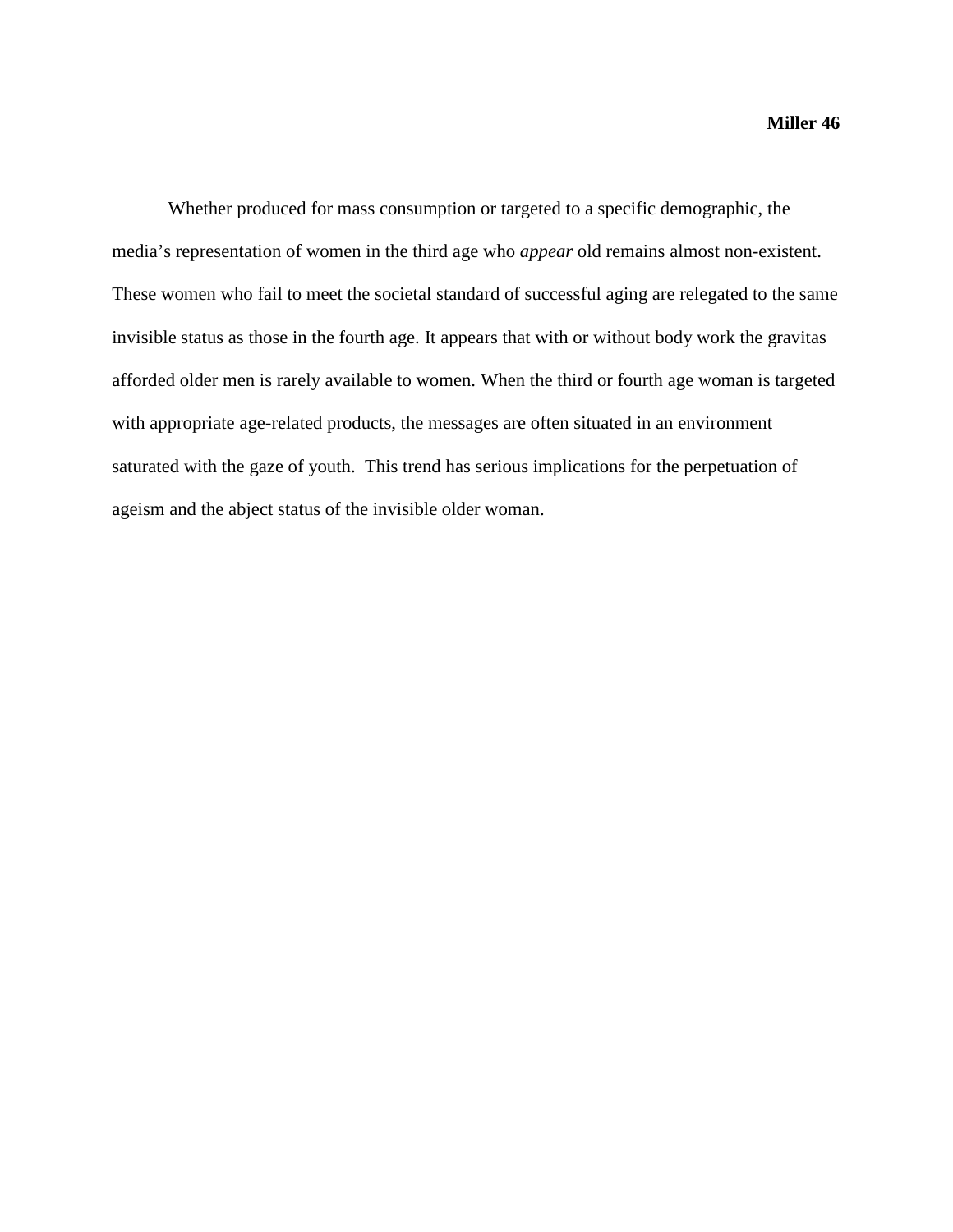Whether produced for mass consumption or targeted to a specific demographic, the media's representation of women in the third age who *appear* old remains almost non-existent. These women who fail to meet the societal standard of successful aging are relegated to the same invisible status as those in the fourth age. It appears that with or without body work the gravitas afforded older men is rarely available to women. When the third or fourth age woman is targeted with appropriate age-related products, the messages are often situated in an environment saturated with the gaze of youth. This trend has serious implications for the perpetuation of ageism and the abject status of the invisible older woman.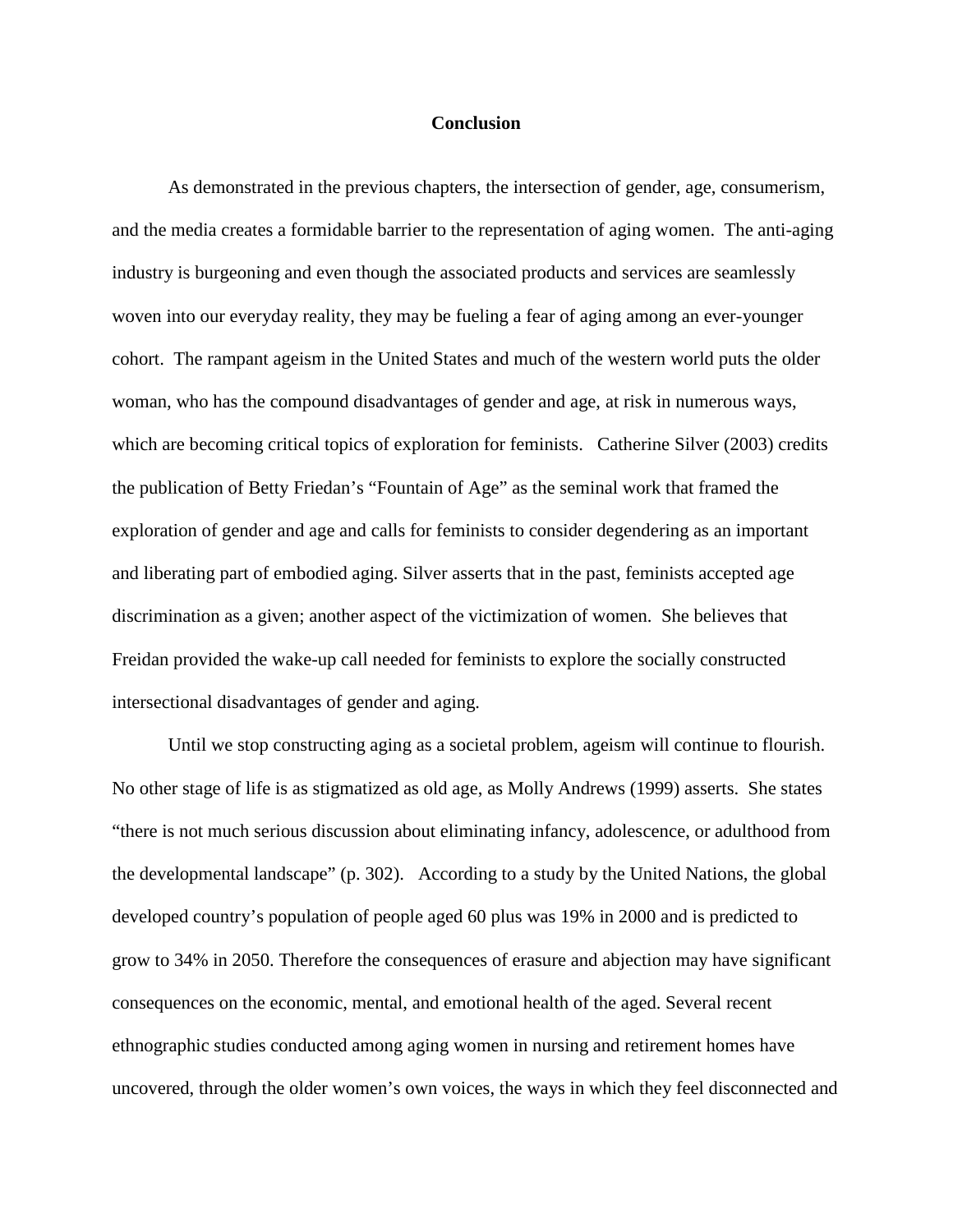# Conclusion

As demonstrated in the previous chapters, the intersection of gender, age, consumerism, and the media creates a formidable barrier to the representation of aging women. The anti-aging industry is burgeoning and even though the associated products and services are seamlessly woven into our everyday reality, they may be fueling a fear of aging among an ever-younger cohort. The rampant ageism in the United States and much of the western world puts the older woman, who has the compound disadvantages of gender and age, at risk in numerous ways, which are becoming critical topics of exploration for feminists. Catherine Silver (2003) credits the publication of Betty Friedan's "Fountain of Age" as the seminal work that framed the exploration of gender and age and calls for feminists to consider degendering as an important and liberating part of embodied aging. Silver asserts that in the past, feminists accepted age discrimination as a given; another aspect of the victimization of women. She believes that Freidan provided the wake-up call needed for feminists to explore the socially constructed intersectional disadvantages of gender and aging.

Until we stop constructing aging as a societal problem, ageism will continue to flourish. No other stage of life is as stigmatized as old age, as Molly Andrews (1999) asserts. She states "there is not much serious discussion about eliminating infancy, adolescence, or adulthood from the developmental landscape" (p. 302). According to a study by the United Nations, the global developed country's population of people aged 60 plus was 19% in 2000 and is predicted to grow to 34% in 2050. Therefore the consequences of erasure and abjection may have significant consequences on the economic, mental, and emotional health of the aged. Several recent ethnographic studies conducted among aging women in nursing and retirement homes have uncovered, through the older women's own voices, the ways in which they feel disconnected and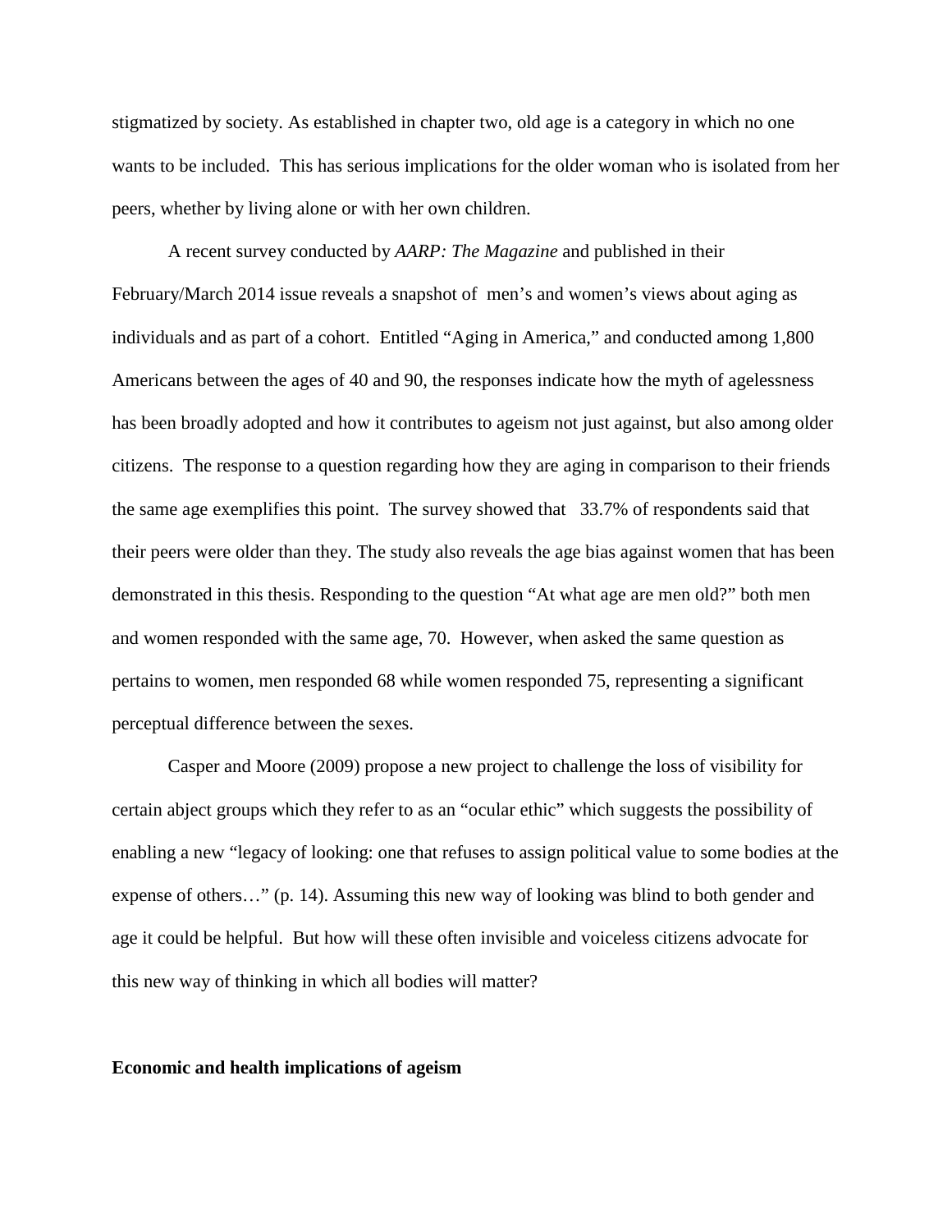stigmatized by society. As established in chapter two, old age is a category in which no one wants to be included. This has serious implications for the older woman who is isolated from her peers, whether by living alone or with her own children.

A recent survey conducted by *AARP: The Magazine* and published in their February/March 2014 issue reveals a snapshot of men's and women's views about aging as individuals and as part of a cohort. Entitled "Aging in America," and conducted among 1,800 Americans between the ages of 40 and 90, the responses indicate how the myth of agelessness has been broadly adopted and how it contributes to ageism not just against, but also among older citizens. The response to a question regarding how they are aging in comparison to their friends the same age exemplifies this point. The survey showed that 33.7% of respondents said that their peers were older than they. The study also reveals the age bias against women that has been demonstrated in this thesis. Responding to the question "At what age are men old?" both men and women responded with the same age, 70. However, when asked the same question as pertains to women, men responded 68 while women responded 75, representing a significant perceptual difference between the sexes.

Casper and Moore (2009) propose a new project to challenge the loss of visibility for certain abject groups which they refer to as an "ocular ethic" which suggests the possibility of enabling a new "legacy of looking: one that refuses to assign political value to some bodies at the expense of others…" (p. 14). Assuming this new way of looking was blind to both gender and age it could be helpful. But how will these often invisible and voiceless citizens advocate for this new way of thinking in which all bodies will matter?

**Economic and health implications of ageism**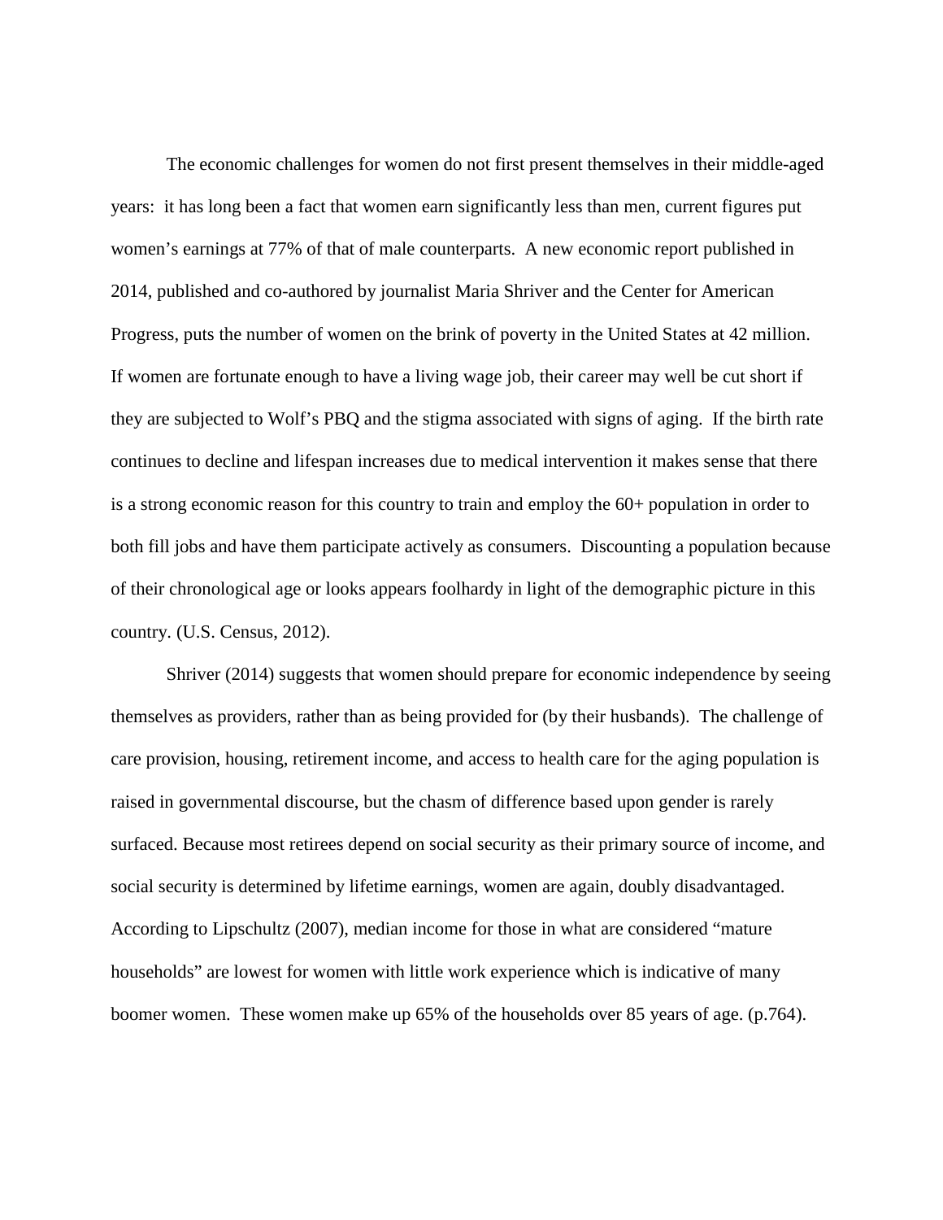The economic challenges for women do not first present themselves in their middle-aged years: it has long been a fact that women earn significantly less than men, current figures put women's earnings at 77% of that of male counterparts. A new economic report published in 2014, published and co-authored by journalist Maria Shriver and the Center for American Progress, puts the number of women on the brink of poverty in the United States at 42 million. If women are fortunate enough to have a living wage job, their career may well be cut short if they are subjected to Wolf's PBQ and the stigma associated with signs of aging. If the birth rate continues to decline and lifespan increases due to medical intervention it makes sense that there is a strong economic reason for this country to train and employ the 60+ population in order to both fill jobs and have them participate actively as consumers. Discounting a population because of their chronological age or looks appears foolhardy in light of the demographic picture in this country. (U.S. Census, 2012).

Shriver (2014) suggests that women should prepare for economic independence by seeing themselves as providers, rather than as being provided for (by their husbands). The challenge of care provision, housing, retirement income, and access to health care for the aging population is raised in governmental discourse, but the chasm of difference based upon gender is rarely surfaced. Because most retirees depend on social security as their primary source of income, and social security is determined by lifetime earnings, women are again, doubly disadvantaged. According to Lipschultz (2007), median income for those in what are considered "mature households" are lowest for women with little work experience which is indicative of many boomer women. These women make up 65% of the households over 85 years of age. (p.764).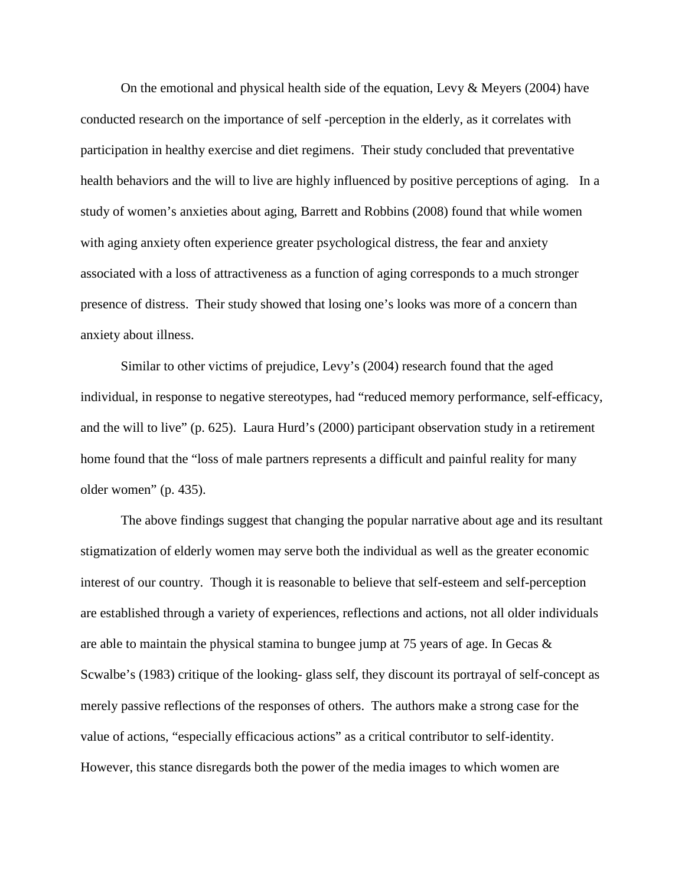On the emotional and physical health side of the equation, Levy & Meyers (2004) have conducted research on the importance of self -perception in the elderly, as it correlates with participation in healthy exercise and diet regimens. Their study concluded that preventative health behaviors and the will to live are highly influenced by positive perceptions of aging. In a study of women's anxieties about aging, Barrett and Robbins (2008) found that while women with aging anxiety often experience greater psychological distress, the fear and anxiety associated with a loss of attractiveness as a function of aging corresponds to a much stronger presence of distress. Their study showed that losing one's looks was more of a concern than anxiety about illness.

Similar to other victims of prejudice, Levy's (2004) research found that the aged individual, in response to negative stereotypes, had "reduced memory performance, self-efficacy, and the will to live" (p. 625). Laura Hurd's (2000) participant observation study in a retirement home found that the "loss of male partners represents a difficult and painful reality for many older women" (p. 435).

The above findings suggest that changing the popular narrative about age and its resultant stigmatization of elderly women may serve both the individual as well as the greater economic interest of our country. Though it is reasonable to believe that self-esteem and self-perception are established through a variety of experiences, reflections and actions, not all older individuals are able to maintain the physical stamina to bungee jump at 75 years of age. In Gecas & Scwalbe's (1983) critique of the looking- glass self, they discount its portrayal of self-concept as merely passive reflections of the responses of others. The authors make a strong case for the value of actions, "especially efficacious actions" as a critical contributor to self-identity. However, this stance disregards both the power of the media images to which women are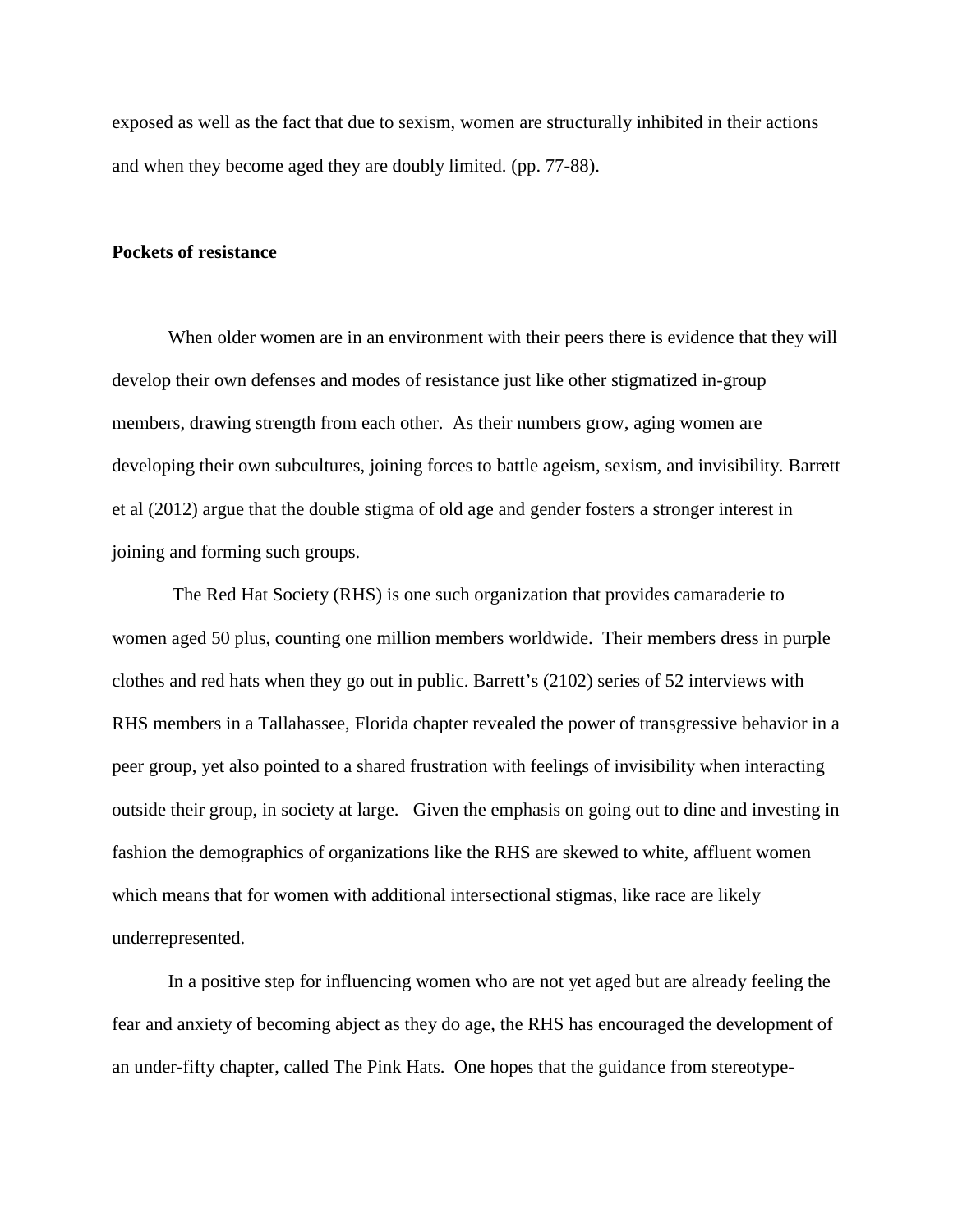exposed as well as the fact that due to sexism, women are structurally inhibited in their actions and when they become aged they are doubly limited. (pp. 77-88).

**Pockets of resistance**

When older women are in an environment with their peers there is evidence that they will develop their own defenses and modes of resistance just like other stigmatized in-group members, drawing strength from each other. As their numbers grow, aging women are developing their own subcultures, joining forces to battle ageism, sexism, and invisibility. Barrett et al (2012) argue that the double stigma of old age and gender fosters a stronger interest in joining and forming such groups.

The Red Hat Society (RHS) is one such organization that provides camaraderie to women aged 50 plus, counting one million members worldwide. Their members dress in purple clothes and red hats when they go out in public. Barrett's (2102) series of 52 interviews with RHS members in a Tallahassee, Florida chapter revealed the power of transgressive behavior in a peer group, yet also pointed to a shared frustration with feelings of invisibility when interacting outside their group, in society at large. Given the emphasis on going out to dine and investing in fashion the demographics of organizations like the RHS are skewed to white, affluent women which means that for women with additional intersectional stigmas, like race are likely underrepresented.

In a positive step for influencing women who are not yet aged but are already feeling the fear and anxiety of becoming abject as they do age, the RHS has encouraged the development of an under-fifty chapter, called The Pink Hats. One hopes that the guidance from stereotype-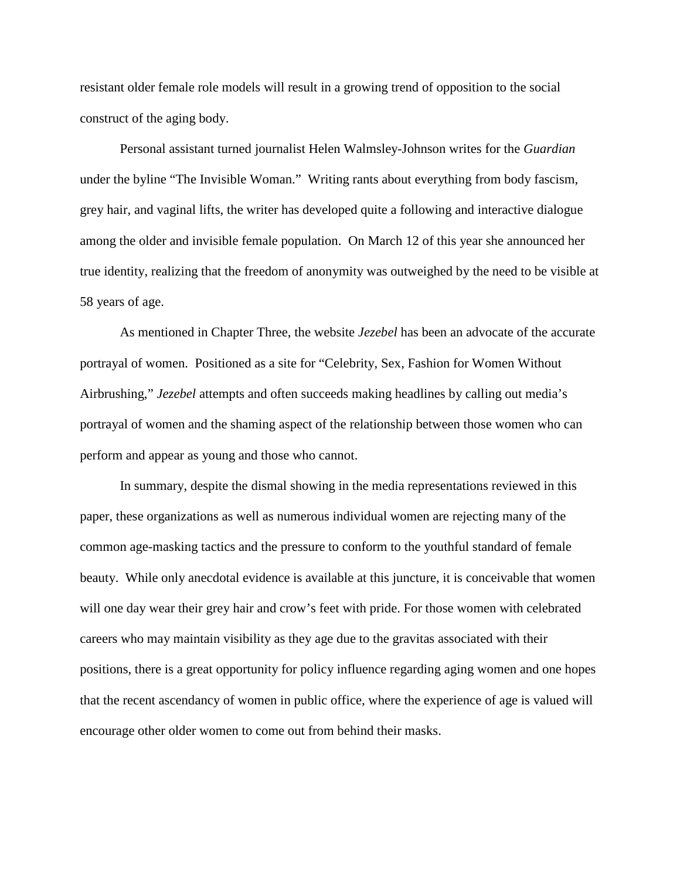resistant older female role models will result in a growing trend of opposition to the social construct of the aging body.

Personal assistant turned journalist Helen Walmsley-Johnson writes for the *Guardian* under the byline "The Invisible Woman." Writing rants about everything from body fascism, grey hair, and vaginal lifts, the writer has developed quite a following and interactive dialogue among the older and invisible female population. On March 12 of this year she announced her true identity, realizing that the freedom of anonymity was outweighed by the need to be visible at 58 years of age.

As mentioned in Chapter Three, the website *Jezebel* has been an advocate of the accurate portrayal of women. Positioned as a site for "Celebrity, Sex, Fashion for Women Without Airbrushing," *Jezebel* attempts and often succeeds making headlines by calling out media's portrayal of women and the shaming aspect of the relationship between those women who can perform and appear as young and those who cannot.

In summary, despite the dismal showing in the media representations reviewed in this paper, these organizations as well as numerous individual women are rejecting many of the common age-masking tactics and the pressure to conform to the youthful standard of female beauty. While only anecdotal evidence is available at this juncture, it is conceivable that women will one day wear their grey hair and crow's feet with pride. For those women with celebrated careers who may maintain visibility as they age due to the gravitas associated with their positions, there is a great opportunity for policy influence regarding aging women and one hopes that the recent ascendancy of women in public office, where the experience of age is valued will encourage other older women to come out from behind their masks.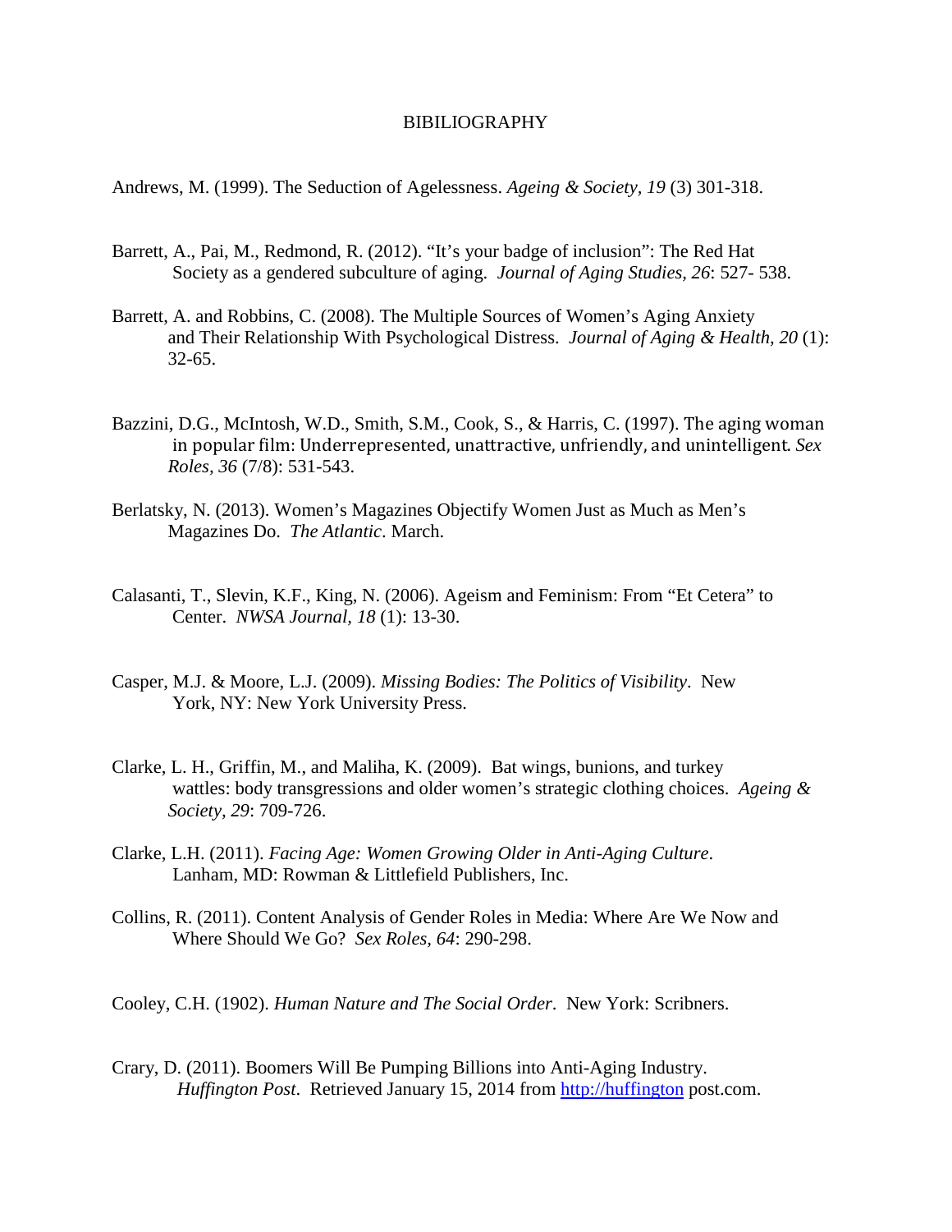# BIBILIOGRAPHY

Andrews, M. (1999). The Seduction of Agelessness. *Ageing & Society, 19* (3) 301-318.

Barrett, A., Pai, M., Redmond, R. (2012). "It's your badge of inclusion": The Red Hat Society as a gendered subculture of aging. *Journal of Aging Studies, 26*: 527- 538.

Barrett, A. and Robbins, C. (2008). The Multiple Sources of Women's Aging Anxiety and Their Relationship With Psychological Distress. *Journal of Aging & Health, 20* (1): 32-65.

Bazzini, D.G., McIntosh, W.D., Smith, S.M., Cook, S., & Harris, C. (1997). The aging woman in popular film: Underrepresented, unattractive, unfriendly, and unintelligent. *Sex Roles, 36* (7/8): 531-543.

Berlatsky, N. (2013). Women's Magazines Objectify Women Just as Much as Men's Magazines Do. *The Atlantic*. March.

Calasanti, T., Slevin, K.F., King, N. (2006). Ageism and Feminism: From "Et Cetera" to Center. *NWSA Journal, 18* (1): 13-30.

Casper, M.J. & Moore, L.J. (2009). *Missing Bodies: The Politics of Visibility*. New York, NY: New York University Press.

Clarke, L. H., Griffin, M., and Maliha, K. (2009). Bat wings, bunions, and turkey wattles: body transgressions and older women's strategic clothing choices. *Ageing & Society, 29*: 709-726.

Clarke, L.H. (2011). *Facing Age: Women Growing Older in Anti-Aging Culture*. Lanham, MD: Rowman & Littlefield Publishers, Inc.

Collins, R. (2011). Content Analysis of Gender Roles in Media: Where Are We Now and Where Should We Go? *Sex Roles, 64*: 290-298.

Cooley, C.H. (1902). *Human Nature and The Social Order*. New York: Scribners.

Crary, D. (2011). Boomers Will Be Pumping Billions into Anti-Aging Industry. *Huffington Post*. Retrieved January 15, 2014 from http://huffington post.com.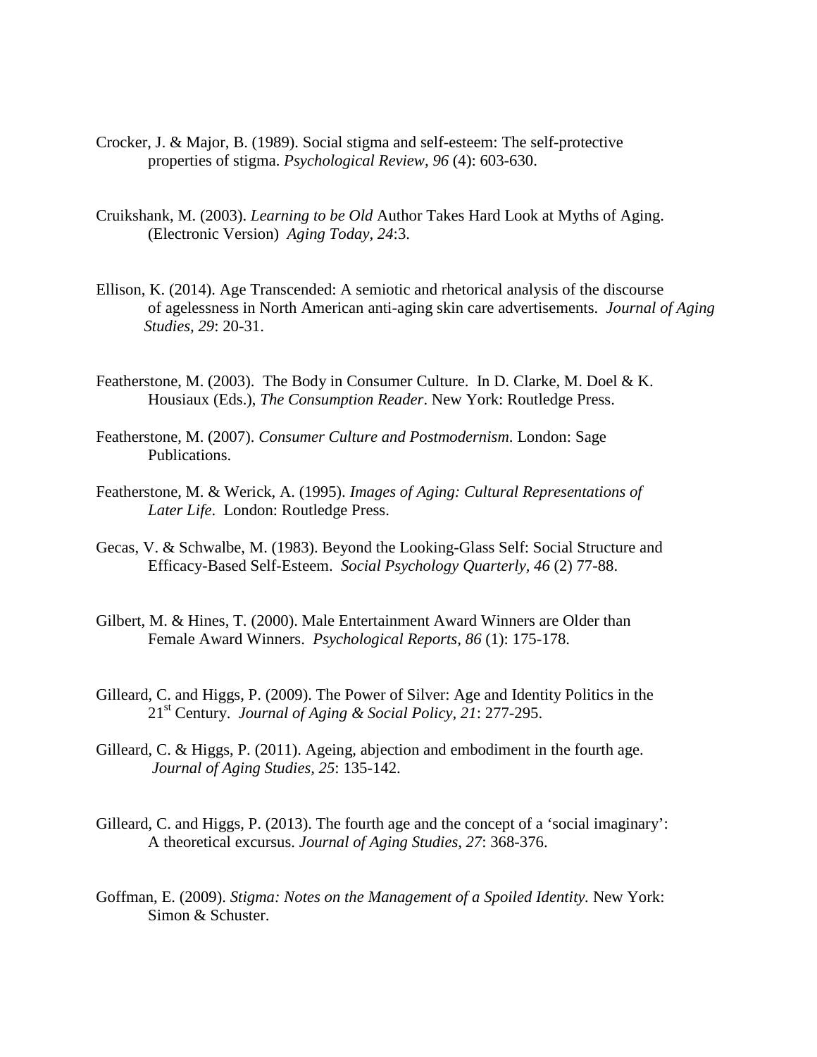Crocker, J. & Major, B. (1989). Social stigma and self-esteem: The self-protective properties of stigma. *Psychological Review, 96* (4): 603-630.

Cruikshank, M. (2003). *Learning to be Old* Author Takes Hard Look at Myths of Aging. (Electronic Version) *Aging Today, 24*:3.

Ellison, K. (2014). Age Transcended: A semiotic and rhetorical analysis of the discourse of agelessness in North American anti-aging skin care advertisements. *Journal of Aging Studies, 29*: 20-31.

Featherstone, M. (2003). The Body in Consumer Culture. In D. Clarke, M. Doel & K. Housiaux (Eds.), *The Consumption Reader*. New York: Routledge Press.

Featherstone, M. (2007). *Consumer Culture and Postmodernism*. London: Sage Publications.

Featherstone, M. & Werick, A. (1995). *Images of Aging: Cultural Representations of Later Life*. London: Routledge Press.

Gecas, V. & Schwalbe, M. (1983). Beyond the Looking-Glass Self: Social Structure and Efficacy-Based Self-Esteem. *Social Psychology Quarterly, 46* (2) 77-88.

Gilbert, M. & Hines, T. (2000). Male Entertainment Award Winners are Older than Female Award Winners. *Psychological Reports, 86* (1): 175-178.

Gilleard, C. and Higgs, P. (2009). The Power of Silver: Age and Identity Politics in the 21st Century. *Journal of Aging & Social Policy, 21*: 277-295.

Gilleard, C. & Higgs, P. (2011). Ageing, abjection and embodiment in the fourth age. *Journal of Aging Studies, 25*: 135-142.

Gilleard, C. and Higgs, P. (2013). The fourth age and the concept of a 'social imaginary': A theoretical excursus. *Journal of Aging Studies, 27*: 368-376.

Goffman, E. (2009). *Stigma: Notes on the Management of a Spoiled Identity.* New York: Simon & Schuster.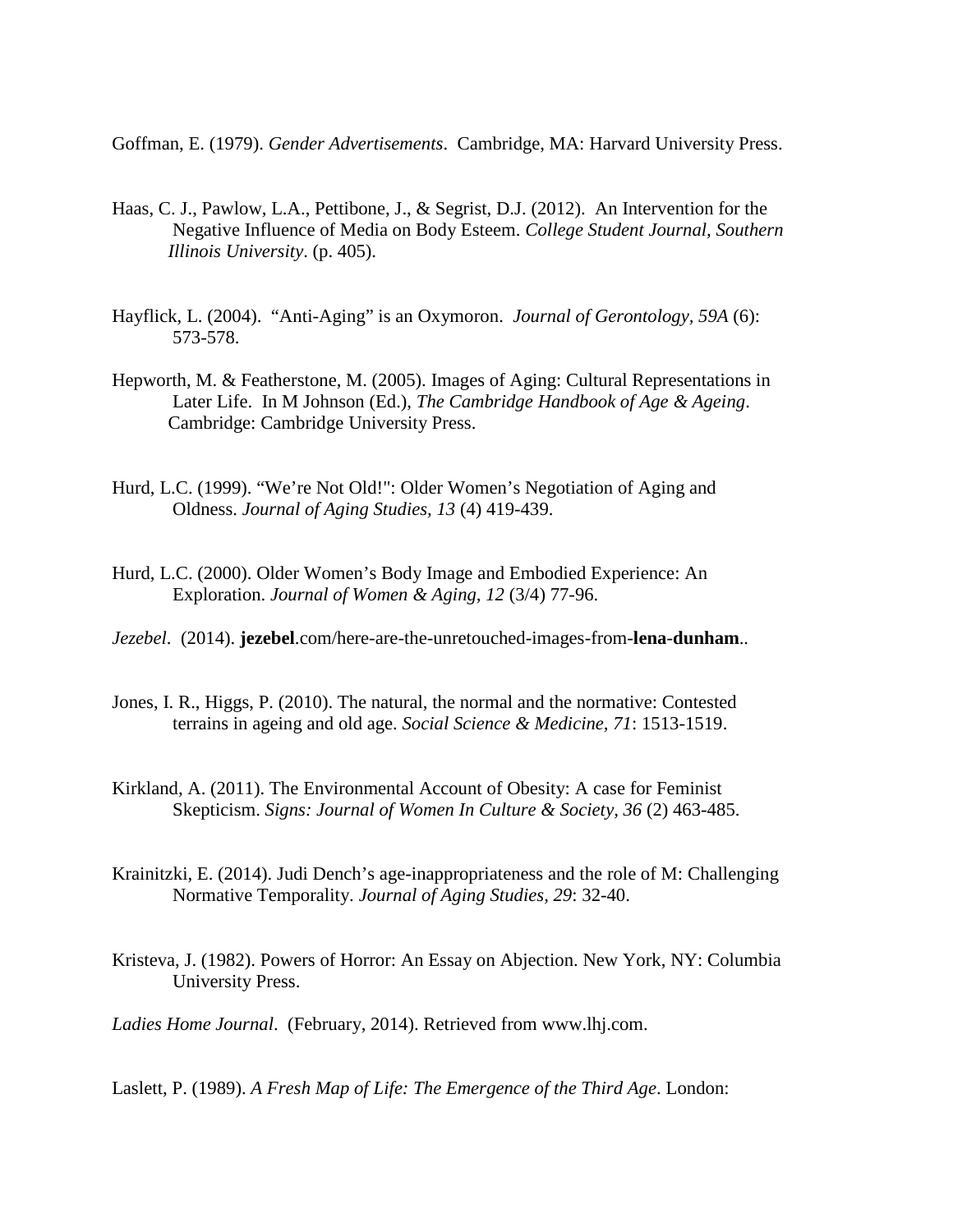Goffman, E. (1979). *Gender Advertisements*. Cambridge, MA: Harvard University Press.

Haas, C. J., Pawlow, L.A., Pettibone, J., & Segrist, D.J. (2012). An Intervention for the Negative Influence of Media on Body Esteem. *College Student Journal, Southern Illinois University*. (p. 405).

Hayflick, L. (2004). "Anti-Aging" is an Oxymoron. *Journal of Gerontology, 59A* (6): 573-578.

Hepworth, M. & Featherstone, M. (2005). Images of Aging: Cultural Representations in Later Life. In M Johnson (Ed.), *The Cambridge Handbook of Age & Ageing*. Cambridge: Cambridge University Press.

Hurd, L.C. (1999). "We're Not Old!": Older Women's Negotiation of Aging and Oldness. *Journal of Aging Studies, 13* (4) 419-439.

Hurd, L.C. (2000). Older Women's Body Image and Embodied Experience: An Exploration. *Journal of Women & Aging, 12* (3/4) 77-96.

*Jezebel*. (2014). **jezebel**.com/here-are-the-unretouched-images-from-**lena-dunham**..

Jones, I. R., Higgs, P. (2010). The natural, the normal and the normative: Contested terrains in ageing and old age. *Social Science & Medicine, 71*: 1513-1519.

Kirkland, A. (2011). The Environmental Account of Obesity: A case for Feminist Skepticism. *Signs: Journal of Women In Culture & Society, 36* (2) 463-485.

Krainitzki, E. (2014). Judi Dench's age-inappropriateness and the role of M: Challenging Normative Temporality. *Journal of Aging Studies, 29*: 32-40.

Kristeva, J. (1982). Powers of Horror: An Essay on Abjection. New York, NY: Columbia University Press.

*Ladies Home Journal*. (February, 2014). Retrieved from www.lhj.com.

Laslett, P. (1989). *A Fresh Map of Life: The Emergence of the Third Age*. London: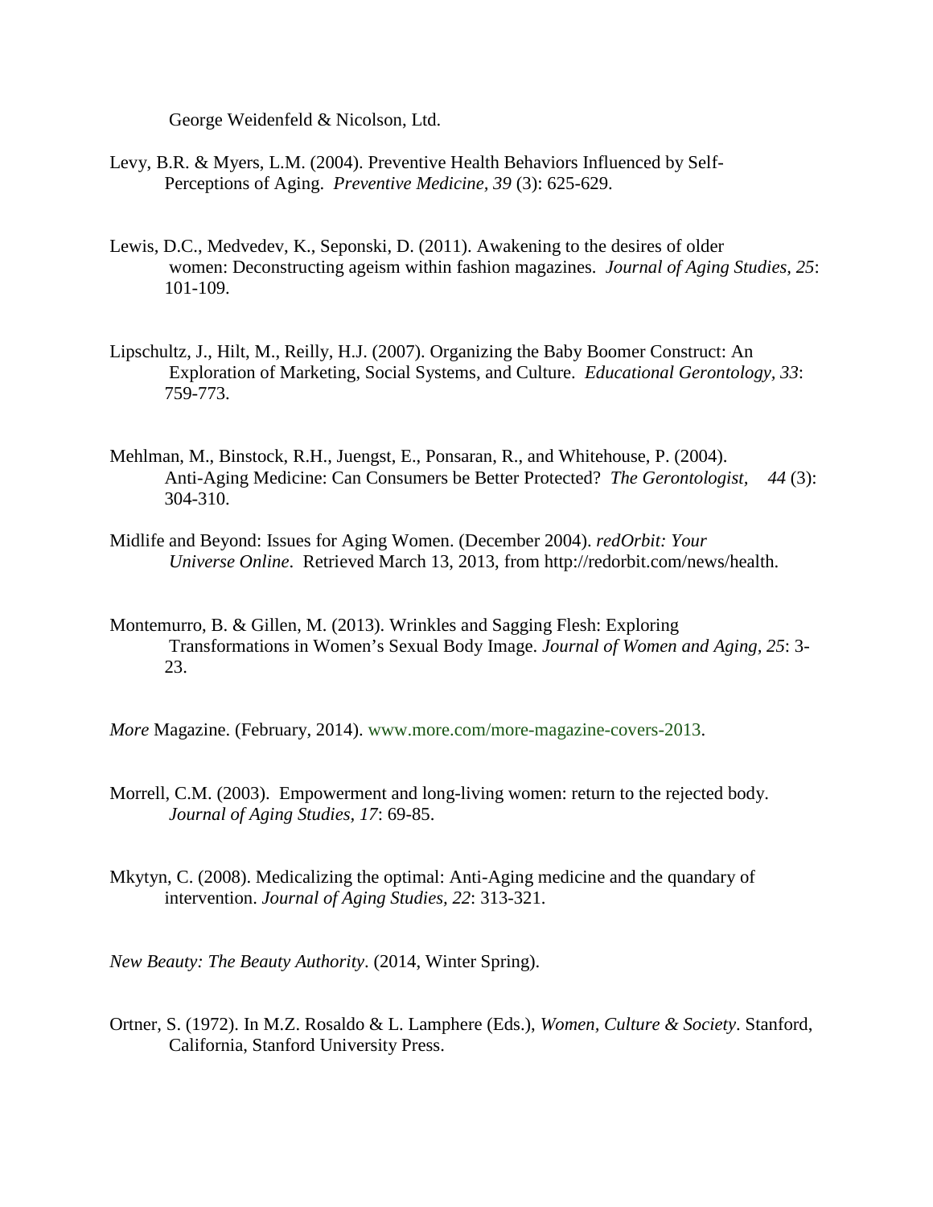George Weidenfeld & Nicolson, Ltd.

Levy, B.R. & Myers, L.M. (2004). Preventive Health Behaviors Influenced by Self-Perceptions of Aging. *Preventive Medicine, 39* (3): 625-629.

Lewis, D.C., Medvedev, K., Seponski, D. (2011). Awakening to the desires of older women: Deconstructing ageism within fashion magazines. *Journal of Aging Studies, 25*: 101-109.

Lipschultz, J., Hilt, M., Reilly, H.J. (2007). Organizing the Baby Boomer Construct: An Exploration of Marketing, Social Systems, and Culture. *Educational Gerontology, 33*: 759-773.

Mehlman, M., Binstock, R.H., Juengst, E., Ponsaran, R., and Whitehouse, P. (2004). Anti-Aging Medicine: Can Consumers be Better Protected? *The Gerontologist, 44* (3): 304-310.

Midlife and Beyond: Issues for Aging Women. (December 2004). *redOrbit: Your Universe Online*. Retrieved March 13, 2013, from http://redorbit.com/news/health.

Montemurro, B. & Gillen, M. (2013). Wrinkles and Sagging Flesh: Exploring Transformations in Women's Sexual Body Image. *Journal of Women and Aging, 25*: 3-23.

*More* Magazine. (February, 2014). www.more.com/more-magazine-covers-2013.

Morrell, C.M. (2003). Empowerment and long-living women: return to the rejected body. *Journal of Aging Studies, 17*: 69-85.

Mkytyn, C. (2008). Medicalizing the optimal: Anti-Aging medicine and the quandary of intervention. *Journal of Aging Studies, 22*: 313-321.

*New Beauty: The Beauty Authority*. (2014, Winter Spring).

Ortner, S. (1972). In M.Z. Rosaldo & L. Lamphere (Eds.), *Women, Culture & Society*. Stanford, California, Stanford University Press.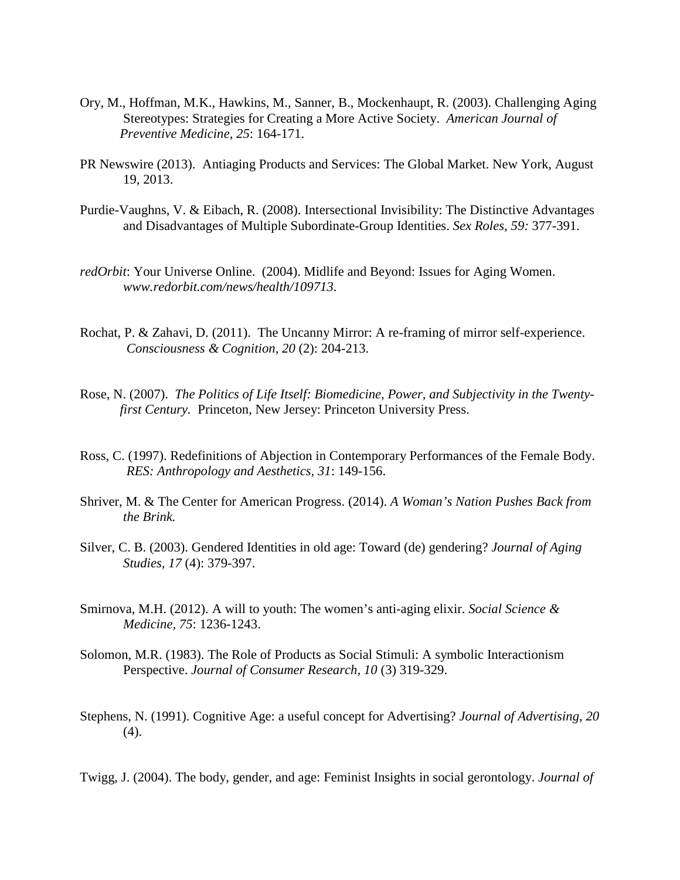Ory, M., Hoffman, M.K., Hawkins, M., Sanner, B., Mockenhaupt, R. (2003). Challenging Aging Stereotypes: Strategies for Creating a More Active Society. *American Journal of Preventive Medicine*, *25*: 164-171.

PR Newswire (2013). Antiaging Products and Services: The Global Market. New York, August 19, 2013.

Purdie-Vaughns, V. & Eibach, R. (2008). Intersectional Invisibility: The Distinctive Advantages and Disadvantages of Multiple Subordinate-Group Identities. *Sex Roles, 59:* 377-391.

*redOrbit*: Your Universe Online. (2004). Midlife and Beyond: Issues for Aging Women. *www.redorbit.com/news/health/109713*.

Rochat, P. & Zahavi, D. (2011). The Uncanny Mirror: A re-framing of mirror self-experience. *Consciousness & Cognition, 20* (2): 204-213.

Rose, N. (2007). *The Politics of Life Itself: Biomedicine, Power, and Subjectivity in the Twenty-first Century.* Princeton, New Jersey: Princeton University Press.

Ross, C. (1997). Redefinitions of Abjection in Contemporary Performances of the Female Body. *RES: Anthropology and Aesthetics, 31*: 149-156.

Shriver, M. & The Center for American Progress. (2014). *A Woman's Nation Pushes Back from the Brink.*

Silver, C. B. (2003). Gendered Identities in old age: Toward (de) gendering? *Journal of Aging Studies, 17* (4): 379-397.

Smirnova, M.H. (2012). A will to youth: The women's anti-aging elixir. *Social Science & Medicine, 75*: 1236-1243.

Solomon, M.R. (1983). The Role of Products as Social Stimuli: A symbolic Interactionism Perspective. *Journal of Consumer Research, 10* (3) 319-329.

Stephens, N. (1991). Cognitive Age: a useful concept for Advertising? *Journal of Advertising, 20* (4).

Twigg, J. (2004). The body, gender, and age: Feminist Insights in social gerontology. *Journal of*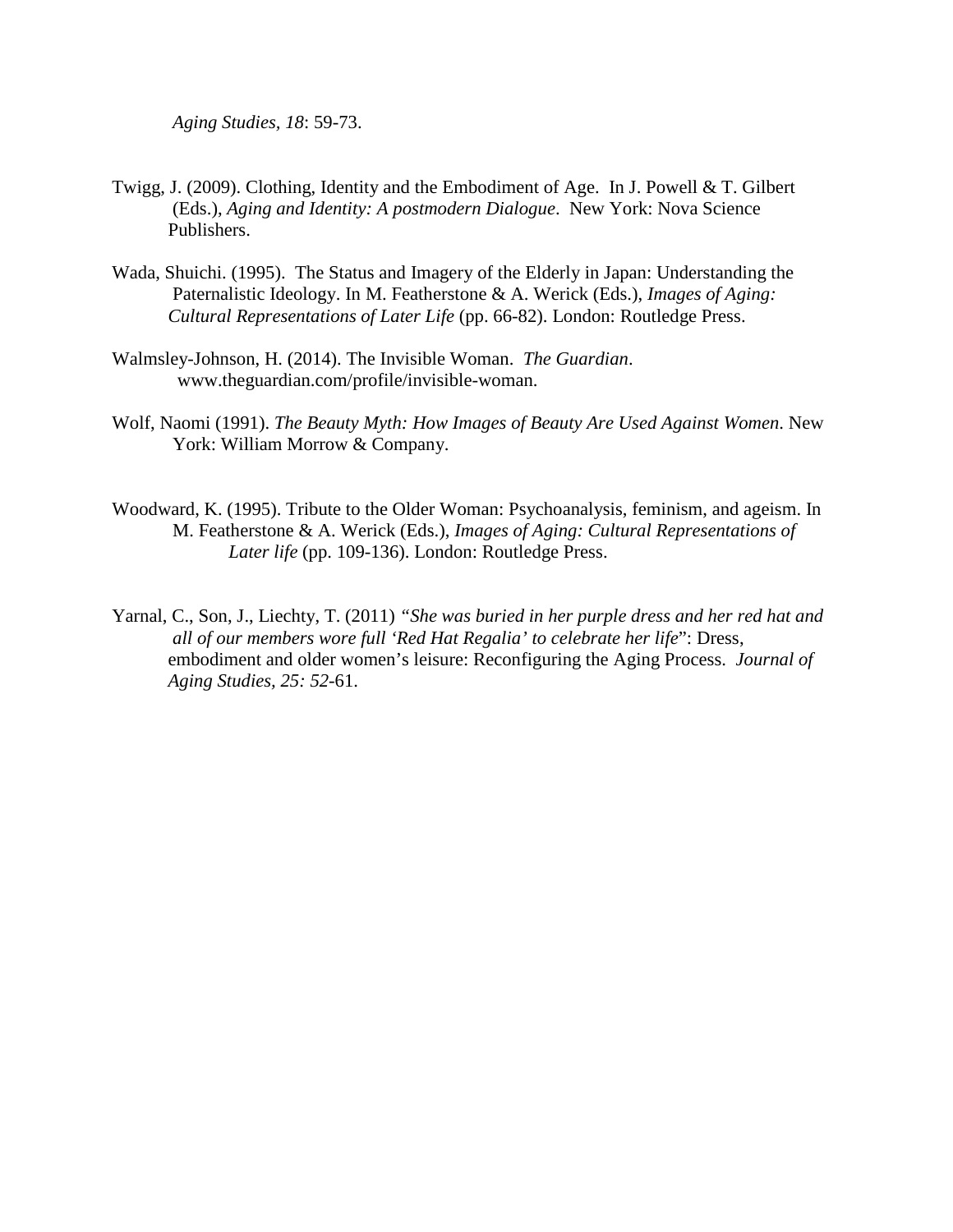*Aging Studies, 18*: 59-73.

Twigg, J. (2009). Clothing, Identity and the Embodiment of Age. In J. Powell & T. Gilbert (Eds.), *Aging and Identity: A postmodern Dialogue*. New York: Nova Science Publishers.

Wada, Shuichi. (1995). The Status and Imagery of the Elderly in Japan: Understanding the Paternalistic Ideology. In M. Featherstone & A. Werick (Eds.), *Images of Aging: Cultural Representations of Later Life* (pp. 66-82). London: Routledge Press.

Walmsley-Johnson, H. (2014). The Invisible Woman. *The Guardian*. www.theguardian.com/profile/invisible-woman.

Wolf, Naomi (1991). *The Beauty Myth: How Images of Beauty Are Used Against Women*. New York: William Morrow & Company.

Woodward, K. (1995). Tribute to the Older Woman: Psychoanalysis, feminism, and ageism. In M. Featherstone & A. Werick (Eds.), *Images of Aging: Cultural Representations of Later life* (pp. 109-136). London: Routledge Press.

Yarnal, C., Son, J., Liechty, T. (2011) *"She was buried in her purple dress and her red hat and all of our members wore full 'Red Hat Regalia' to celebrate her life*": Dress, embodiment and older women's leisure: Reconfiguring the Aging Process. *Journal of Aging Studies, 25: 52*-61.